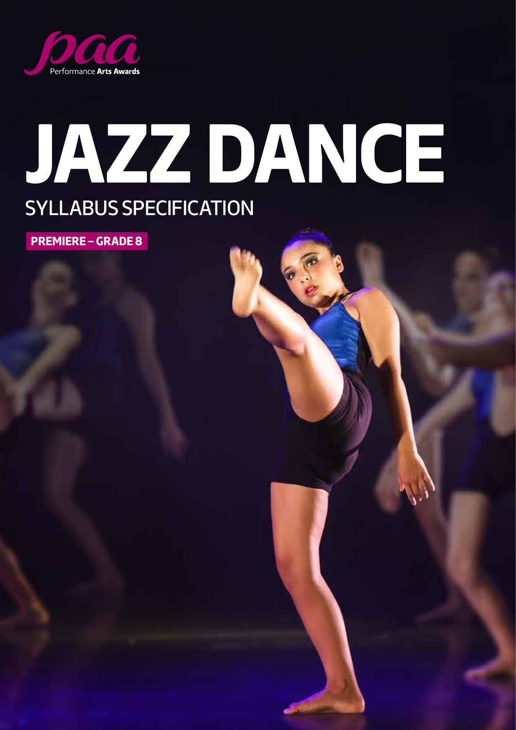paa

Performance **Arts Awards**

# JAZZ DANCE

## SYLLABUS SPECIFICATION

**PREMIERE – GRADE 8**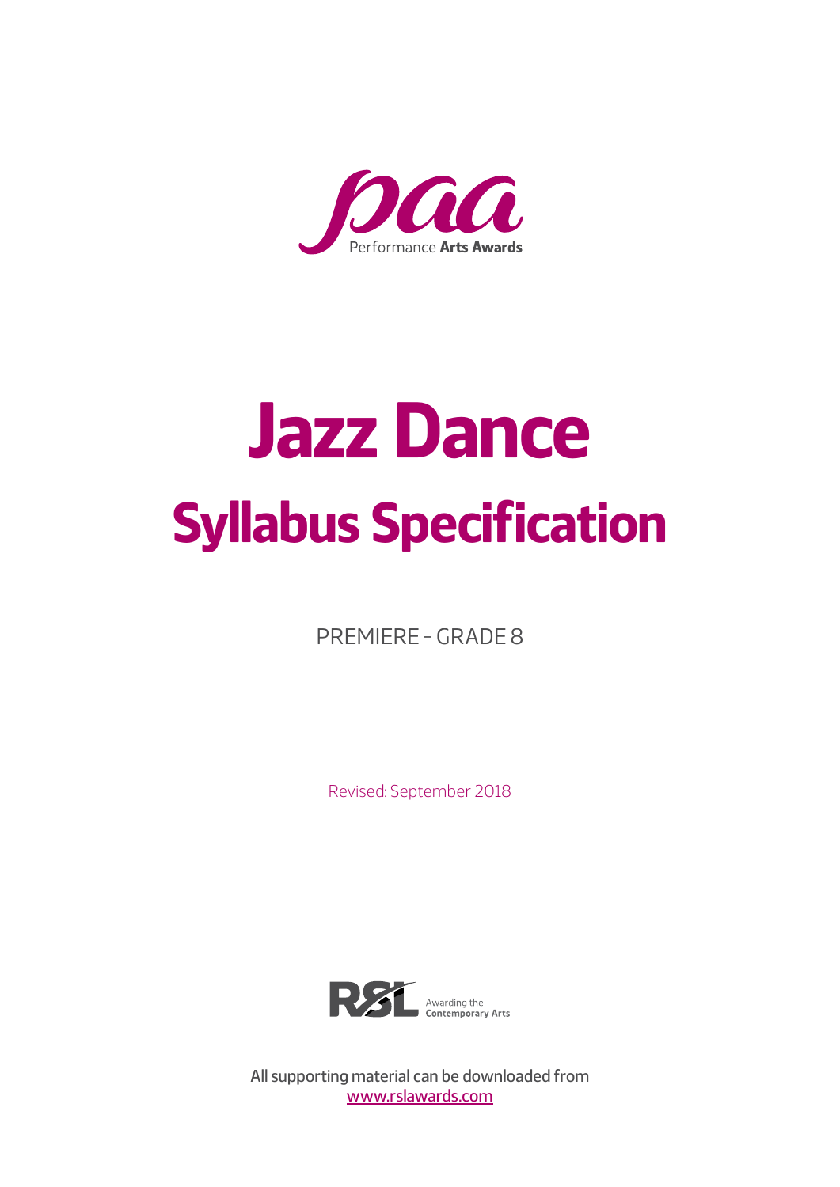paa

Performance **Arts Awards**

# Jazz Dance

## Syllabus Specification

PREMIERE - GRADE 8

Revised: September 2018

RSL Awarding the Contemporary Arts

All supporting material can be downloaded from
www.rslawards.com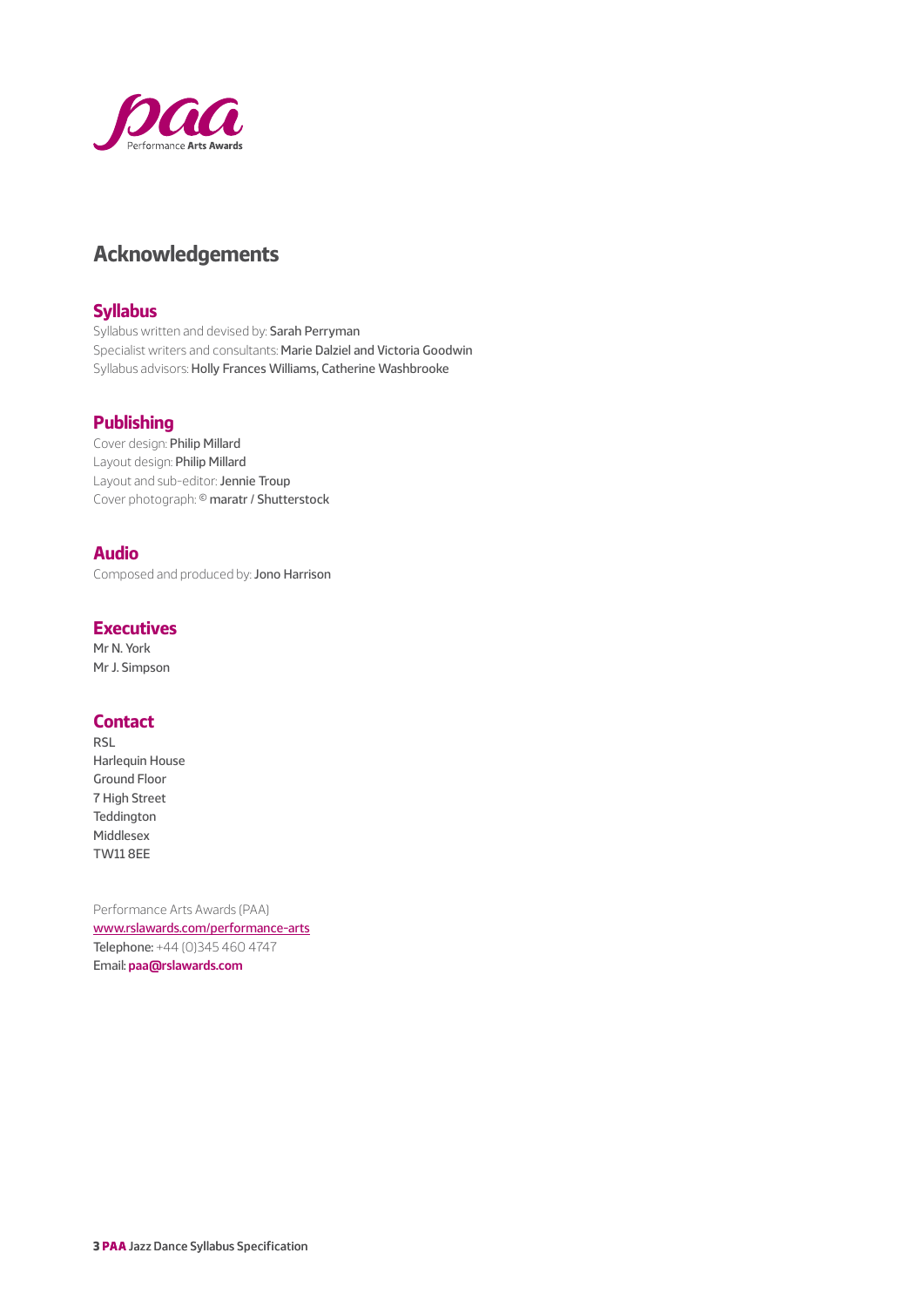# Acknowledgements

## Syllabus

Syllabus written and devised by: Sarah Perryman
Specialist writers and consultants: Marie Dalziel and Victoria Goodwin
Syllabus advisors: Holly Frances Williams, Catherine Washbrooke

## Publishing

Cover design: Philip Millard
Layout design: Philip Millard
Layout and sub-editor: Jennie Troup
Cover photograph: © maratr / Shutterstock

## Audio

Composed and produced by: Jono Harrison

## Executives

Mr N. York
Mr J. Simpson

## Contact

RSL
Harlequin House
Ground Floor
7 High Street
Teddington
Middlesex
TW11 8EE

Performance Arts Awards (PAA)
www.rslawards.com/performance-arts
Telephone: +44 (0)345 460 4747
Email: **paa@rslawards.com**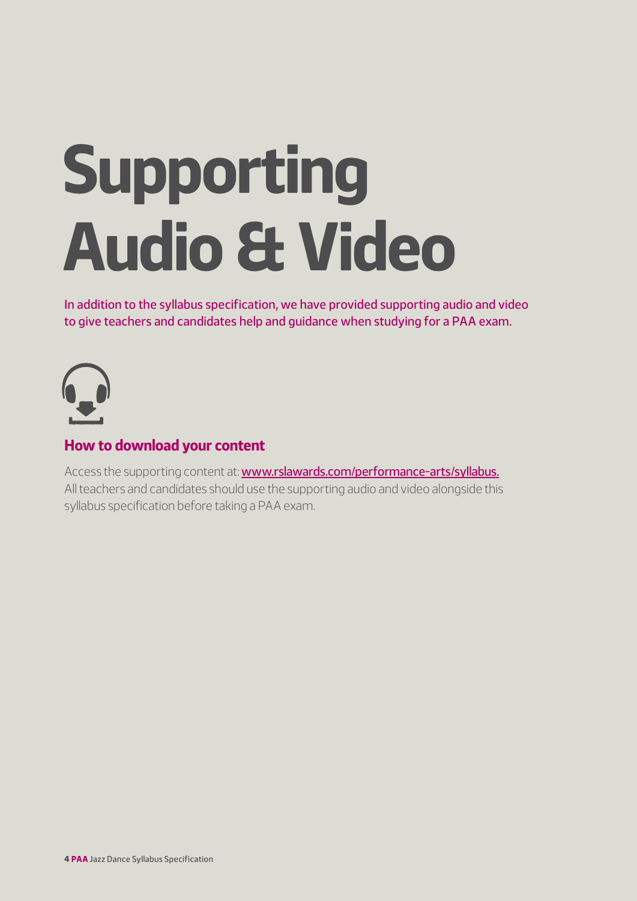# Supporting Audio & Video

In addition to the syllabus specification, we have provided supporting audio and video to give teachers and candidates help and guidance when studying for a PAA exam.

### How to download your content

Access the supporting content at: www.rslawards.com/performance-arts/syllabus.
All teachers and candidates should use the supporting audio and video alongside this syllabus specification before taking a PAA exam.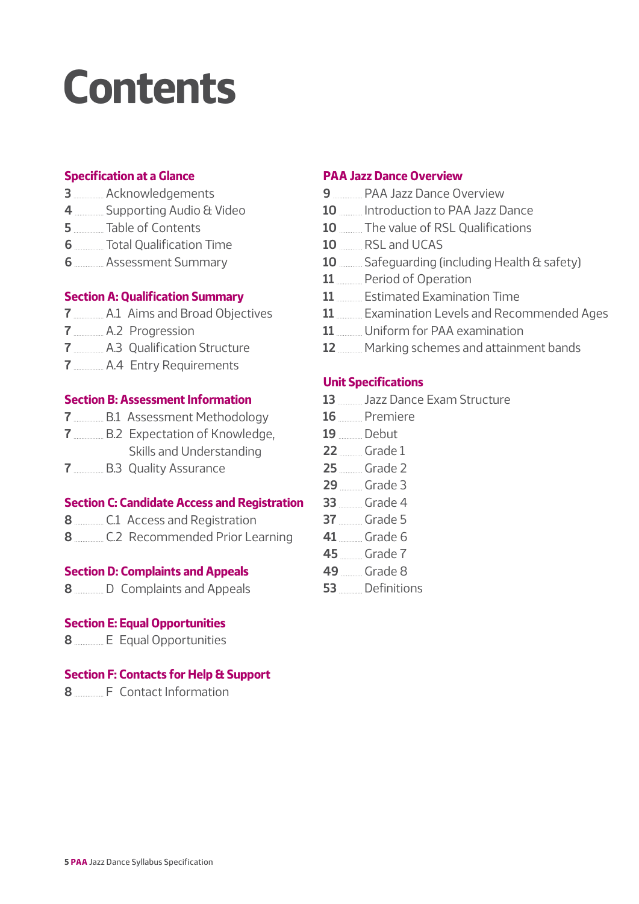# Contents

### Specification at a Glance

- 3 Acknowledgements
- 4 Supporting Audio & Video
- 5 Table of Contents
- 6 Total Qualification Time
- 6 Assessment Summary

### Section A: Qualification Summary

- 7 A.1 Aims and Broad Objectives
- 7 A.2 Progression
- 7 A.3 Qualification Structure
- 7 A.4 Entry Requirements

### Section B: Assessment Information

- 7 B.1 Assessment Methodology
- 7 B.2 Expectation of Knowledge, Skills and Understanding
- 7 B.3 Quality Assurance

### Section C: Candidate Access and Registration

- 8 C.1 Access and Registration
- 8 C.2 Recommended Prior Learning

### Section D: Complaints and Appeals

- 8 D Complaints and Appeals

### Section E: Equal Opportunities

- 8 E Equal Opportunities

### Section F: Contacts for Help & Support

- 8 F Contact Information

### PAA Jazz Dance Overview

- 9 PAA Jazz Dance Overview
- 10 Introduction to PAA Jazz Dance
- 10 The value of RSL Qualifications
- 10 RSL and UCAS
- 10 Safeguarding (including Health & safety)
- 11 Period of Operation
- 11 Estimated Examination Time
- 11 Examination Levels and Recommended Ages
- 11 Uniform for PAA examination
- 12 Marking schemes and attainment bands

### Unit Specifications

- 13 Jazz Dance Exam Structure
- 16 Premiere
- 19 Debut
- 22 Grade 1
- 25 Grade 2
- 29 Grade 3
- 33 Grade 4
- 37 Grade 5
- 41 Grade 6
- 45 Grade 7
- 49 Grade 8
- 53 Definitions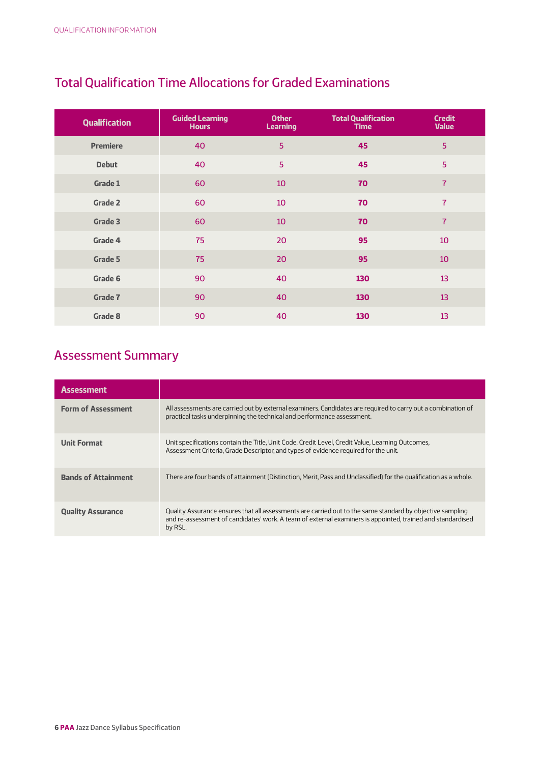## Total Qualification Time Allocations for Graded Examinations

| Qualification | Guided Learning Hours | Other Learning | Total Qualification Time | Credit Value |
|---|---|---|---|---|
| Premiere | 40 | 5 | **45** | 5 |
| Debut | 40 | 5 | **45** | 5 |
| Grade 1 | 60 | 10 | **70** | 7 |
| Grade 2 | 60 | 10 | **70** | 7 |
| Grade 3 | 60 | 10 | **70** | 7 |
| Grade 4 | 75 | 20 | **95** | 10 |
| Grade 5 | 75 | 20 | **95** | 10 |
| Grade 6 | 90 | 40 | **130** | 13 |
| Grade 7 | 90 | 40 | **130** | 13 |
| Grade 8 | 90 | 40 | **130** | 13 |

## Assessment Summary

| Assessment | |
|---|---|
| **Form of Assessment** | All assessments are carried out by external examiners. Candidates are required to carry out a combination of practical tasks underpinning the technical and performance assessment. |
| **Unit Format** | Unit specifications contain the Title, Unit Code, Credit Level, Credit Value, Learning Outcomes, Assessment Criteria, Grade Descriptor, and types of evidence required for the unit. |
| **Bands of Attainment** | There are four bands of attainment (Distinction, Merit, Pass and Unclassified) for the qualification as a whole. |
| **Quality Assurance** | Quality Assurance ensures that all assessments are carried out to the same standard by objective sampling and re-assessment of candidates' work. A team of external examiners is appointed, trained and standardised by RSL. |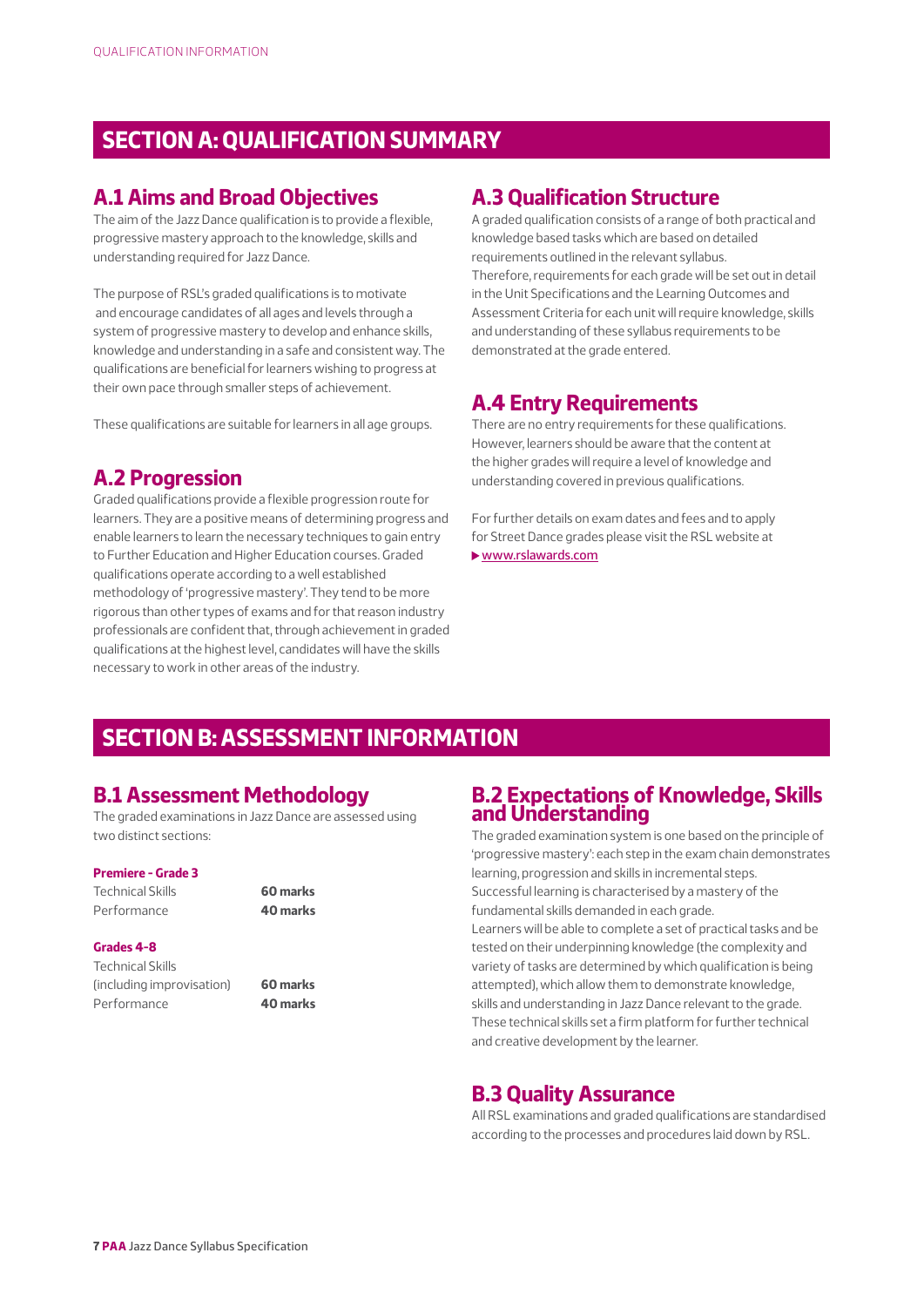# SECTION A: QUALIFICATION SUMMARY

## A.1 Aims and Broad Objectives

The aim of the Jazz Dance qualification is to provide a flexible, progressive mastery approach to the knowledge, skills and understanding required for Jazz Dance.

The purpose of RSL's graded qualifications is to motivate and encourage candidates of all ages and levels through a system of progressive mastery to develop and enhance skills, knowledge and understanding in a safe and consistent way. The qualifications are beneficial for learners wishing to progress at their own pace through smaller steps of achievement.

These qualifications are suitable for learners in all age groups.

## A.2 Progression

Graded qualifications provide a flexible progression route for learners. They are a positive means of determining progress and enable learners to learn the necessary techniques to gain entry to Further Education and Higher Education courses. Graded qualifications operate according to a well established methodology of 'progressive mastery'. They tend to be more rigorous than other types of exams and for that reason industry professionals are confident that, through achievement in graded qualifications at the highest level, candidates will have the skills necessary to work in other areas of the industry.

## A.3 Qualification Structure

A graded qualification consists of a range of both practical and knowledge based tasks which are based on detailed requirements outlined in the relevant syllabus.
Therefore, requirements for each grade will be set out in detail in the Unit Specifications and the Learning Outcomes and Assessment Criteria for each unit will require knowledge, skills and understanding of these syllabus requirements to be demonstrated at the grade entered.

## A.4 Entry Requirements

There are no entry requirements for these qualifications. However, learners should be aware that the content at the higher grades will require a level of knowledge and understanding covered in previous qualifications.

For further details on exam dates and fees and to apply for Street Dance grades please visit the RSL website at
▶ www.rslawards.com

# SECTION B: ASSESSMENT INFORMATION

## B.1 Assessment Methodology

The graded examinations in Jazz Dance are assessed using two distinct sections:

**Premiere - Grade 3**

| | |
|---|---|
| Technical Skills | **60 marks** |
| Performance | **40 marks** |

**Grades 4-8**

| | |
|---|---|
| Technical Skills (including improvisation) | **60 marks** |
| Performance | **40 marks** |

## B.2 Expectations of Knowledge, Skills and Understanding

The graded examination system is one based on the principle of 'progressive mastery': each step in the exam chain demonstrates learning, progression and skills in incremental steps.
Successful learning is characterised by a mastery of the fundamental skills demanded in each grade.
Learners will be able to complete a set of practical tasks and be tested on their underpinning knowledge (the complexity and variety of tasks are determined by which qualification is being attempted), which allow them to demonstrate knowledge, skills and understanding in Jazz Dance relevant to the grade.
These technical skills set a firm platform for further technical and creative development by the learner.

## B.3 Quality Assurance

All RSL examinations and graded qualifications are standardised according to the processes and procedures laid down by RSL.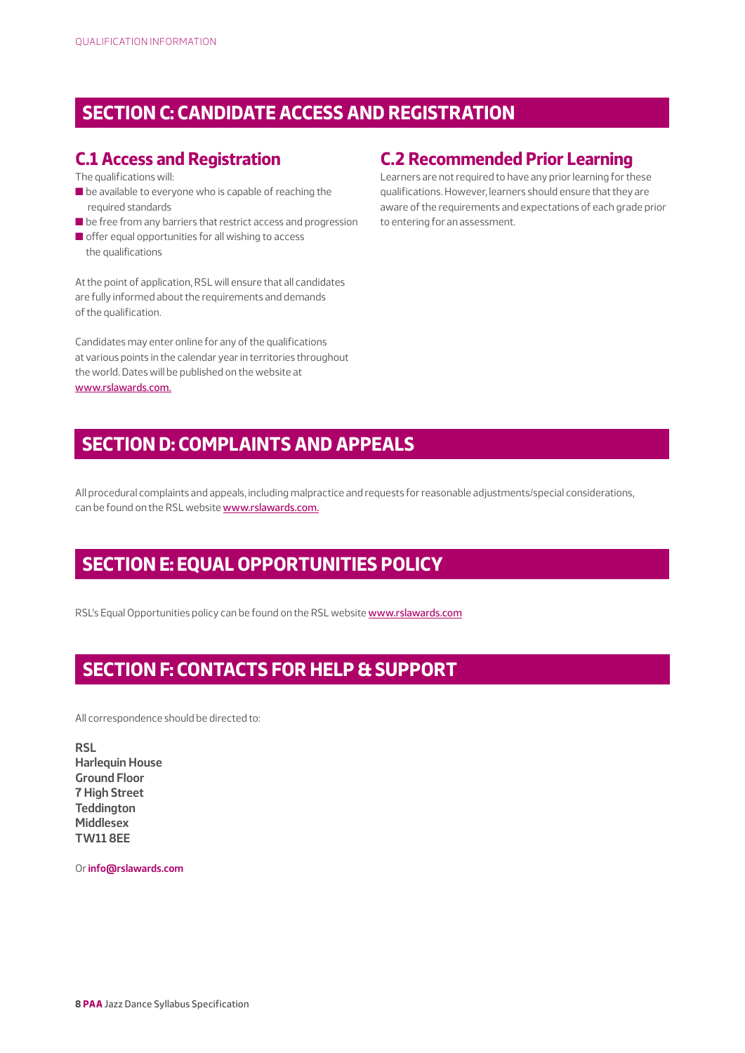## SECTION C: CANDIDATE ACCESS AND REGISTRATION

### C.1 Access and Registration

The qualifications will:

- be available to everyone who is capable of reaching the required standards
- be free from any barriers that restrict access and progression
- offer equal opportunities for all wishing to access the qualifications

At the point of application, RSL will ensure that all candidates are fully informed about the requirements and demands of the qualification.

Candidates may enter online for any of the qualifications at various points in the calendar year in territories throughout the world. Dates will be published on the website at www.rslawards.com.

### C.2 Recommended Prior Learning

Learners are not required to have any prior learning for these qualifications. However, learners should ensure that they are aware of the requirements and expectations of each grade prior to entering for an assessment.

## SECTION D: COMPLAINTS AND APPEALS

All procedural complaints and appeals, including malpractice and requests for reasonable adjustments/special considerations, can be found on the RSL website www.rslawards.com.

## SECTION E: EQUAL OPPORTUNITIES POLICY

RSL's Equal Opportunities policy can be found on the RSL website www.rslawards.com

## SECTION F: CONTACTS FOR HELP & SUPPORT

All correspondence should be directed to:

**RSL**
**Harlequin House**
**Ground Floor**
**7 High Street**
**Teddington**
**Middlesex**
**TW11 8EE**

Or **info@rslawards.com**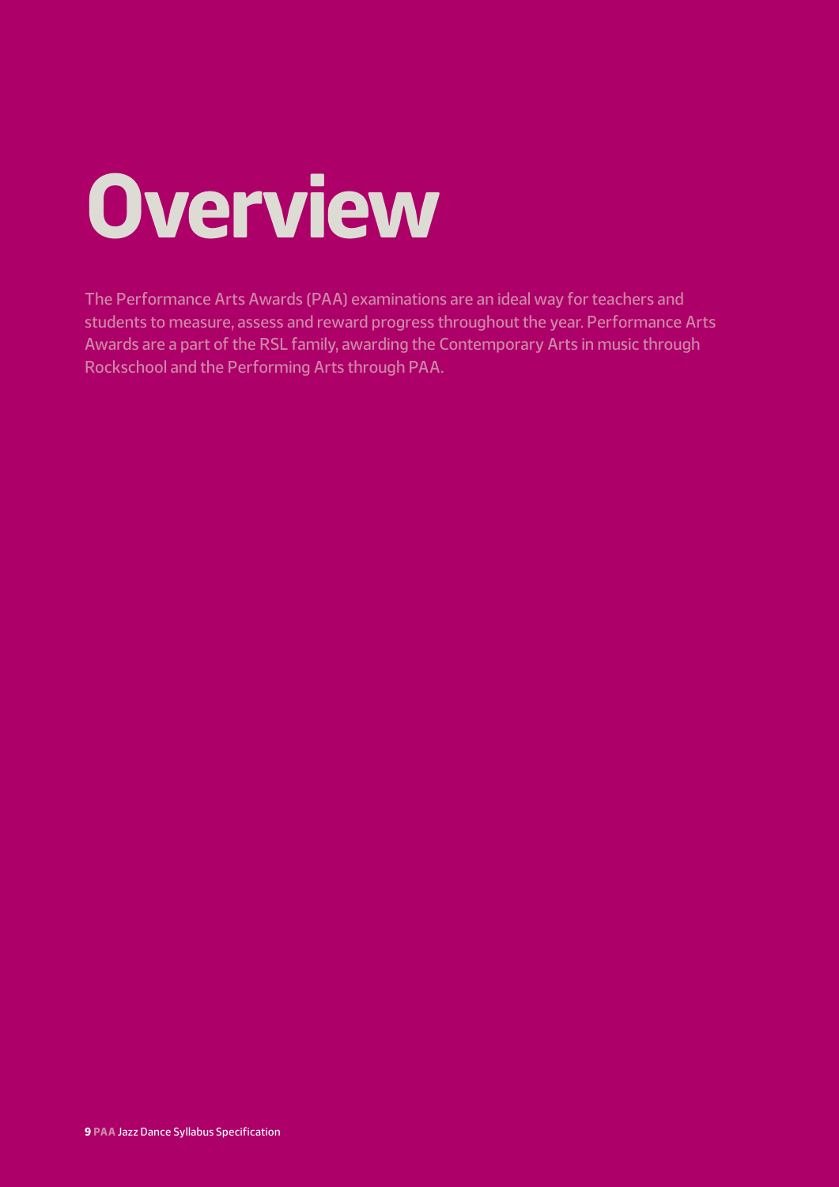# Overview

The Performance Arts Awards (PAA) examinations are an ideal way for teachers and students to measure, assess and reward progress throughout the year. Performance Arts Awards are a part of the RSL family, awarding the Contemporary Arts in music through Rockschool and the Performing Arts through PAA.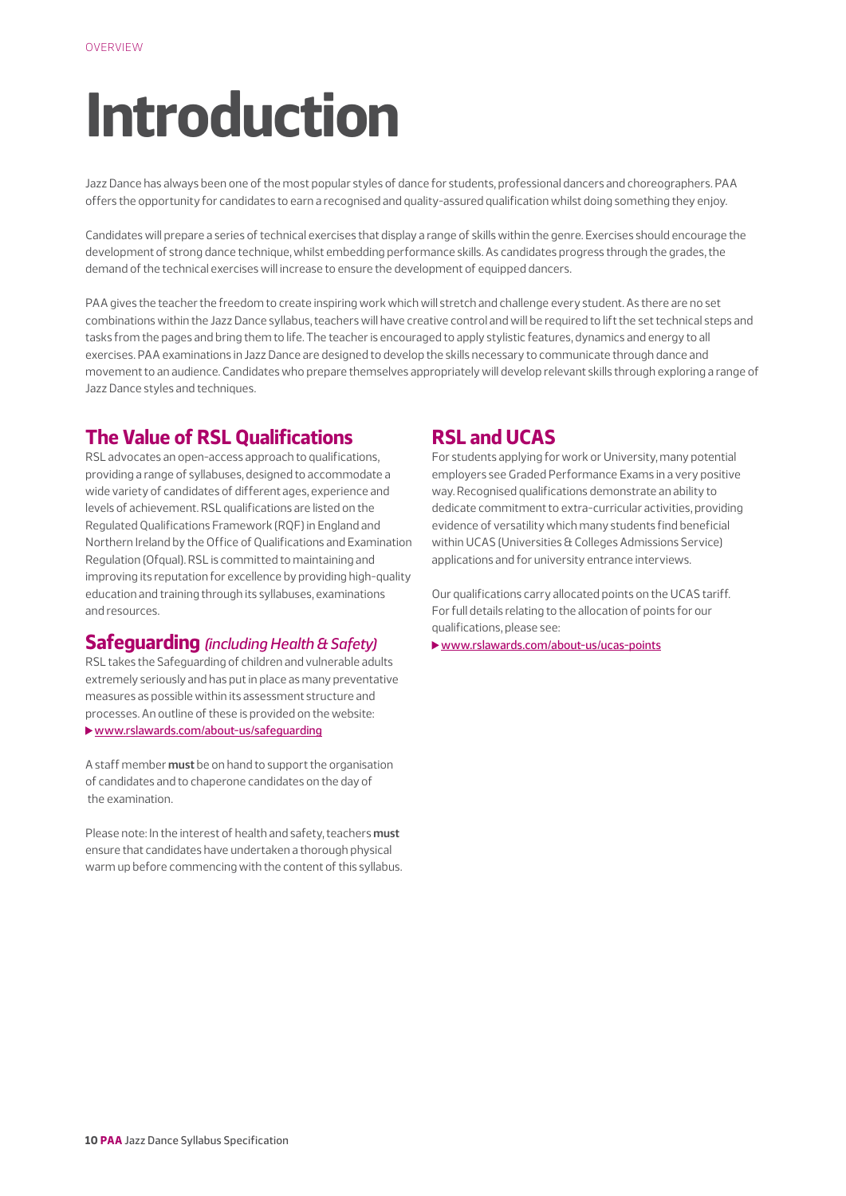OVERVIEW

# Introduction

Jazz Dance has always been one of the most popular styles of dance for students, professional dancers and choreographers. PAA offers the opportunity for candidates to earn a recognised and quality-assured qualification whilst doing something they enjoy.

Candidates will prepare a series of technical exercises that display a range of skills within the genre. Exercises should encourage the development of strong dance technique, whilst embedding performance skills. As candidates progress through the grades, the demand of the technical exercises will increase to ensure the development of equipped dancers.

PAA gives the teacher the freedom to create inspiring work which will stretch and challenge every student. As there are no set combinations within the Jazz Dance syllabus, teachers will have creative control and will be required to lift the set technical steps and tasks from the pages and bring them to life. The teacher is encouraged to apply stylistic features, dynamics and energy to all exercises. PAA examinations in Jazz Dance are designed to develop the skills necessary to communicate through dance and movement to an audience. Candidates who prepare themselves appropriately will develop relevant skills through exploring a range of Jazz Dance styles and techniques.

## The Value of RSL Qualifications

RSL advocates an open-access approach to qualifications, providing a range of syllabuses, designed to accommodate a wide variety of candidates of different ages, experience and levels of achievement. RSL qualifications are listed on the Regulated Qualifications Framework (RQF) in England and Northern Ireland by the Office of Qualifications and Examination Regulation (Ofqual). RSL is committed to maintaining and improving its reputation for excellence by providing high-quality education and training through its syllabuses, examinations and resources.

## Safeguarding *(including Health & Safety)*

RSL takes the Safeguarding of children and vulnerable adults extremely seriously and has put in place as many preventative measures as possible within its assessment structure and processes. An outline of these is provided on the website:

▶ www.rslawards.com/about-us/safeguarding

A staff member **must** be on hand to support the organisation of candidates and to chaperone candidates on the day of the examination.

Please note: In the interest of health and safety, teachers **must** ensure that candidates have undertaken a thorough physical warm up before commencing with the content of this syllabus.

## RSL and UCAS

For students applying for work or University, many potential employers see Graded Performance Exams in a very positive way. Recognised qualifications demonstrate an ability to dedicate commitment to extra-curricular activities, providing evidence of versatility which many students find beneficial within UCAS (Universities & Colleges Admissions Service) applications and for university entrance interviews.

Our qualifications carry allocated points on the UCAS tariff. For full details relating to the allocation of points for our qualifications, please see:

▶ www.rslawards.com/about-us/ucas-points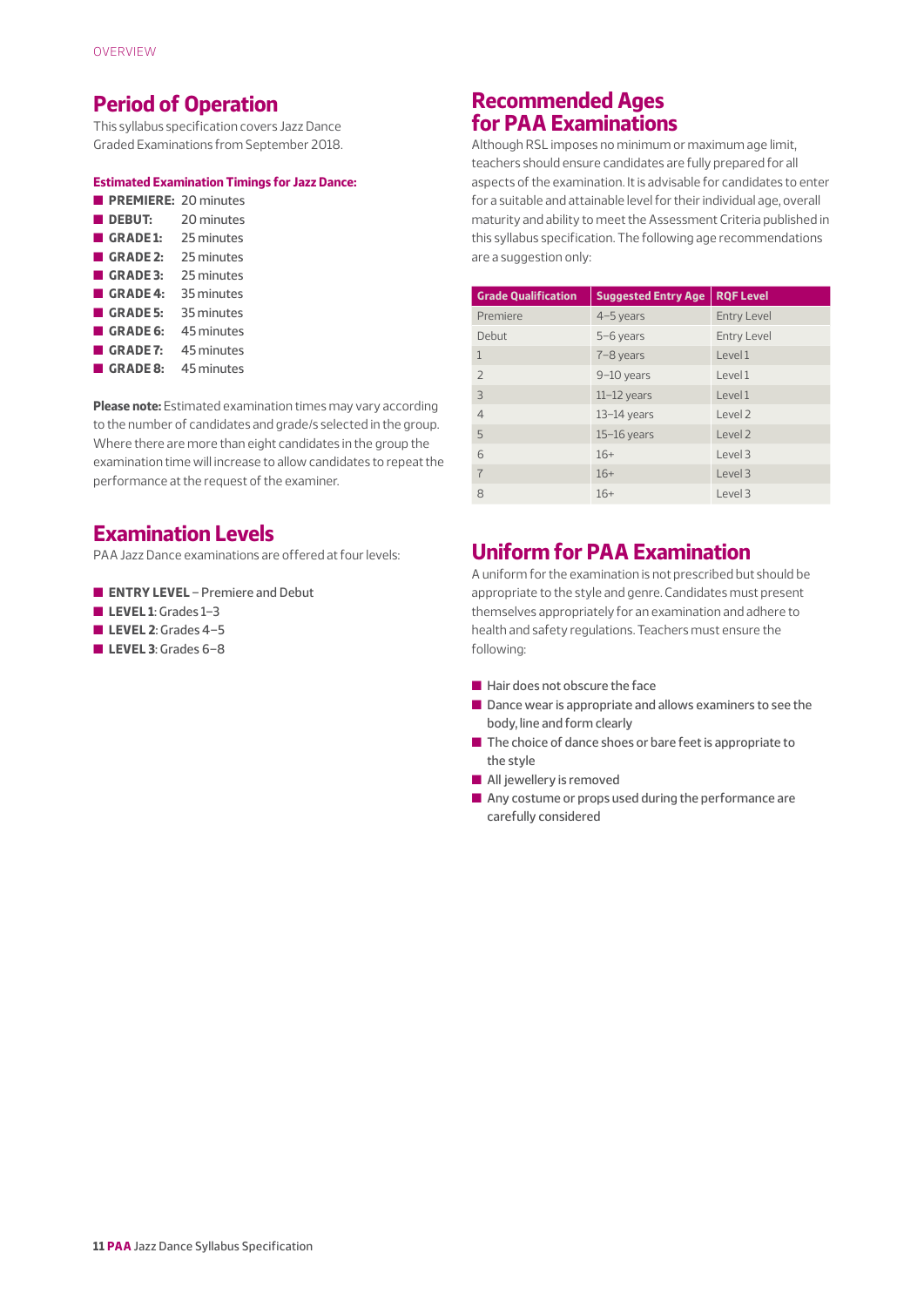## Period of Operation

This syllabus specification covers Jazz Dance Graded Examinations from September 2018.

**Estimated Examination Timings for Jazz Dance:**

- **PREMIERE:** 20 minutes
- **DEBUT:** 20 minutes
- **GRADE 1:** 25 minutes
- **GRADE 2:** 25 minutes
- **GRADE 3:** 25 minutes
- **GRADE 4:** 35 minutes
- **GRADE 5:** 35 minutes
- **GRADE 6:** 45 minutes
- **GRADE 7:** 45 minutes
- **GRADE 8:** 45 minutes

**Please note:** Estimated examination times may vary according to the number of candidates and grade/s selected in the group. Where there are more than eight candidates in the group the examination time will increase to allow candidates to repeat the performance at the request of the examiner.

## Examination Levels

PAA Jazz Dance examinations are offered at four levels:

- **ENTRY LEVEL** – Premiere and Debut
- **LEVEL 1**: Grades 1–3
- **LEVEL 2**: Grades 4–5
- **LEVEL 3**: Grades 6–8

## Recommended Ages for PAA Examinations

Although RSL imposes no minimum or maximum age limit, teachers should ensure candidates are fully prepared for all aspects of the examination. It is advisable for candidates to enter for a suitable and attainable level for their individual age, overall maturity and ability to meet the Assessment Criteria published in this syllabus specification. The following age recommendations are a suggestion only:

| Grade Qualification | Suggested Entry Age | RQF Level |
|---|---|---|
| Premiere | 4–5 years | Entry Level |
| Debut | 5–6 years | Entry Level |
| 1 | 7–8 years | Level 1 |
| 2 | 9–10 years | Level 1 |
| 3 | 11–12 years | Level 1 |
| 4 | 13–14 years | Level 2 |
| 5 | 15–16 years | Level 2 |
| 6 | 16+ | Level 3 |
| 7 | 16+ | Level 3 |
| 8 | 16+ | Level 3 |

## Uniform for PAA Examination

A uniform for the examination is not prescribed but should be appropriate to the style and genre. Candidates must present themselves appropriately for an examination and adhere to health and safety regulations. Teachers must ensure the following:

- Hair does not obscure the face
- Dance wear is appropriate and allows examiners to see the body, line and form clearly
- The choice of dance shoes or bare feet is appropriate to the style
- All jewellery is removed
- Any costume or props used during the performance are carefully considered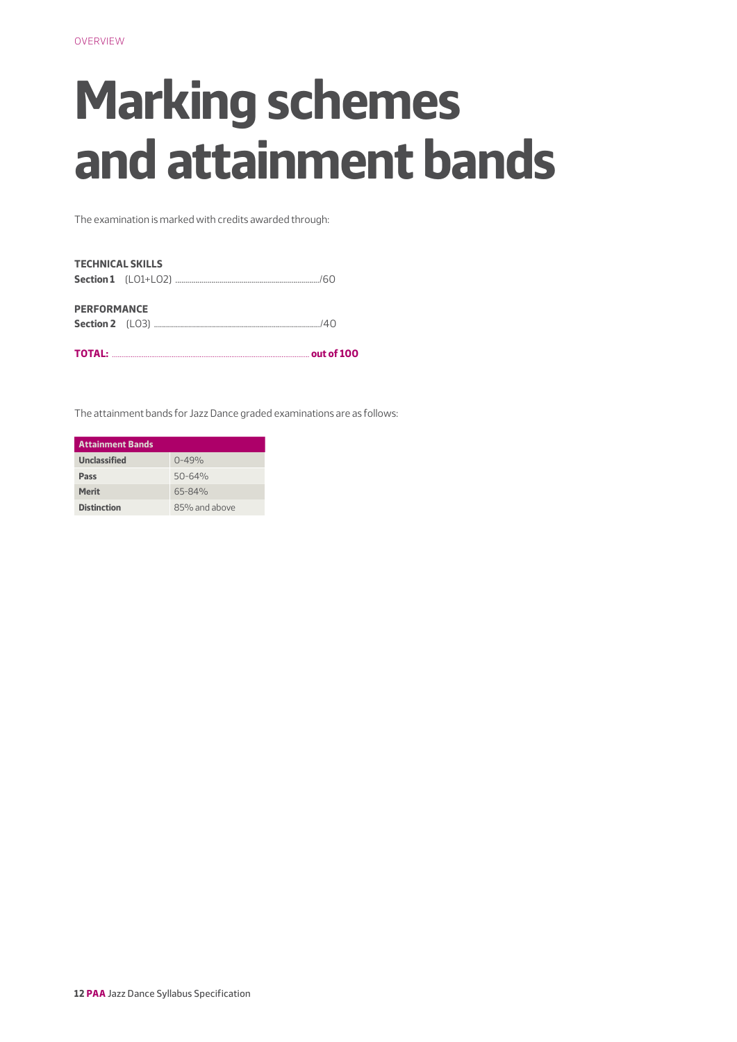# Marking schemes and attainment bands

The examination is marked with credits awarded through:

**TECHNICAL SKILLS**
**Section 1** (LO1+LO2) ......................................................................./60

**PERFORMANCE**
**Section 2** (LO3) .................................................................................../40

**TOTAL:** ........................................................................................... **out of 100**

The attainment bands for Jazz Dance graded examinations are as follows:

| Attainment Bands | |
|---|---|
| **Unclassified** | 0-49% |
| **Pass** | 50-64% |
| **Merit** | 65-84% |
| **Distinction** | 85% and above |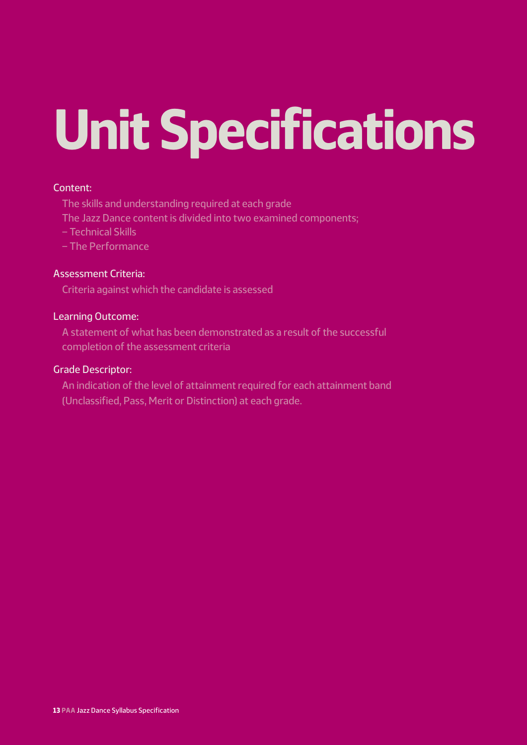# Unit Specifications

**Content:**

The skills and understanding required at each grade

The Jazz Dance content is divided into two examined components;

– Technical Skills

– The Performance

**Assessment Criteria:**

Criteria against which the candidate is assessed

**Learning Outcome:**

A statement of what has been demonstrated as a result of the successful completion of the assessment criteria

**Grade Descriptor:**

An indication of the level of attainment required for each attainment band (Unclassified, Pass, Merit or Distinction) at each grade.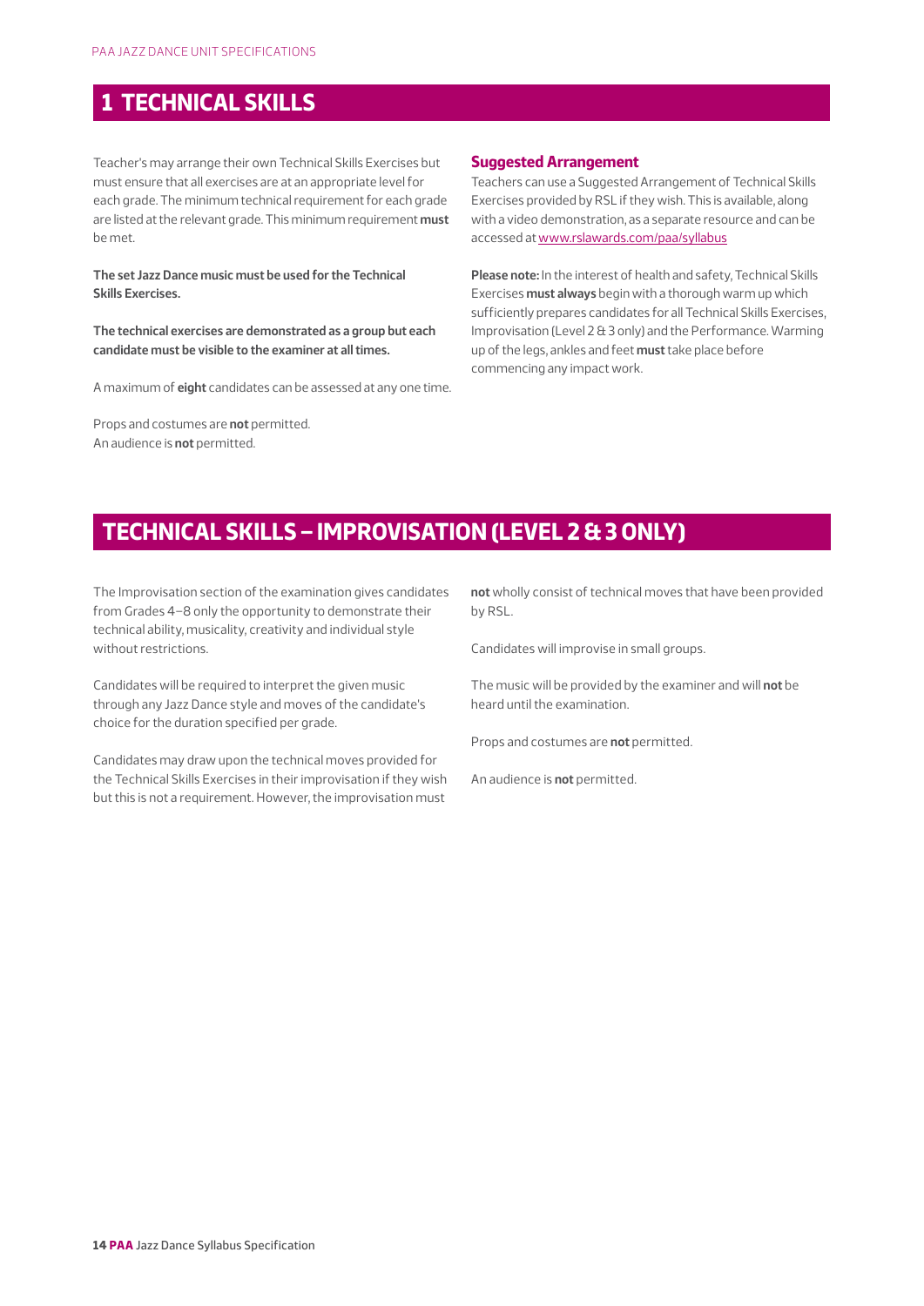# 1 TECHNICAL SKILLS

Teacher's may arrange their own Technical Skills Exercises but must ensure that all exercises are at an appropriate level for each grade. The minimum technical requirement for each grade are listed at the relevant grade. This minimum requirement **must** be met.

**The set Jazz Dance music must be used for the Technical Skills Exercises.**

**The technical exercises are demonstrated as a group but each candidate must be visible to the examiner at all times.**

A maximum of **eight** candidates can be assessed at any one time.

Props and costumes are **not** permitted.
An audience is **not** permitted.

### Suggested Arrangement

Teachers can use a Suggested Arrangement of Technical Skills Exercises provided by RSL if they wish. This is available, along with a video demonstration, as a separate resource and can be accessed at www.rslawards.com/paa/syllabus

**Please note:** In the interest of health and safety, Technical Skills Exercises **must always** begin with a thorough warm up which sufficiently prepares candidates for all Technical Skills Exercises, Improvisation (Level 2 & 3 only) and the Performance. Warming up of the legs, ankles and feet **must** take place before commencing any impact work.

# TECHNICAL SKILLS – IMPROVISATION (LEVEL 2 & 3 ONLY)

The Improvisation section of the examination gives candidates from Grades 4–8 only the opportunity to demonstrate their technical ability, musicality, creativity and individual style without restrictions.

Candidates will be required to interpret the given music through any Jazz Dance style and moves of the candidate's choice for the duration specified per grade.

Candidates may draw upon the technical moves provided for the Technical Skills Exercises in their improvisation if they wish but this is not a requirement. However, the improvisation must **not** wholly consist of technical moves that have been provided by RSL.

Candidates will improvise in small groups.

The music will be provided by the examiner and will **not** be heard until the examination.

Props and costumes are **not** permitted.

An audience is **not** permitted.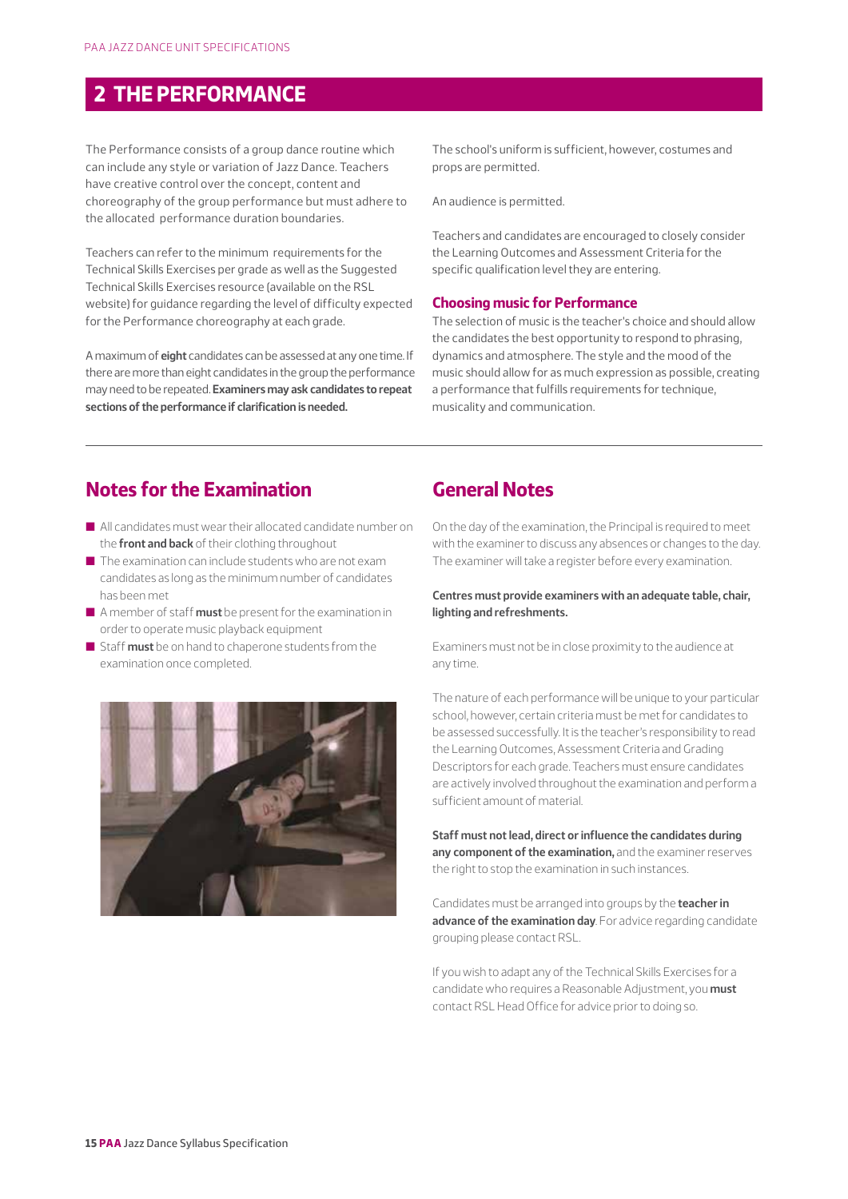## 2 THE PERFORMANCE

The Performance consists of a group dance routine which can include any style or variation of Jazz Dance. Teachers have creative control over the concept, content and choreography of the group performance but must adhere to the allocated performance duration boundaries.

Teachers can refer to the minimum requirements for the Technical Skills Exercises per grade as well as the Suggested Technical Skills Exercises resource (available on the RSL website) for guidance regarding the level of difficulty expected for the Performance choreography at each grade.

A maximum of **eight** candidates can be assessed at any one time. If there are more than eight candidates in the group the performance may need to be repeated. **Examiners may ask candidates to repeat sections of the performance if clarification is needed.**

The school's uniform is sufficient, however, costumes and props are permitted.

An audience is permitted.

Teachers and candidates are encouraged to closely consider the Learning Outcomes and Assessment Criteria for the specific qualification level they are entering.

### Choosing music for Performance

The selection of music is the teacher's choice and should allow the candidates the best opportunity to respond to phrasing, dynamics and atmosphere. The style and the mood of the music should allow for as much expression as possible, creating a performance that fulfills requirements for technique, musicality and communication.

## Notes for the Examination

- All candidates must wear their allocated candidate number on the **front and back** of their clothing throughout
- The examination can include students who are not exam candidates as long as the minimum number of candidates has been met
- A member of staff **must** be present for the examination in order to operate music playback equipment
- Staff **must** be on hand to chaperone students from the examination once completed.

## General Notes

On the day of the examination, the Principal is required to meet with the examiner to discuss any absences or changes to the day. The examiner will take a register before every examination.

**Centres must provide examiners with an adequate table, chair, lighting and refreshments.**

Examiners must not be in close proximity to the audience at any time.

The nature of each performance will be unique to your particular school, however, certain criteria must be met for candidates to be assessed successfully. It is the teacher's responsibility to read the Learning Outcomes, Assessment Criteria and Grading Descriptors for each grade. Teachers must ensure candidates are actively involved throughout the examination and perform a sufficient amount of material.

**Staff must not lead, direct or influence the candidates during any component of the examination,** and the examiner reserves the right to stop the examination in such instances.

Candidates must be arranged into groups by the **teacher in advance of the examination day**. For advice regarding candidate grouping please contact RSL.

If you wish to adapt any of the Technical Skills Exercises for a candidate who requires a Reasonable Adjustment, you **must** contact RSL Head Office for advice prior to doing so.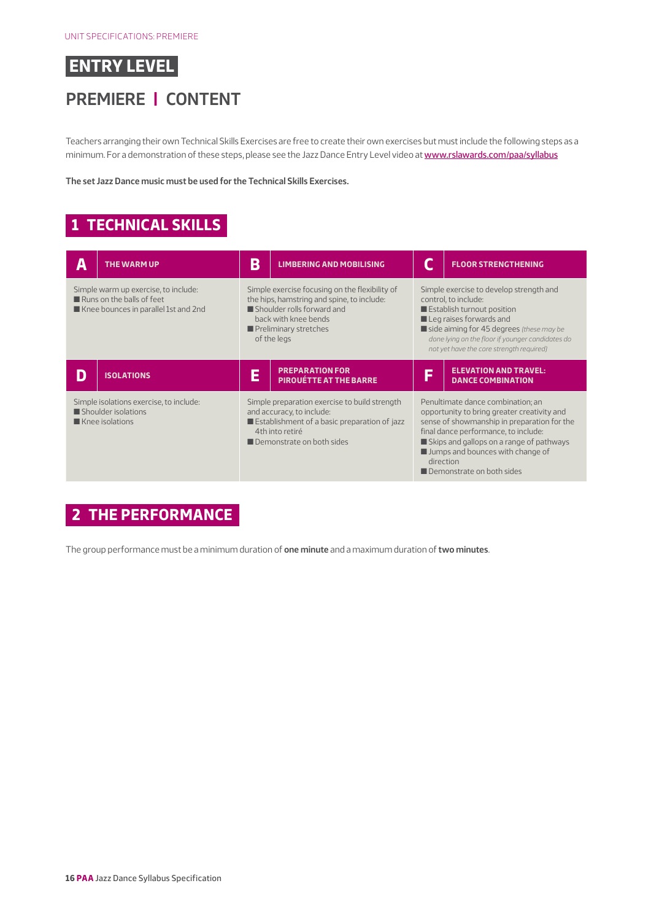# ENTRY LEVEL

## PREMIERE | CONTENT

Teachers arranging their own Technical Skills Exercises are free to create their own exercises but must include the following steps as a minimum. For a demonstration of these steps, please see the Jazz Dance Entry Level video at www.rslawards.com/paa/syllabus

**The set Jazz Dance music must be used for the Technical Skills Exercises.**

## 1 TECHNICAL SKILLS

| A THE WARM UP | B LIMBERING AND MOBILISING | C FLOOR STRENGTHENING |
|---|---|---|
| Simple warm up exercise, to include:<br>■ Runs on the balls of feet<br>■ Knee bounces in parallel 1st and 2nd | Simple exercise focusing on the flexibility of the hips, hamstring and spine, to include:<br>■ Shoulder rolls forward and back with knee bends<br>■ Preliminary stretches of the legs | Simple exercise to develop strength and control, to include:<br>■ Establish turnout position<br>■ Leg raises forwards and<br>■ side aiming for 45 degrees *(these may be done lying on the floor if younger candidates do not yet have the core strength required)* |
| **D ISOLATIONS** | **E PREPARATION FOR PIROUÉTTE AT THE BARRE** | **F ELEVATION AND TRAVEL: DANCE COMBINATION** |
| Simple isolations exercise, to include:<br>■ Shoulder isolations<br>■ Knee isolations | Simple preparation exercise to build strength and accuracy, to include:<br>■ Establishment of a basic preparation of jazz 4th into retiré<br>■ Demonstrate on both sides | Penultimate dance combination; an opportunity to bring greater creativity and sense of showmanship in preparation for the final dance performance, to include:<br>■ Skips and gallops on a range of pathways<br>■ Jumps and bounces with change of direction<br>■ Demonstrate on both sides |

## 2 THE PERFORMANCE

The group performance must be a minimum duration of **one minute** and a maximum duration of **two minutes**.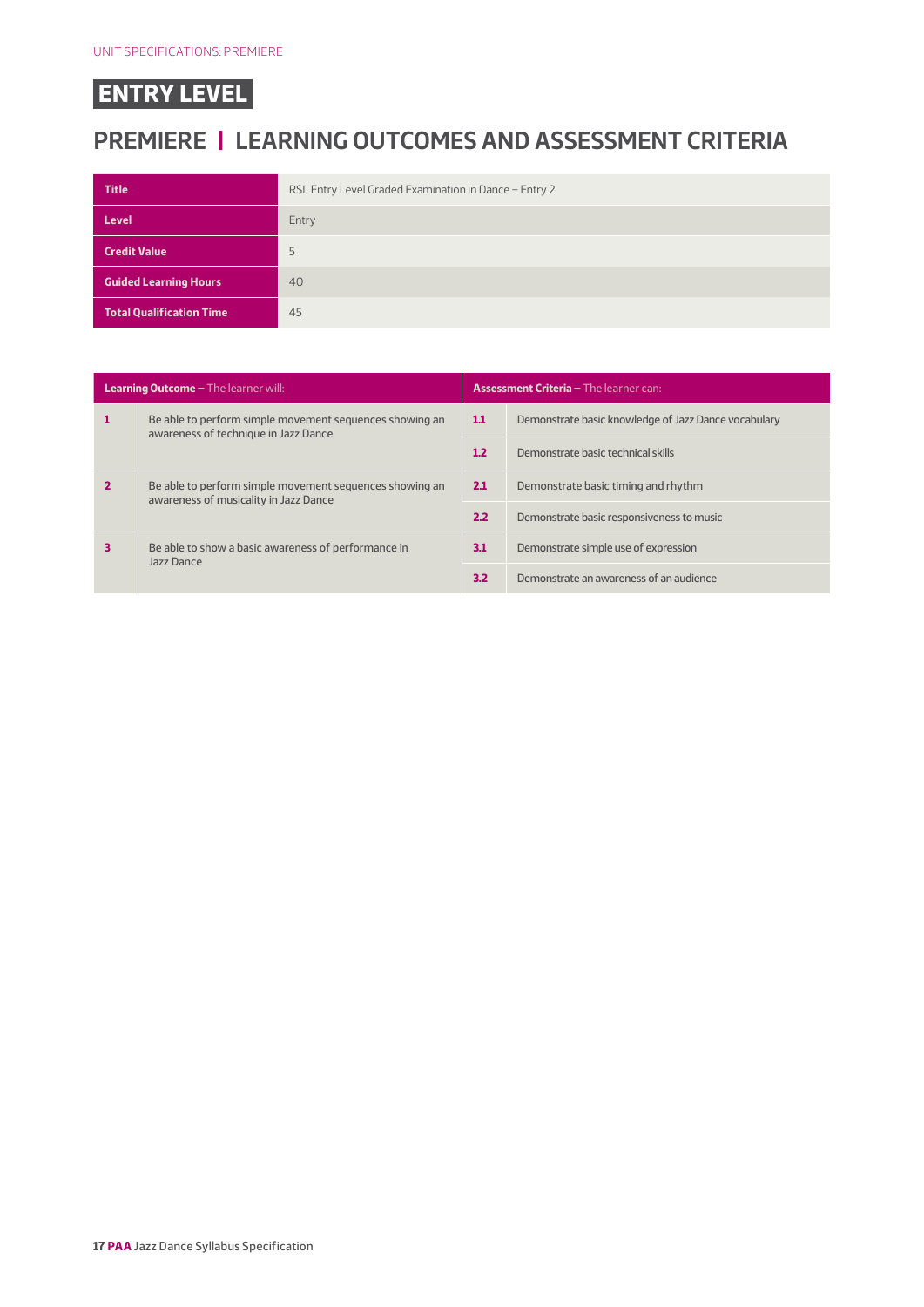# ENTRY LEVEL

## PREMIERE | LEARNING OUTCOMES AND ASSESSMENT CRITERIA

| | |
|---|---|
| **Title** | RSL Entry Level Graded Examination in Dance – Entry 2 |
| **Level** | Entry |
| **Credit Value** | 5 |
| **Guided Learning Hours** | 40 |
| **Total Qualification Time** | 45 |

| **Learning Outcome –** The learner will: | | **Assessment Criteria –** The learner can: | |
|---|---|---|---|
| **1** | Be able to perform simple movement sequences showing an awareness of technique in Jazz Dance | **1.1** | Demonstrate basic knowledge of Jazz Dance vocabulary |
| | | **1.2** | Demonstrate basic technical skills |
| **2** | Be able to perform simple movement sequences showing an awareness of musicality in Jazz Dance | **2.1** | Demonstrate basic timing and rhythm |
| | | **2.2** | Demonstrate basic responsiveness to music |
| **3** | Be able to show a basic awareness of performance in Jazz Dance | **3.1** | Demonstrate simple use of expression |
| | | **3.2** | Demonstrate an awareness of an audience |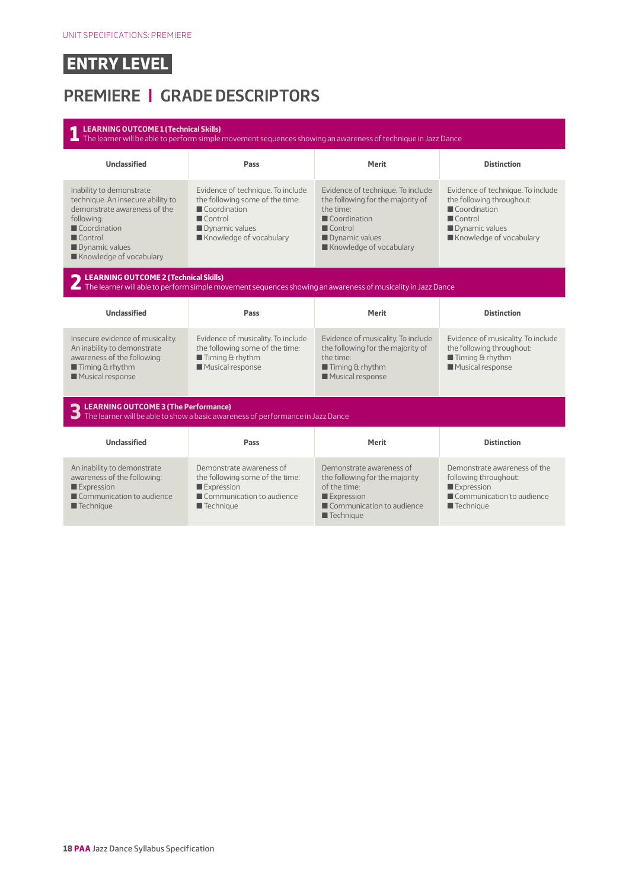UNIT SPECIFICATIONS: PREMIERE

# ENTRY LEVEL

## PREMIERE | GRADE DESCRIPTORS

### 1 LEARNING OUTCOME 1 (Technical Skills)

The learner will be able to perform simple movement sequences showing an awareness of technique in Jazz Dance

| Unclassified | Pass | Merit | Distinction |
|---|---|---|---|
| Inability to demonstrate technique. An insecure ability to demonstrate awareness of the following:<br>■ Coordination<br>■ Control<br>■ Dynamic values<br>■ Knowledge of vocabulary | Evidence of technique. To include the following some of the time:<br>■ Coordination<br>■ Control<br>■ Dynamic values<br>■ Knowledge of vocabulary | Evidence of technique. To include the following for the majority of the time:<br>■ Coordination<br>■ Control<br>■ Dynamic values<br>■ Knowledge of vocabulary | Evidence of technique. To include the following throughout:<br>■ Coordination<br>■ Control<br>■ Dynamic values<br>■ Knowledge of vocabulary |

### 2 LEARNING OUTCOME 2 (Technical Skills)

The learner will able to perform simple movement sequences showing an awareness of musicality in Jazz Dance

| Unclassified | Pass | Merit | Distinction |
|---|---|---|---|
| Insecure evidence of musicality. An inability to demonstrate awareness of the following:<br>■ Timing & rhythm<br>■ Musical response | Evidence of musicality. To include the following some of the time:<br>■ Timing & rhythm<br>■ Musical response | Evidence of musicality. To include the following for the majority of the time:<br>■ Timing & rhythm<br>■ Musical response | Evidence of musicality. To include the following throughout:<br>■ Timing & rhythm<br>■ Musical response |

### 3 LEARNING OUTCOME 3 (The Performance)

The learner will be able to show a basic awareness of performance in Jazz Dance

| Unclassified | Pass | Merit | Distinction |
|---|---|---|---|
| An inability to demonstrate awareness of the following:<br>■ Expression<br>■ Communication to audience<br>■ Technique | Demonstrate awareness of the following some of the time:<br>■ Expression<br>■ Communication to audience<br>■ Technique | Demonstrate awareness of the following for the majority of the time:<br>■ Expression<br>■ Communication to audience<br>■ Technique | Demonstrate awareness of the following throughout:<br>■ Expression<br>■ Communication to audience<br>■ Technique |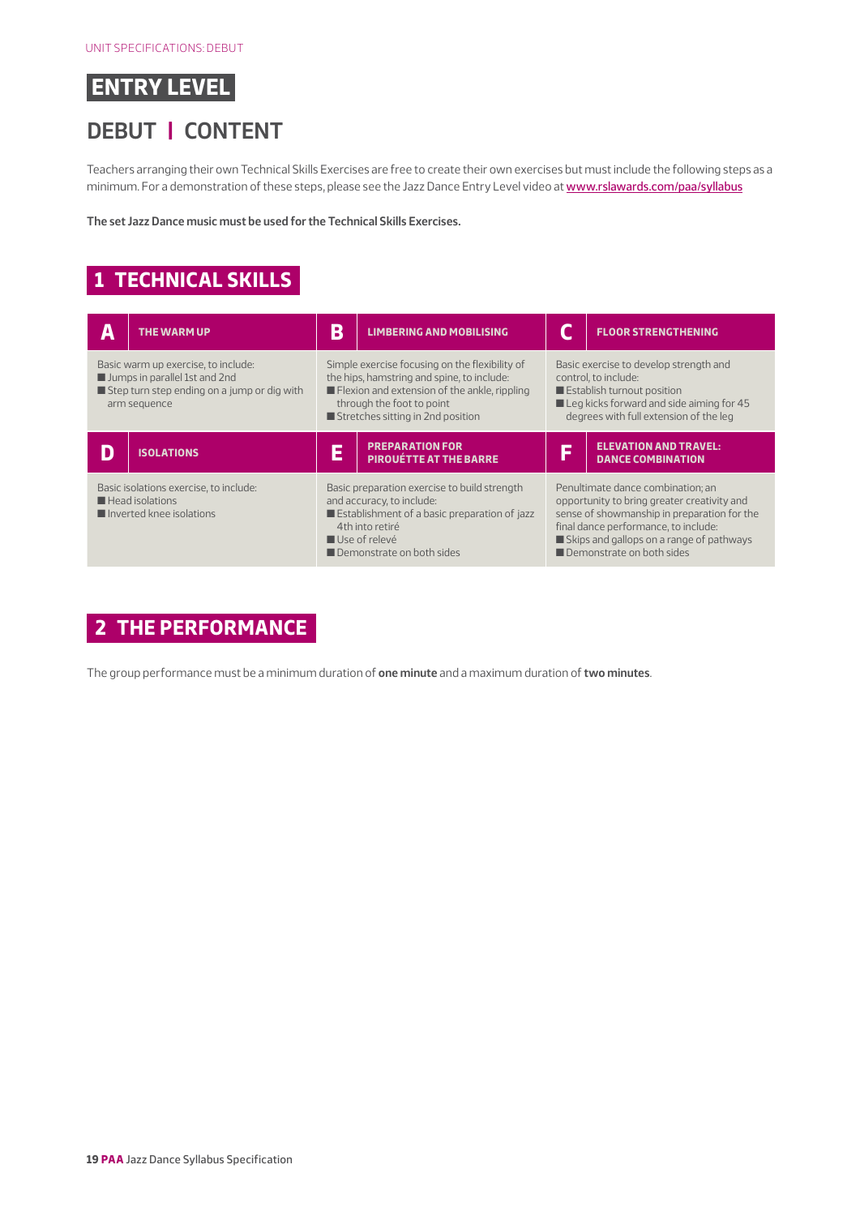# ENTRY LEVEL

## DEBUT | CONTENT

Teachers arranging their own Technical Skills Exercises are free to create their own exercises but must include the following steps as a minimum. For a demonstration of these steps, please see the Jazz Dance Entry Level video at www.rslawards.com/paa/syllabus

**The set Jazz Dance music must be used for the Technical Skills Exercises.**

## 1 TECHNICAL SKILLS

### A THE WARM UP

Basic warm up exercise, to include:

- Jumps in parallel 1st and 2nd
- Step turn step ending on a jump or dig with arm sequence

### B LIMBERING AND MOBILISING

Simple exercise focusing on the flexibility of the hips, hamstring and spine, to include:

- Flexion and extension of the ankle, rippling through the foot to point
- Stretches sitting in 2nd position

### C FLOOR STRENGTHENING

Basic exercise to develop strength and control, to include:

- Establish turnout position
- Leg kicks forward and side aiming for 45 degrees with full extension of the leg

### D ISOLATIONS

Basic isolations exercise, to include:

- Head isolations
- Inverted knee isolations

### E PREPARATION FOR PIROUÉTTE AT THE BARRE

Basic preparation exercise to build strength and accuracy, to include:

- Establishment of a basic preparation of jazz 4th into retiré
- Use of relevé
- Demonstrate on both sides

### F ELEVATION AND TRAVEL: DANCE COMBINATION

Penultimate dance combination; an opportunity to bring greater creativity and sense of showmanship in preparation for the final dance performance, to include:

- Skips and gallops on a range of pathways
- Demonstrate on both sides

## 2 THE PERFORMANCE

The group performance must be a minimum duration of **one minute** and a maximum duration of **two minutes**.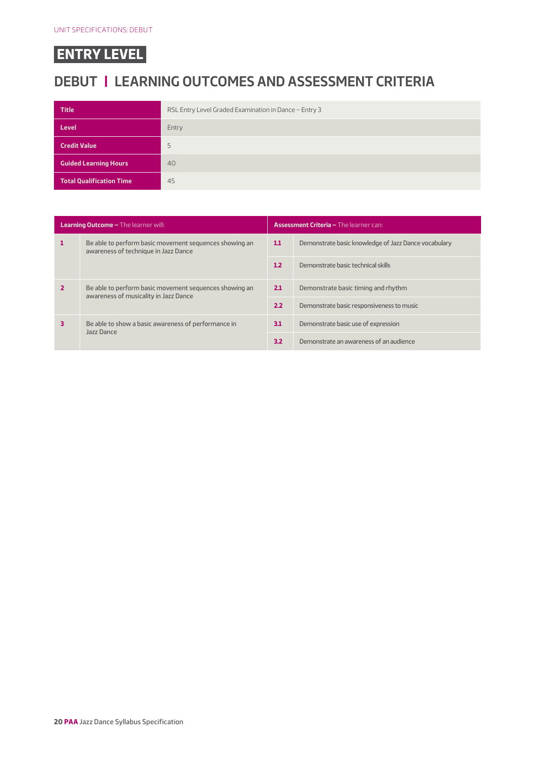## ENTRY LEVEL

# DEBUT | LEARNING OUTCOMES AND ASSESSMENT CRITERIA

| | |
|---|---|
| **Title** | RSL Entry Level Graded Examination in Dance – Entry 3 |
| **Level** | Entry |
| **Credit Value** | 5 |
| **Guided Learning Hours** | 40 |
| **Total Qualification Time** | 45 |

| **Learning Outcome –** The learner will: | | **Assessment Criteria –** The learner can: | |
|---|---|---|---|
| **1** | Be able to perform basic movement sequences showing an awareness of technique in Jazz Dance | **1.1** | Demonstrate basic knowledge of Jazz Dance vocabulary |
| | | **1.2** | Demonstrate basic technical skills |
| **2** | Be able to perform basic movement sequences showing an awareness of musicality in Jazz Dance | **2.1** | Demonstrate basic timing and rhythm |
| | | **2.2** | Demonstrate basic responsiveness to music |
| **3** | Be able to show a basic awareness of performance in Jazz Dance | **3.1** | Demonstrate basic use of expression |
| | | **3.2** | Demonstrate an awareness of an audience |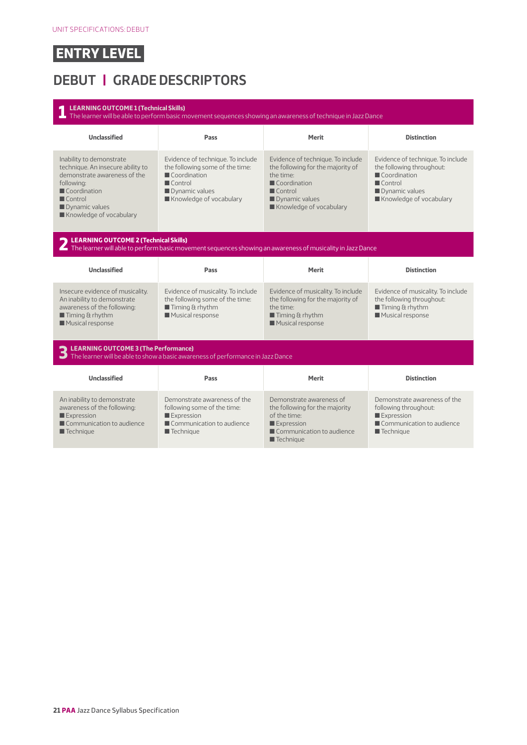UNIT SPECIFICATIONS: DEBUT

# ENTRY LEVEL

## DEBUT | GRADE DESCRIPTORS

### 1 LEARNING OUTCOME 1 (Technical Skills)

The learner will be able to perform basic movement sequences showing an awareness of technique in Jazz Dance

| Unclassified | Pass | Merit | Distinction |
|---|---|---|---|
| Inability to demonstrate technique. An insecure ability to demonstrate awareness of the following:<br>■ Coordination<br>■ Control<br>■ Dynamic values<br>■ Knowledge of vocabulary | Evidence of technique. To include the following some of the time:<br>■ Coordination<br>■ Control<br>■ Dynamic values<br>■ Knowledge of vocabulary | Evidence of technique. To include the following for the majority of the time:<br>■ Coordination<br>■ Control<br>■ Dynamic values<br>■ Knowledge of vocabulary | Evidence of technique. To include the following throughout:<br>■ Coordination<br>■ Control<br>■ Dynamic values<br>■ Knowledge of vocabulary |

### 2 LEARNING OUTCOME 2 (Technical Skills)

The learner will able to perform basic movement sequences showing an awareness of musicality in Jazz Dance

| Unclassified | Pass | Merit | Distinction |
|---|---|---|---|
| Insecure evidence of musicality. An inability to demonstrate awareness of the following:<br>■ Timing & rhythm<br>■ Musical response | Evidence of musicality. To include the following some of the time:<br>■ Timing & rhythm<br>■ Musical response | Evidence of musicality. To include the following for the majority of the time:<br>■ Timing & rhythm<br>■ Musical response | Evidence of musicality. To include the following throughout:<br>■ Timing & rhythm<br>■ Musical response |

### 3 LEARNING OUTCOME 3 (The Performance)

The learner will be able to show a basic awareness of performance in Jazz Dance

| Unclassified | Pass | Merit | Distinction |
|---|---|---|---|
| An inability to demonstrate awareness of the following:<br>■ Expression<br>■ Communication to audience<br>■ Technique | Demonstrate awareness of the following some of the time:<br>■ Expression<br>■ Communication to audience<br>■ Technique | Demonstrate awareness of the following for the majority of the time:<br>■ Expression<br>■ Communication to audience<br>■ Technique | Demonstrate awareness of the following throughout:<br>■ Expression<br>■ Communication to audience<br>■ Technique |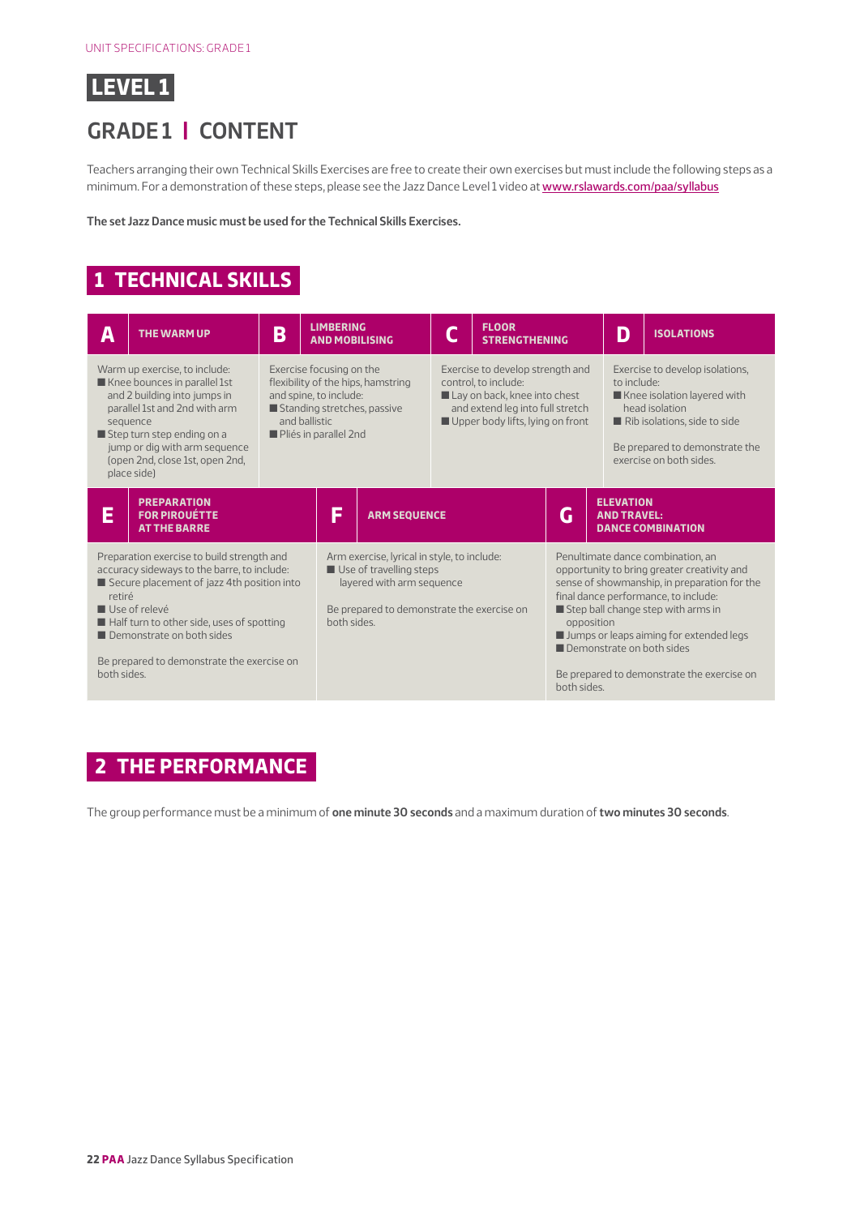# LEVEL 1

## GRADE 1 | CONTENT

Teachers arranging their own Technical Skills Exercises are free to create their own exercises but must include the following steps as a minimum. For a demonstration of these steps, please see the Jazz Dance Level 1 video at www.rslawards.com/paa/syllabus

**The set Jazz Dance music must be used for the Technical Skills Exercises.**

## 1 TECHNICAL SKILLS

### A THE WARM UP

Warm up exercise, to include:

- Knee bounces in parallel 1st and 2 building into jumps in parallel 1st and 2nd with arm sequence
- Step turn step ending on a jump or dig with arm sequence (open 2nd, close 1st, open 2nd, place side)

### B LIMBERING AND MOBILISING

Exercise focusing on the flexibility of the hips, hamstring and spine, to include:

- Standing stretches, passive and ballistic
- Pliés in parallel 2nd

### C FLOOR STRENGTHENING

Exercise to develop strength and control, to include:

- Lay on back, knee into chest and extend leg into full stretch
- Upper body lifts, lying on front

### D ISOLATIONS

Exercise to develop isolations, to include:

- Knee isolation layered with head isolation
- Rib isolations, side to side

Be prepared to demonstrate the exercise on both sides.

### E PREPARATION FOR PIROUÉTTE AT THE BARRE

Preparation exercise to build strength and accuracy sideways to the barre, to include:

- Secure placement of jazz 4th position into retiré
- Use of relevé
- Half turn to other side, uses of spotting
- Demonstrate on both sides

Be prepared to demonstrate the exercise on both sides.

### F ARM SEQUENCE

Arm exercise, lyrical in style, to include:

- Use of travelling steps layered with arm sequence

Be prepared to demonstrate the exercise on both sides.

### G ELEVATION AND TRAVEL: DANCE COMBINATION

Penultimate dance combination, an opportunity to bring greater creativity and sense of showmanship, in preparation for the final dance performance, to include:

- Step ball change step with arms in opposition
- Jumps or leaps aiming for extended legs
- Demonstrate on both sides

Be prepared to demonstrate the exercise on both sides.

## 2 THE PERFORMANCE

The group performance must be a minimum of **one minute 30 seconds** and a maximum duration of **two minutes 30 seconds**.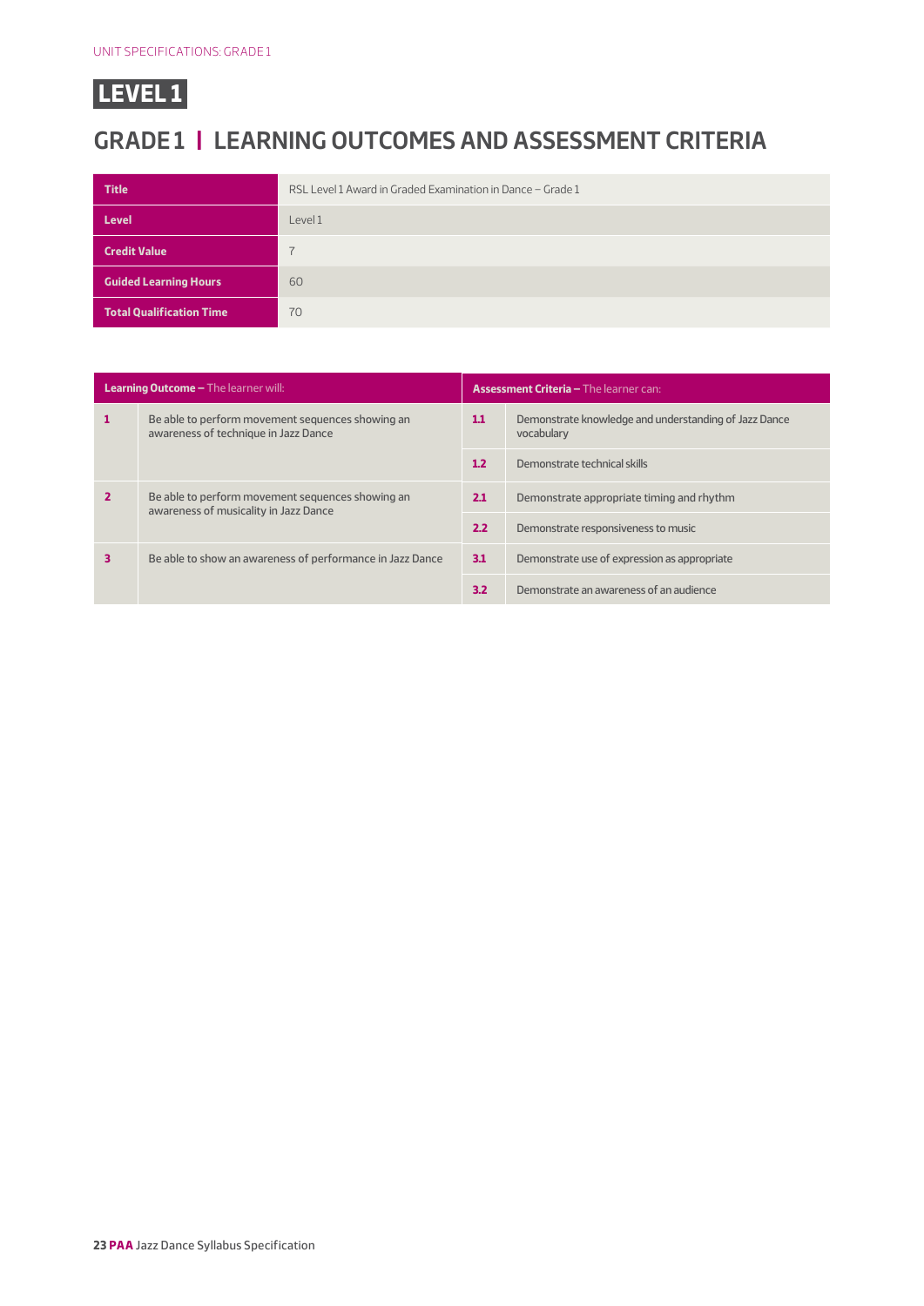# LEVEL 1

## GRADE 1 | LEARNING OUTCOMES AND ASSESSMENT CRITERIA

| | |
|---|---|
| **Title** | RSL Level 1 Award in Graded Examination in Dance – Grade 1 |
| **Level** | Level 1 |
| **Credit Value** | 7 |
| **Guided Learning Hours** | 60 |
| **Total Qualification Time** | 70 |

| **Learning Outcome –** The learner will: | | **Assessment Criteria –** The learner can: | |
|---|---|---|---|
| **1** | Be able to perform movement sequences showing an awareness of technique in Jazz Dance | **1.1** | Demonstrate knowledge and understanding of Jazz Dance vocabulary |
| | | **1.2** | Demonstrate technical skills |
| **2** | Be able to perform movement sequences showing an awareness of musicality in Jazz Dance | **2.1** | Demonstrate appropriate timing and rhythm |
| | | **2.2** | Demonstrate responsiveness to music |
| **3** | Be able to show an awareness of performance in Jazz Dance | **3.1** | Demonstrate use of expression as appropriate |
| | | **3.2** | Demonstrate an awareness of an audience |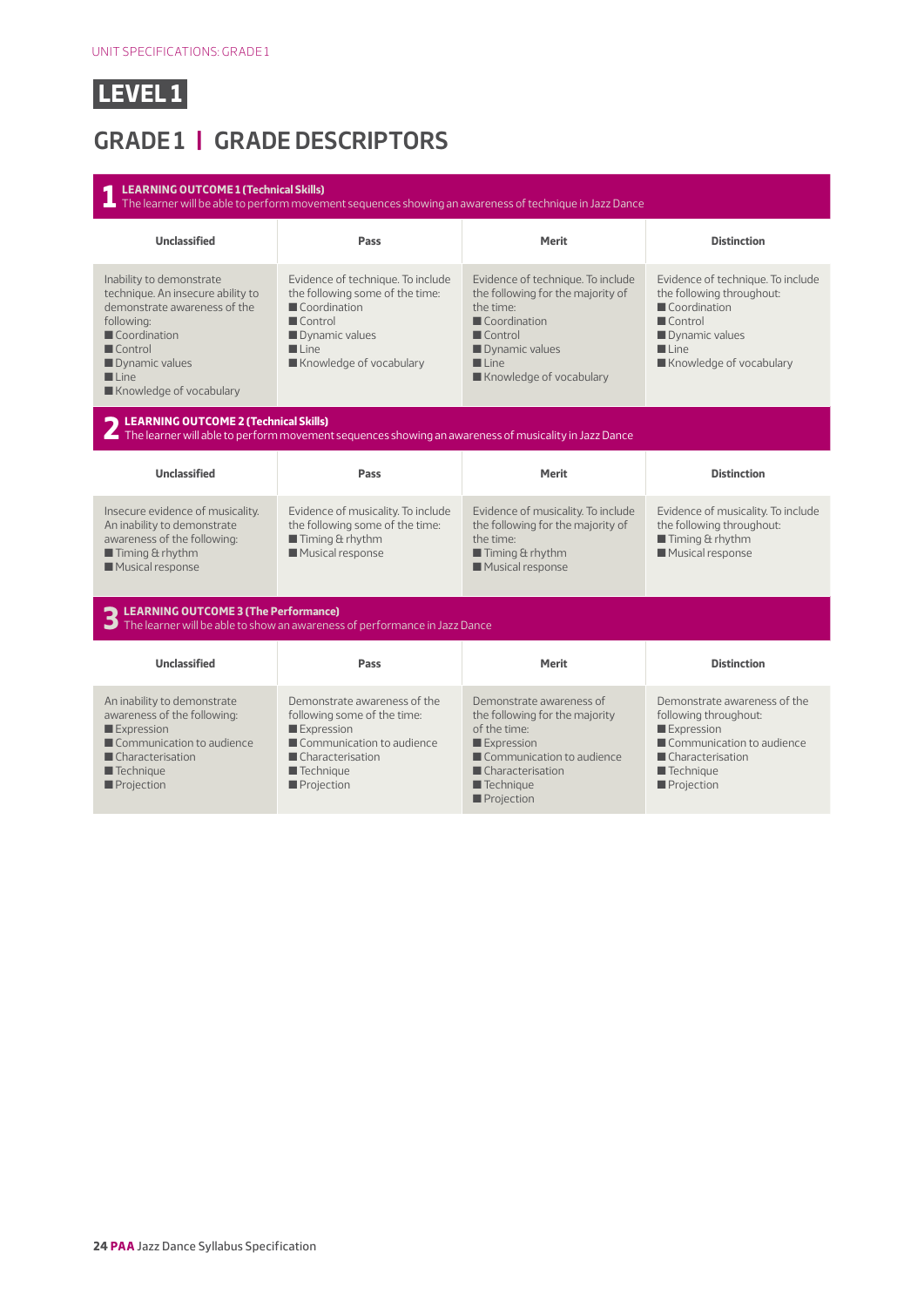# LEVEL 1

## GRADE 1 | GRADE DESCRIPTORS

### 1 LEARNING OUTCOME 1 (Technical Skills)

The learner will be able to perform movement sequences showing an awareness of technique in Jazz Dance

| Unclassified | Pass | Merit | Distinction |
|---|---|---|---|
| Inability to demonstrate technique. An insecure ability to demonstrate awareness of the following:<br>■ Coordination<br>■ Control<br>■ Dynamic values<br>■ Line<br>■ Knowledge of vocabulary | Evidence of technique. To include the following some of the time:<br>■ Coordination<br>■ Control<br>■ Dynamic values<br>■ Line<br>■ Knowledge of vocabulary | Evidence of technique. To include the following for the majority of the time:<br>■ Coordination<br>■ Control<br>■ Dynamic values<br>■ Line<br>■ Knowledge of vocabulary | Evidence of technique. To include the following throughout:<br>■ Coordination<br>■ Control<br>■ Dynamic values<br>■ Line<br>■ Knowledge of vocabulary |

### 2 LEARNING OUTCOME 2 (Technical Skills)

The learner will be able to perform movement sequences showing an awareness of musicality in Jazz Dance

| Unclassified | Pass | Merit | Distinction |
|---|---|---|---|
| Insecure evidence of musicality. An inability to demonstrate awareness of the following:<br>■ Timing & rhythm<br>■ Musical response | Evidence of musicality. To include the following some of the time:<br>■ Timing & rhythm<br>■ Musical response | Evidence of musicality. To include the following for the majority of the time:<br>■ Timing & rhythm<br>■ Musical response | Evidence of musicality. To include the following throughout:<br>■ Timing & rhythm<br>■ Musical response |

### 3 LEARNING OUTCOME 3 (The Performance)

The learner will be able to show an awareness of performance in Jazz Dance

| Unclassified | Pass | Merit | Distinction |
|---|---|---|---|
| An inability to demonstrate awareness of the following:<br>■ Expression<br>■ Communication to audience<br>■ Characterisation<br>■ Technique<br>■ Projection | Demonstrate awareness of the following some of the time:<br>■ Expression<br>■ Communication to audience<br>■ Characterisation<br>■ Technique<br>■ Projection | Demonstrate awareness of the following for the majority of the time:<br>■ Expression<br>■ Communication to audience<br>■ Characterisation<br>■ Technique<br>■ Projection | Demonstrate awareness of the following throughout:<br>■ Expression<br>■ Communication to audience<br>■ Characterisation<br>■ Technique<br>■ Projection |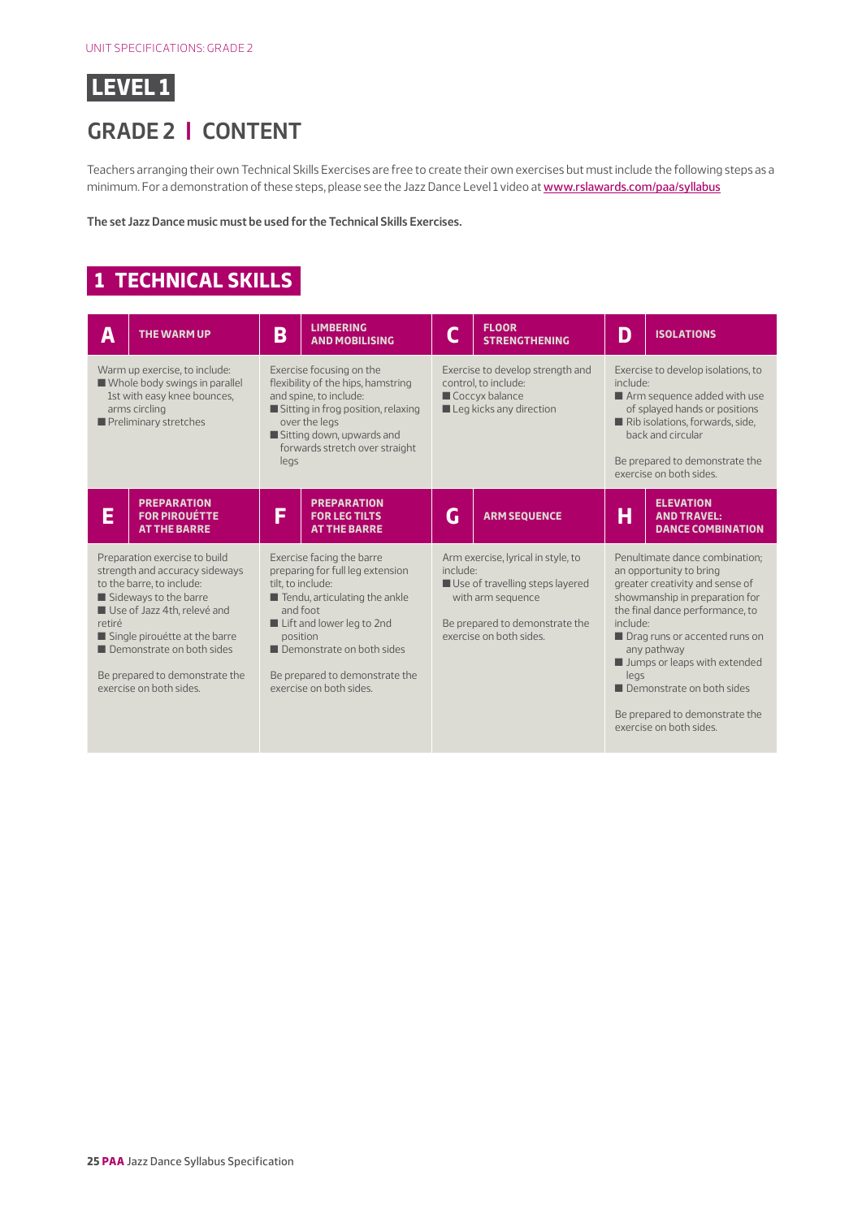# LEVEL 1

## GRADE 2 | CONTENT

Teachers arranging their own Technical Skills Exercises are free to create their own exercises but must include the following steps as a minimum. For a demonstration of these steps, please see the Jazz Dance Level 1 video at www.rslawards.com/paa/syllabus

**The set Jazz Dance music must be used for the Technical Skills Exercises.**

## 1 TECHNICAL SKILLS

### A THE WARM UP

Warm up exercise, to include:
- Whole body swings in parallel 1st with easy knee bounces, arms circling
- Preliminary stretches

### B LIMBERING AND MOBILISING

Exercise focusing on the flexibility of the hips, hamstring and spine, to include:
- Sitting in frog position, relaxing over the legs
- Sitting down, upwards and forwards stretch over straight legs

### C FLOOR STRENGTHENING

Exercise to develop strength and control, to include:
- Coccyx balance
- Leg kicks any direction

### D ISOLATIONS

Exercise to develop isolations, to include:
- Arm sequence added with use of splayed hands or positions
- Rib isolations, forwards, side, back and circular

Be prepared to demonstrate the exercise on both sides.

### E PREPARATION FOR PIROUÉTTE AT THE BARRE

Preparation exercise to build strength and accuracy sideways to the barre, to include:
- Sideways to the barre
- Use of Jazz 4th, relevé and retiré
- Single pirouétte at the barre
- Demonstrate on both sides

Be prepared to demonstrate the exercise on both sides.

### F PREPARATION FOR LEG TILTS AT THE BARRE

Exercise facing the barre preparing for full leg extension tilt, to include:
- Tendu, articulating the ankle and foot
- Lift and lower leg to 2nd position
- Demonstrate on both sides

Be prepared to demonstrate the exercise on both sides.

### G ARM SEQUENCE

Arm exercise, lyrical in style, to include:
- Use of travelling steps layered with arm sequence

Be prepared to demonstrate the exercise on both sides.

### H ELEVATION AND TRAVEL: DANCE COMBINATION

Penultimate dance combination; an opportunity to bring greater creativity and sense of showmanship in preparation for the final dance performance, to include:
- Drag runs or accented runs on any pathway
- Jumps or leaps with extended legs
- Demonstrate on both sides

Be prepared to demonstrate the exercise on both sides.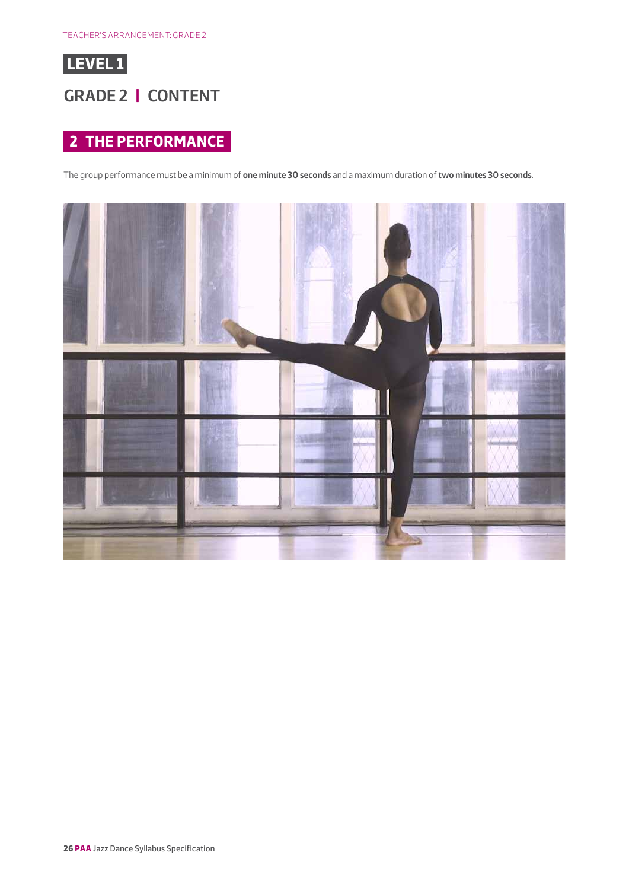# LEVEL 1

## GRADE 2 | CONTENT

### 2 THE PERFORMANCE

The group performance must be a minimum of **one minute 30 seconds** and a maximum duration of **two minutes 30 seconds**.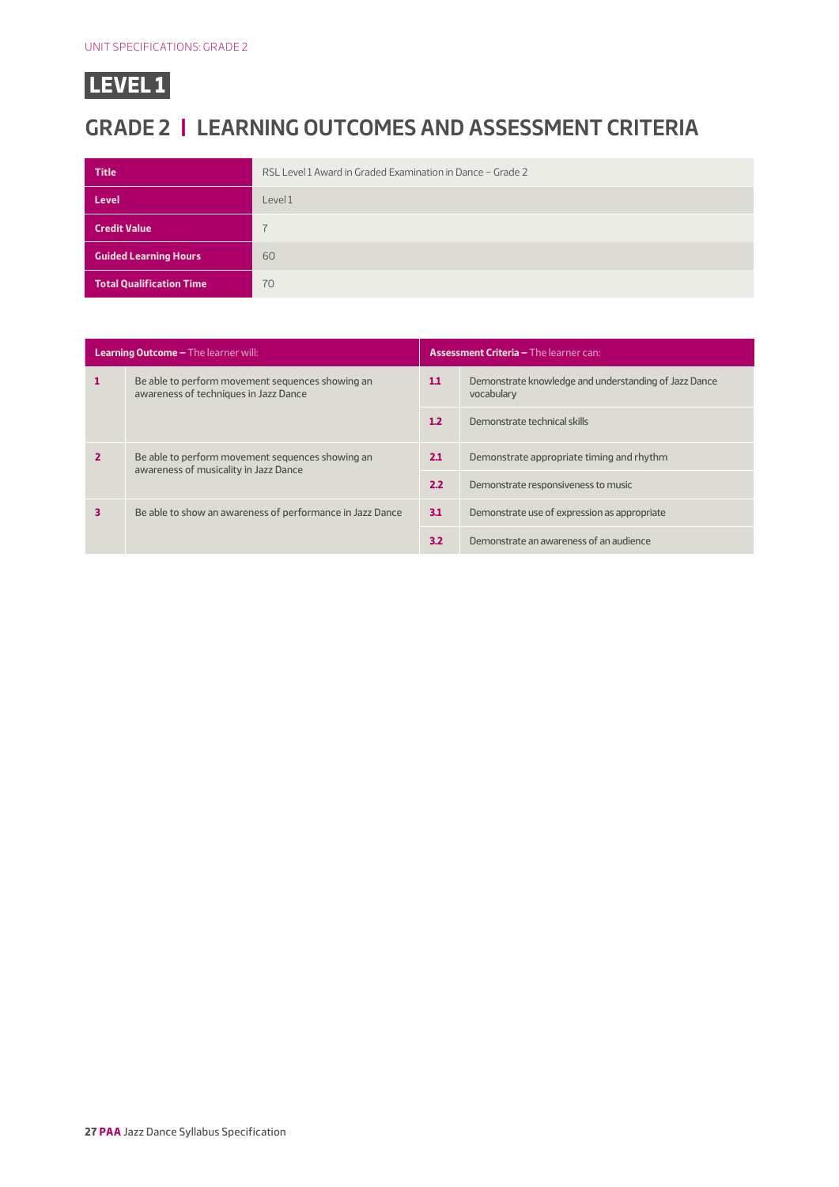UNIT SPECIFICATIONS: GRADE 2

# LEVEL 1

## GRADE 2 | LEARNING OUTCOMES AND ASSESSMENT CRITERIA

| **Title** | RSL Level 1 Award in Graded Examination in Dance – Grade 2 |
|---|---|
| **Level** | Level 1 |
| **Credit Value** | 7 |
| **Guided Learning Hours** | 60 |
| **Total Qualification Time** | 70 |

| **Learning Outcome –** The learner will: | | **Assessment Criteria –** The learner can: | |
|---|---|---|---|
| **1** | Be able to perform movement sequences showing an awareness of techniques in Jazz Dance | **1.1** | Demonstrate knowledge and understanding of Jazz Dance vocabulary |
| | | **1.2** | Demonstrate technical skills |
| **2** | Be able to perform movement sequences showing an awareness of musicality in Jazz Dance | **2.1** | Demonstrate appropriate timing and rhythm |
| | | **2.2** | Demonstrate responsiveness to music |
| **3** | Be able to show an awareness of performance in Jazz Dance | **3.1** | Demonstrate use of expression as appropriate |
| | | **3.2** | Demonstrate an awareness of an audience |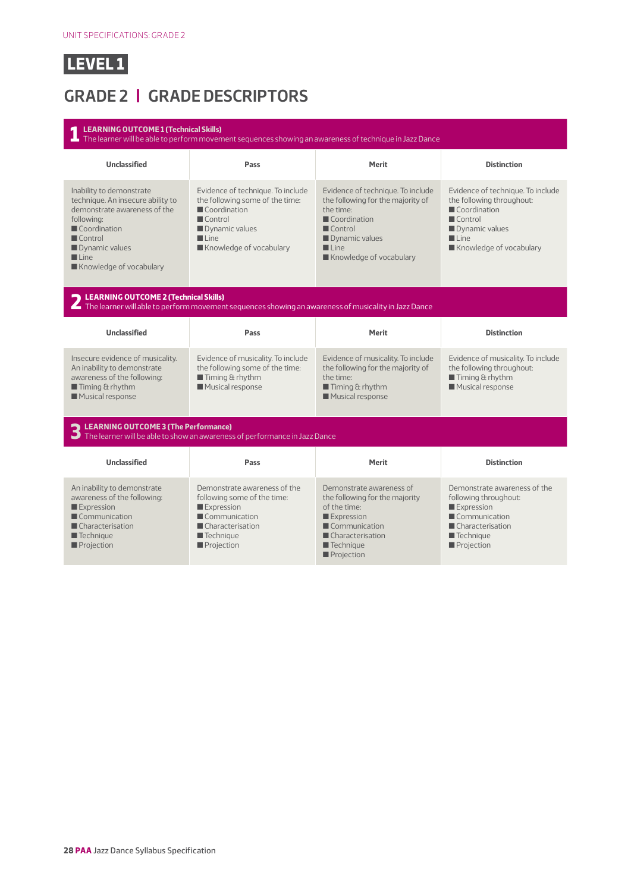# LEVEL 1

## GRADE 2 | GRADE DESCRIPTORS

### 1 LEARNING OUTCOME 1 (Technical Skills)

The learner will be able to perform movement sequences showing an awareness of technique in Jazz Dance

| Unclassified | Pass | Merit | Distinction |
|---|---|---|---|
| Inability to demonstrate technique. An insecure ability to demonstrate awareness of the following:<br>■ Coordination<br>■ Control<br>■ Dynamic values<br>■ Line<br>■ Knowledge of vocabulary | Evidence of technique. To include the following some of the time:<br>■ Coordination<br>■ Control<br>■ Dynamic values<br>■ Line<br>■ Knowledge of vocabulary | Evidence of technique. To include the following for the majority of the time:<br>■ Coordination<br>■ Control<br>■ Dynamic values<br>■ Line<br>■ Knowledge of vocabulary | Evidence of technique. To include the following throughout:<br>■ Coordination<br>■ Control<br>■ Dynamic values<br>■ Line<br>■ Knowledge of vocabulary |

### 2 LEARNING OUTCOME 2 (Technical Skills)

The learner will able to perform movement sequences showing an awareness of musicality in Jazz Dance

| Unclassified | Pass | Merit | Distinction |
|---|---|---|---|
| Insecure evidence of musicality. An inability to demonstrate awareness of the following:<br>■ Timing & rhythm<br>■ Musical response | Evidence of musicality. To include the following some of the time:<br>■ Timing & rhythm<br>■ Musical response | Evidence of musicality. To include the following for the majority of the time:<br>■ Timing & rhythm<br>■ Musical response | Evidence of musicality. To include the following throughout:<br>■ Timing & rhythm<br>■ Musical response |

### 3 LEARNING OUTCOME 3 (The Performance)

The learner will be able to show an awareness of performance in Jazz Dance

| Unclassified | Pass | Merit | Distinction |
|---|---|---|---|
| An inability to demonstrate awareness of the following:<br>■ Expression<br>■ Communication<br>■ Characterisation<br>■ Technique<br>■ Projection | Demonstrate awareness of the following some of the time:<br>■ Expression<br>■ Communication<br>■ Characterisation<br>■ Technique<br>■ Projection | Demonstrate awareness of the following for the majority of the time:<br>■ Expression<br>■ Communication<br>■ Characterisation<br>■ Technique<br>■ Projection | Demonstrate awareness of the following throughout:<br>■ Expression<br>■ Communication<br>■ Characterisation<br>■ Technique<br>■ Projection |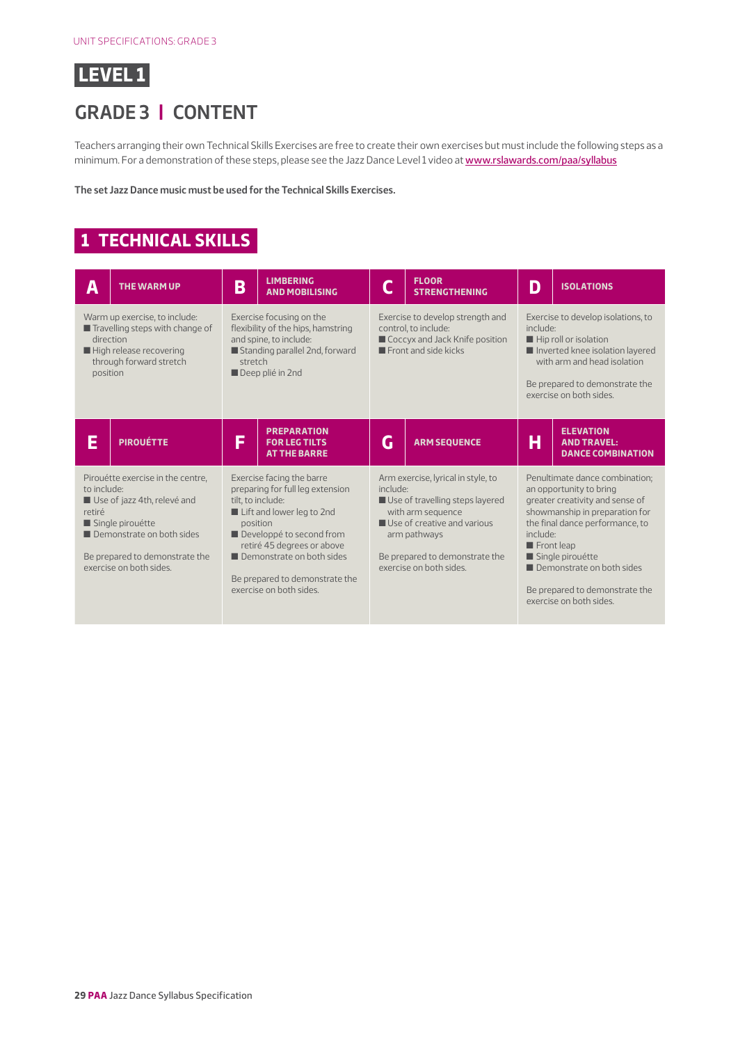# LEVEL 1

## GRADE 3 | CONTENT

Teachers arranging their own Technical Skills Exercises are free to create their own exercises but must include the following steps as a minimum. For a demonstration of these steps, please see the Jazz Dance Level 1 video at www.rslawards.com/paa/syllabus

**The set Jazz Dance music must be used for the Technical Skills Exercises.**

## 1 TECHNICAL SKILLS

| A | THE WARM UP | B | LIMBERING AND MOBILISING | C | FLOOR STRENGTHENING | D | ISOLATIONS |
|---|---|---|---|---|---|---|---|
| Warm up exercise, to include: ■ Travelling steps with change of direction ■ High release recovering through forward stretch position | | Exercise focusing on the flexibility of the hips, hamstring and spine, to include: ■ Standing parallel 2nd, forward stretch ■ Deep plié in 2nd | | Exercise to develop strength and control, to include: ■ Coccyx and Jack Knife position ■ Front and side kicks | | Exercise to develop isolations, to include: ■ Hip roll or isolation ■ Inverted knee isolation layered with arm and head isolation<br><br>Be prepared to demonstrate the exercise on both sides. | |

| E | PIROUÉTTE | F | PREPARATION FOR LEG TILTS AT THE BARRE | G | ARM SEQUENCE | H | ELEVATION AND TRAVEL: DANCE COMBINATION |
|---|---|---|---|---|---|---|---|
| Pirouétte exercise in the centre, to include: ■ Use of jazz 4th, relevé and retiré ■ Single pirouétte ■ Demonstrate on both sides<br><br>Be prepared to demonstrate the exercise on both sides. | | Exercise facing the barre preparing for full leg extension tilt, to include: ■ Lift and lower leg to 2nd position ■ Developpé to second from retiré 45 degrees or above ■ Demonstrate on both sides<br><br>Be prepared to demonstrate the exercise on both sides. | | Arm exercise, lyrical in style, to include: ■ Use of travelling steps layered with arm sequence ■ Use of creative and various arm pathways<br><br>Be prepared to demonstrate the exercise on both sides. | | Penultimate dance combination; an opportunity to bring greater creativity and sense of showmanship in preparation for the final dance performance, to include: ■ Front leap ■ Single pirouétte ■ Demonstrate on both sides<br><br>Be prepared to demonstrate the exercise on both sides. | |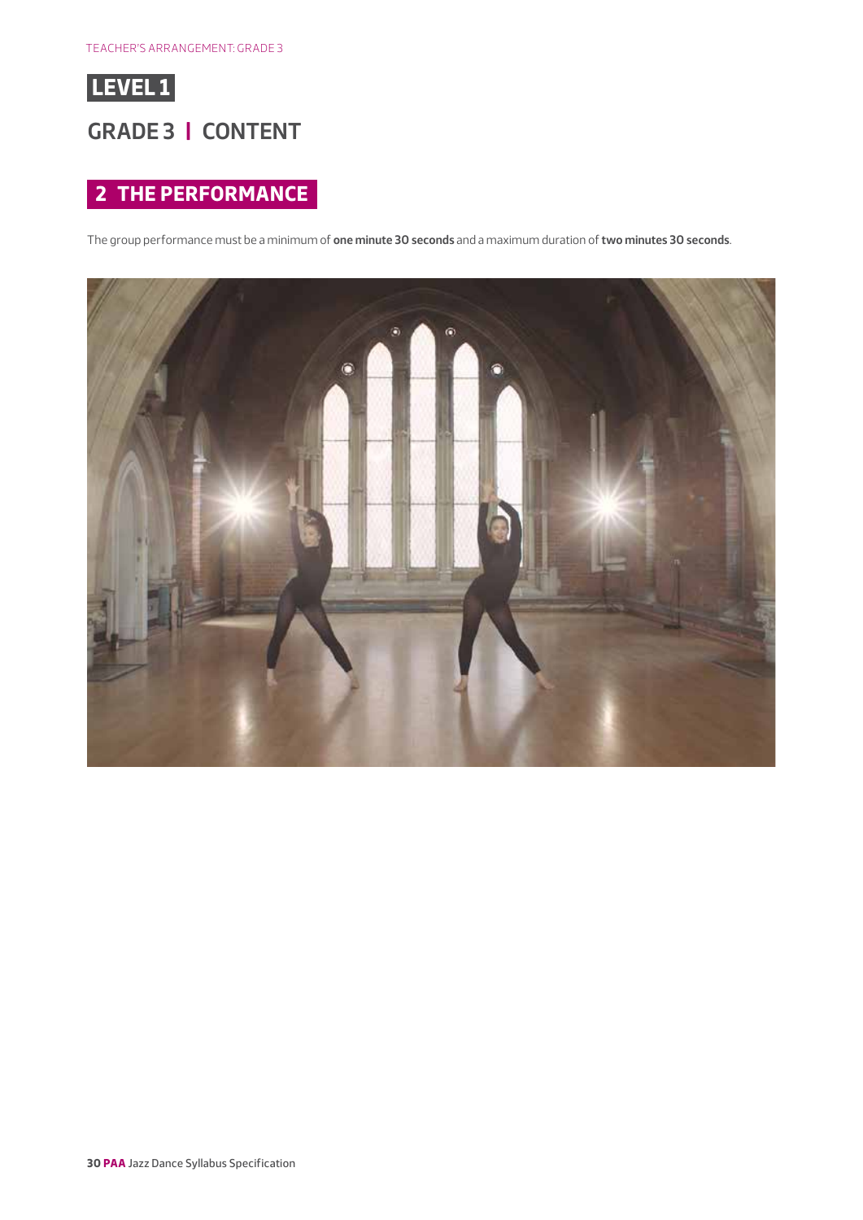# LEVEL 1

## GRADE 3 | CONTENT

### 2 THE PERFORMANCE

The group performance must be a minimum of **one minute 30 seconds** and a maximum duration of **two minutes 30 seconds**.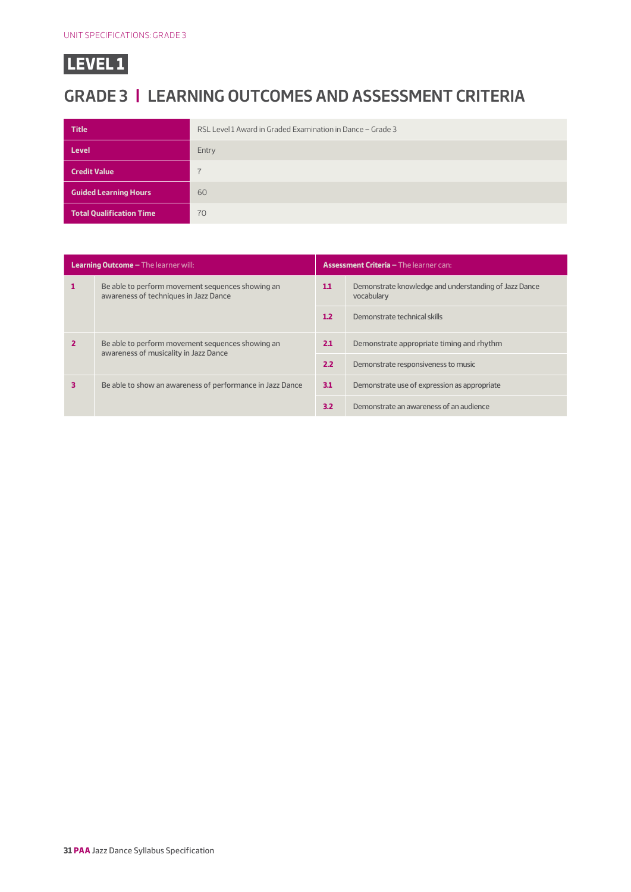UNIT SPECIFICATIONS: GRADE 3

# LEVEL 1

## GRADE 3 | LEARNING OUTCOMES AND ASSESSMENT CRITERIA

| | |
|---|---|
| **Title** | RSL Level 1 Award in Graded Examination in Dance – Grade 3 |
| **Level** | Entry |
| **Credit Value** | 7 |
| **Guided Learning Hours** | 60 |
| **Total Qualification Time** | 70 |

| **Learning Outcome –** The learner will: | | **Assessment Criteria –** The learner can: | |
|---|---|---|---|
| **1** | Be able to perform movement sequences showing an awareness of techniques in Jazz Dance | **1.1** | Demonstrate knowledge and understanding of Jazz Dance vocabulary |
| | | **1.2** | Demonstrate technical skills |
| **2** | Be able to perform movement sequences showing an awareness of musicality in Jazz Dance | **2.1** | Demonstrate appropriate timing and rhythm |
| | | **2.2** | Demonstrate responsiveness to music |
| **3** | Be able to show an awareness of performance in Jazz Dance | **3.1** | Demonstrate use of expression as appropriate |
| | | **3.2** | Demonstrate an awareness of an audience |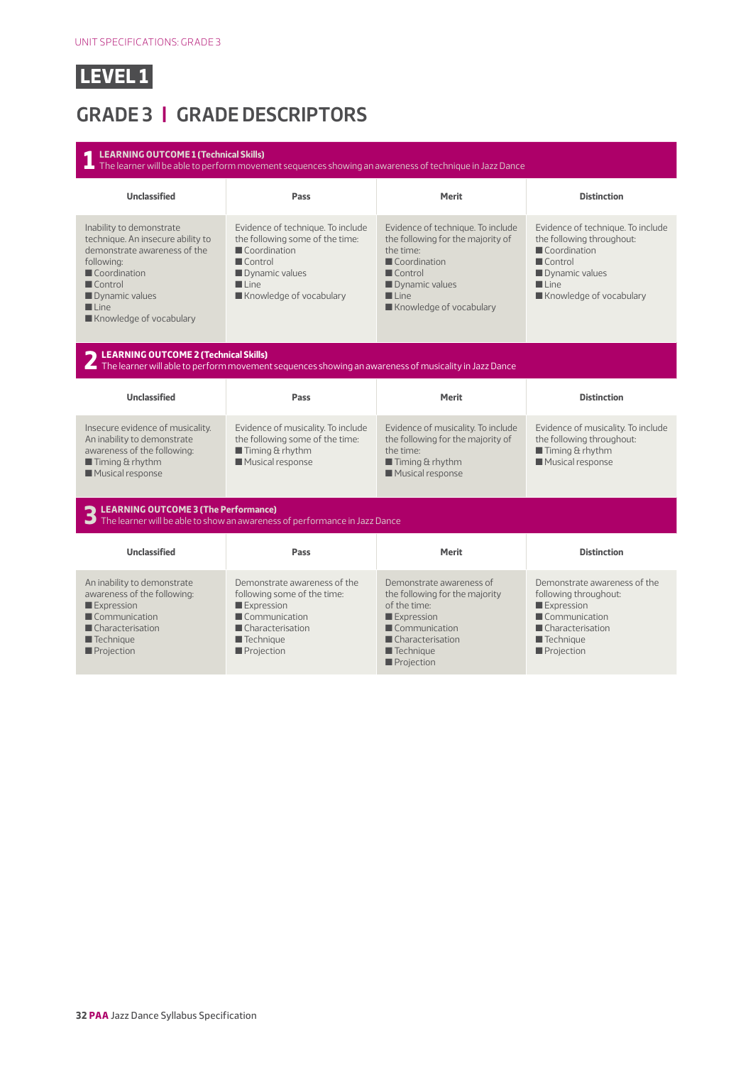# LEVEL 1

## GRADE 3 | GRADE DESCRIPTORS

### 1 LEARNING OUTCOME 1 (Technical Skills)

The learner will be able to perform movement sequences showing an awareness of technique in Jazz Dance

| Unclassified | Pass | Merit | Distinction |
|---|---|---|---|
| Inability to demonstrate technique. An insecure ability to demonstrate awareness of the following:<br>■ Coordination<br>■ Control<br>■ Dynamic values<br>■ Line<br>■ Knowledge of vocabulary | Evidence of technique. To include the following some of the time:<br>■ Coordination<br>■ Control<br>■ Dynamic values<br>■ Line<br>■ Knowledge of vocabulary | Evidence of technique. To include the following for the majority of the time:<br>■ Coordination<br>■ Control<br>■ Dynamic values<br>■ Line<br>■ Knowledge of vocabulary | Evidence of technique. To include the following throughout:<br>■ Coordination<br>■ Control<br>■ Dynamic values<br>■ Line<br>■ Knowledge of vocabulary |

### 2 LEARNING OUTCOME 2 (Technical Skills)

The learner will able to perform movement sequences showing an awareness of musicality in Jazz Dance

| Unclassified | Pass | Merit | Distinction |
|---|---|---|---|
| Insecure evidence of musicality. An inability to demonstrate awareness of the following:<br>■ Timing & rhythm<br>■ Musical response | Evidence of musicality. To include the following some of the time:<br>■ Timing & rhythm<br>■ Musical response | Evidence of musicality. To include the following for the majority of the time:<br>■ Timing & rhythm<br>■ Musical response | Evidence of musicality. To include the following throughout:<br>■ Timing & rhythm<br>■ Musical response |

### 3 LEARNING OUTCOME 3 (The Performance)

The learner will be able to show an awareness of performance in Jazz Dance

| Unclassified | Pass | Merit | Distinction |
|---|---|---|---|
| An inability to demonstrate awareness of the following:<br>■ Expression<br>■ Communication<br>■ Characterisation<br>■ Technique<br>■ Projection | Demonstrate awareness of the following some of the time:<br>■ Expression<br>■ Communication<br>■ Characterisation<br>■ Technique<br>■ Projection | Demonstrate awareness of the following for the majority of the time:<br>■ Expression<br>■ Communication<br>■ Characterisation<br>■ Technique<br>■ Projection | Demonstrate awareness of the following throughout:<br>■ Expression<br>■ Communication<br>■ Characterisation<br>■ Technique<br>■ Projection |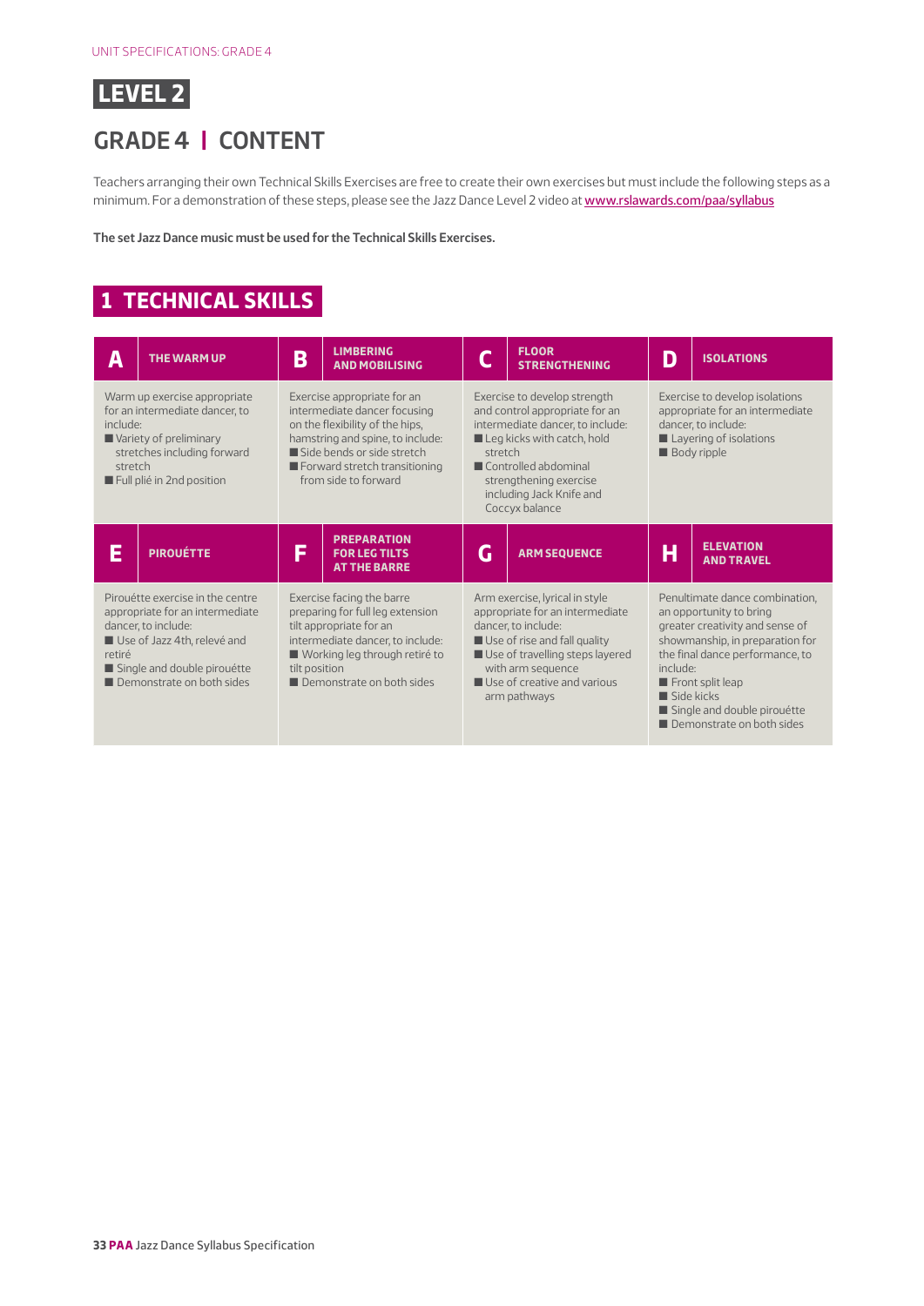# LEVEL 2

## GRADE 4 | CONTENT

Teachers arranging their own Technical Skills Exercises are free to create their own exercises but must include the following steps as a minimum. For a demonstration of these steps, please see the Jazz Dance Level 2 video at www.rslawards.com/paa/syllabus

**The set Jazz Dance music must be used for the Technical Skills Exercises.**

## 1 TECHNICAL SKILLS

| A THE WARM UP | B LIMBERING AND MOBILISING | C FLOOR STRENGTHENING | D ISOLATIONS |
|---|---|---|---|
| Warm up exercise appropriate for an intermediate dancer, to include:<br>■ Variety of preliminary stretches including forward stretch<br>■ Full plié in 2nd position | Exercise appropriate for an intermediate dancer focusing on the flexibility of the hips, hamstring and spine, to include:<br>■ Side bends or side stretch<br>■ Forward stretch transitioning from side to forward | Exercise to develop strength and control appropriate for an intermediate dancer, to include:<br>■ Leg kicks with catch, hold stretch<br>■ Controlled abdominal strengthening exercise including Jack Knife and Coccyx balance | Exercise to develop isolations appropriate for an intermediate dancer, to include:<br>■ Layering of isolations<br>■ Body ripple |

| E PIROUÉTTE | F PREPARATION FOR LEG TILTS AT THE BARRE | G ARM SEQUENCE | H ELEVATION AND TRAVEL |
|---|---|---|---|
| Pirouétte exercise in the centre appropriate for an intermediate dancer, to include:<br>■ Use of Jazz 4th, relevé and retiré<br>■ Single and double pirouétte<br>■ Demonstrate on both sides | Exercise facing the barre preparing for full leg extension tilt appropriate for an intermediate dancer, to include:<br>■ Working leg through retiré to tilt position<br>■ Demonstrate on both sides | Arm exercise, lyrical in style appropriate for an intermediate dancer, to include:<br>■ Use of rise and fall quality<br>■ Use of travelling steps layered with arm sequence<br>■ Use of creative and various arm pathways | Penultimate dance combination, an opportunity to bring greater creativity and sense of showmanship, in preparation for the final dance performance, to include:<br>■ Front split leap<br>■ Side kicks<br>■ Single and double pirouétte<br>■ Demonstrate on both sides |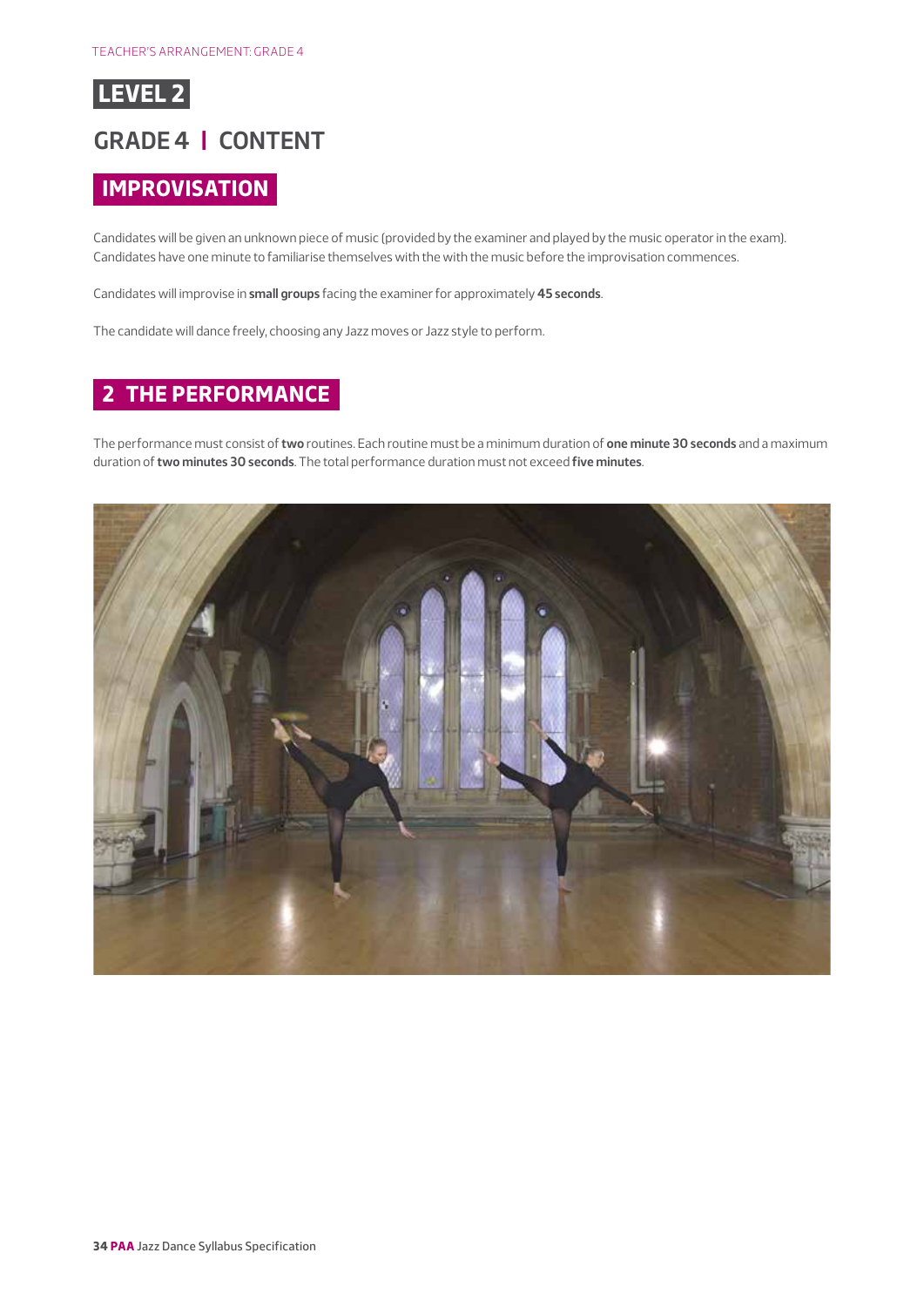# LEVEL 2

## GRADE 4 | CONTENT

### IMPROVISATION

Candidates will be given an unknown piece of music (provided by the examiner and played by the music operator in the exam). Candidates have one minute to familiarise themselves with the with the music before the improvisation commences.

Candidates will improvise in **small groups** facing the examiner for approximately **45 seconds**.

The candidate will dance freely, choosing any Jazz moves or Jazz style to perform.

### 2 THE PERFORMANCE

The performance must consist of **two** routines. Each routine must be a minimum duration of **one minute 30 seconds** and a maximum duration of **two minutes 30 seconds**. The total performance duration must not exceed **five minutes**.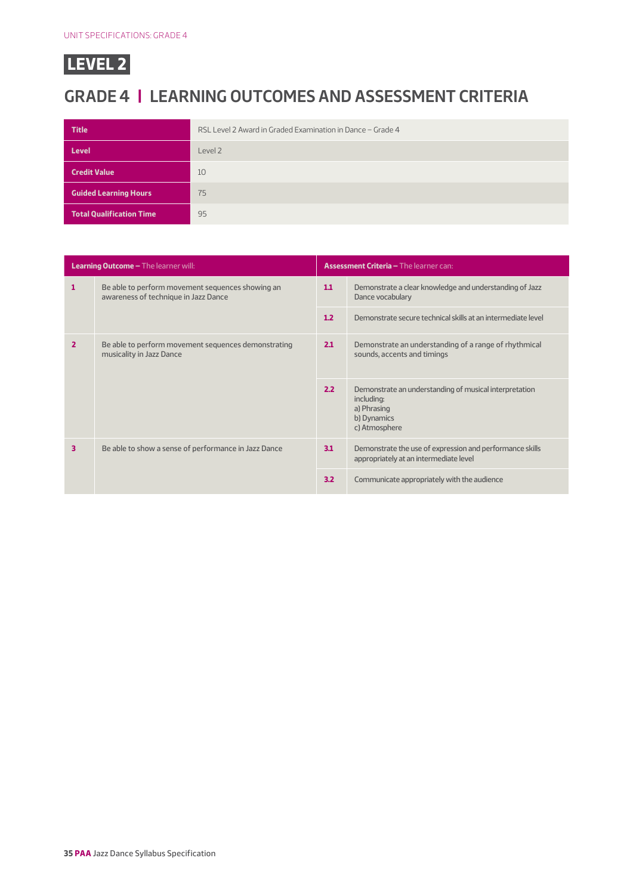UNIT SPECIFICATIONS: GRADE 4

# LEVEL 2

## GRADE 4 | LEARNING OUTCOMES AND ASSESSMENT CRITERIA

| | |
|---|---|
| **Title** | RSL Level 2 Award in Graded Examination in Dance – Grade 4 |
| **Level** | Level 2 |
| **Credit Value** | 10 |
| **Guided Learning Hours** | 75 |
| **Total Qualification Time** | 95 |

| **Learning Outcome –** The learner will: | | **Assessment Criteria –** The learner can: | |
|---|---|---|---|
| **1** | Be able to perform movement sequences showing an awareness of technique in Jazz Dance | **1.1** | Demonstrate a clear knowledge and understanding of Jazz Dance vocabulary |
| | | **1.2** | Demonstrate secure technical skills at an intermediate level |
| **2** | Be able to perform movement sequences demonstrating musicality in Jazz Dance | **2.1** | Demonstrate an understanding of a range of rhythmical sounds, accents and timings |
| | | **2.2** | Demonstrate an understanding of musical interpretation including:<br>a) Phrasing<br>b) Dynamics<br>c) Atmosphere |
| **3** | Be able to show a sense of performance in Jazz Dance | **3.1** | Demonstrate the use of expression and performance skills appropriately at an intermediate level |
| | | **3.2** | Communicate appropriately with the audience |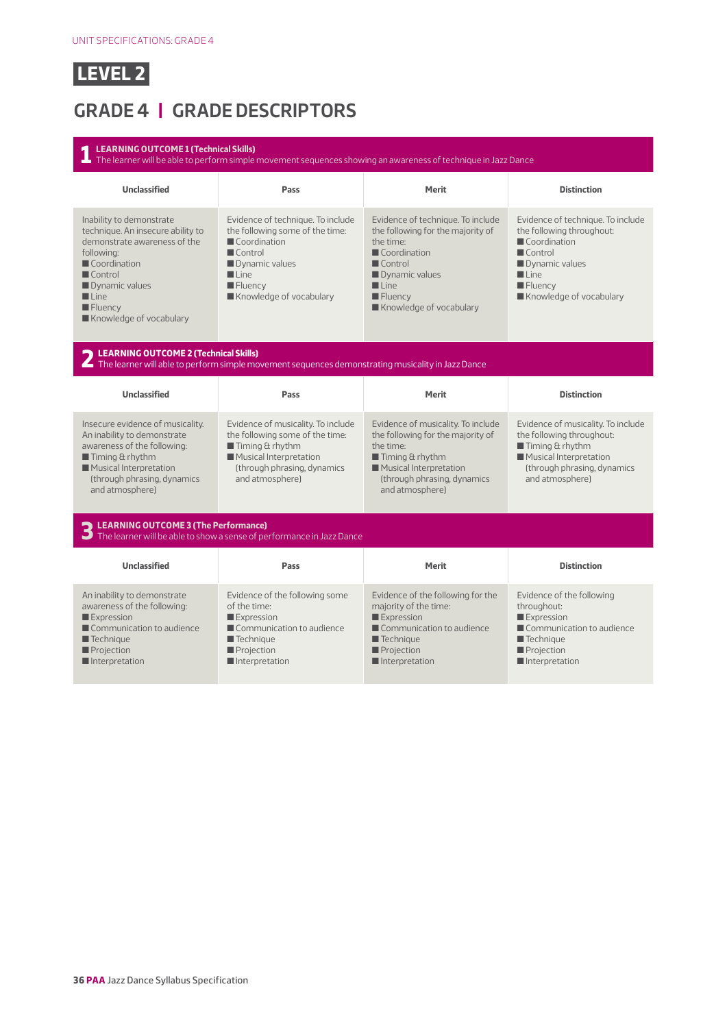UNIT SPECIFICATIONS: GRADE 4

# LEVEL 2

## GRADE 4 | GRADE DESCRIPTORS

### 1 LEARNING OUTCOME 1 (Technical Skills)

The learner will be able to perform simple movement sequences showing an awareness of technique in Jazz Dance

| Unclassified | Pass | Merit | Distinction |
|---|---|---|---|
| Inability to demonstrate technique. An insecure ability to demonstrate awareness of the following:<br>■ Coordination<br>■ Control<br>■ Dynamic values<br>■ Line<br>■ Fluency<br>■ Knowledge of vocabulary | Evidence of technique. To include the following some of the time:<br>■ Coordination<br>■ Control<br>■ Dynamic values<br>■ Line<br>■ Fluency<br>■ Knowledge of vocabulary | Evidence of technique. To include the following for the majority of the time:<br>■ Coordination<br>■ Control<br>■ Dynamic values<br>■ Line<br>■ Fluency<br>■ Knowledge of vocabulary | Evidence of technique. To include the following throughout:<br>■ Coordination<br>■ Control<br>■ Dynamic values<br>■ Line<br>■ Fluency<br>■ Knowledge of vocabulary |

### 2 LEARNING OUTCOME 2 (Technical Skills)

The learner will able to perform simple movement sequences demonstrating musicality in Jazz Dance

| Unclassified | Pass | Merit | Distinction |
|---|---|---|---|
| Insecure evidence of musicality. An inability to demonstrate awareness of the following:<br>■ Timing & rhythm<br>■ Musical Interpretation (through phrasing, dynamics and atmosphere) | Evidence of musicality. To include the following some of the time:<br>■ Timing & rhythm<br>■ Musical Interpretation (through phrasing, dynamics and atmosphere) | Evidence of musicality. To include the following for the majority of the time:<br>■ Timing & rhythm<br>■ Musical Interpretation (through phrasing, dynamics and atmosphere) | Evidence of musicality. To include the following throughout:<br>■ Timing & rhythm<br>■ Musical Interpretation (through phrasing, dynamics and atmosphere) |

### 3 LEARNING OUTCOME 3 (The Performance)

The learner will be able to show a sense of performance in Jazz Dance

| Unclassified | Pass | Merit | Distinction |
|---|---|---|---|
| An inability to demonstrate awareness of the following:<br>■ Expression<br>■ Communication to audience<br>■ Technique<br>■ Projection<br>■ Interpretation | Evidence of the following some of the time:<br>■ Expression<br>■ Communication to audience<br>■ Technique<br>■ Projection<br>■ Interpretation | Evidence of the following for the majority of the time:<br>■ Expression<br>■ Communication to audience<br>■ Technique<br>■ Projection<br>■ Interpretation | Evidence of the following throughout:<br>■ Expression<br>■ Communication to audience<br>■ Technique<br>■ Projection<br>■ Interpretation |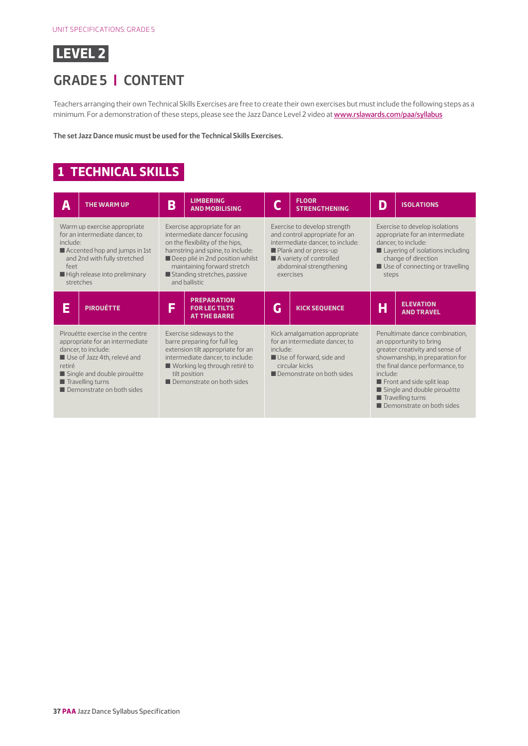# LEVEL 2

## GRADE 5 | CONTENT

Teachers arranging their own Technical Skills Exercises are free to create their own exercises but must include the following steps as a minimum. For a demonstration of these steps, please see the Jazz Dance Level 2 video at www.rslawards.com/paa/syllabus

**The set Jazz Dance music must be used for the Technical Skills Exercises.**

## 1 TECHNICAL SKILLS

### A THE WARM UP

Warm up exercise appropriate for an intermediate dancer, to include:

- Accented hop and jumps in 1st and 2nd with fully stretched feet
- High release into preliminary stretches

### B LIMBERING AND MOBILISING

Exercise appropriate for an intermediate dancer focusing on the flexibility of the hips, hamstring and spine, to include:

- Deep plié in 2nd position whilst maintaining forward stretch
- Standing stretches, passive and ballistic

### C FLOOR STRENGTHENING

Exercise to develop strength and control appropriate for an intermediate dancer, to include:

- Plank and or press-up
- A variety of controlled abdominal strengthening exercises

### D ISOLATIONS

Exercise to develop isolations appropriate for an intermediate dancer, to include:

- Layering of isolations including change of direction
- Use of connecting or travelling steps

### E PIROUÉTTE

Pirouétte exercise in the centre appropriate for an intermediate dancer, to include:

- Use of Jazz 4th, relevé and retiré
- Single and double pirouétte
- Travelling turns
- Demonstrate on both sides

### F PREPARATION FOR LEG TILTS AT THE BARRE

Exercise sideways to the barre preparing for full leg extension tilt appropriate for an intermediate dancer, to include:

- Working leg through retiré to tilt position
- Demonstrate on both sides

### G KICK SEQUENCE

Kick amalgamation appropriate for an intermediate dancer, to include:

- Use of forward, side and circular kicks
- Demonstrate on both sides

### H ELEVATION AND TRAVEL

Penultimate dance combination, an opportunity to bring greater creativity and sense of showmanship, in preparation for the final dance performance, to include:

- Front and side split leap
- Single and double pirouétte
- Travelling turns
- Demonstrate on both sides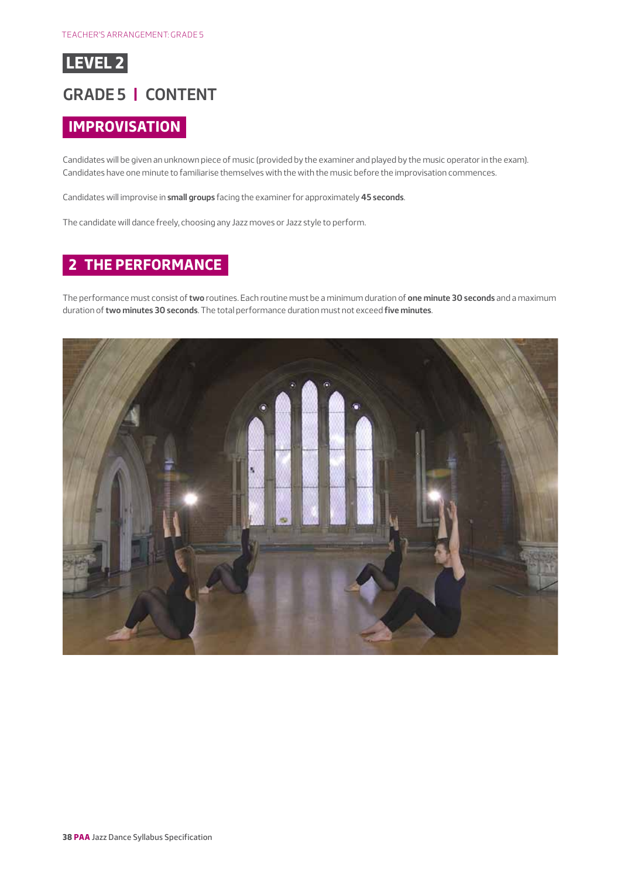TEACHER'S ARRANGEMENT: GRADE 5

# LEVEL 2

## GRADE 5 | CONTENT

### IMPROVISATION

Candidates will be given an unknown piece of music (provided by the examiner and played by the music operator in the exam). Candidates have one minute to familiarise themselves with the with the music before the improvisation commences.

Candidates will improvise in **small groups** facing the examiner for approximately **45 seconds**.

The candidate will dance freely, choosing any Jazz moves or Jazz style to perform.

### 2 THE PERFORMANCE

The performance must consist of **two** routines. Each routine must be a minimum duration of **one minute 30 seconds** and a maximum duration of **two minutes 30 seconds**. The total performance duration must not exceed **five minutes**.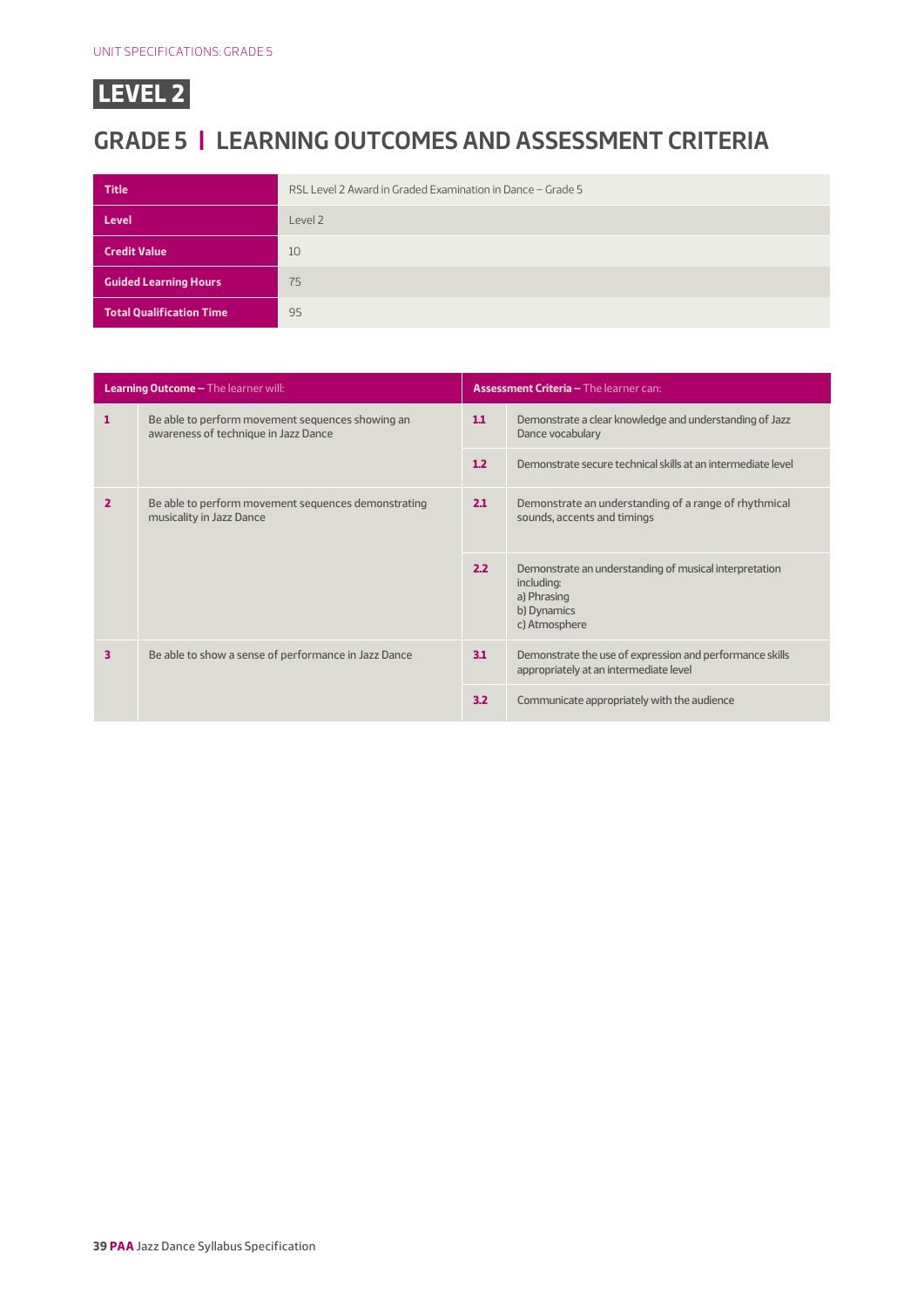UNIT SPECIFICATIONS: GRADE 5

# LEVEL 2

## GRADE 5 | LEARNING OUTCOMES AND ASSESSMENT CRITERIA

| | |
|---|---|
| **Title** | RSL Level 2 Award in Graded Examination in Dance – Grade 5 |
| **Level** | Level 2 |
| **Credit Value** | 10 |
| **Guided Learning Hours** | 75 |
| **Total Qualification Time** | 95 |

| **Learning Outcome –** The learner will: | | **Assessment Criteria –** The learner can: | |
|---|---|---|---|
| **1** | Be able to perform movement sequences showing an awareness of technique in Jazz Dance | **1.1** | Demonstrate a clear knowledge and understanding of Jazz Dance vocabulary |
| | | **1.2** | Demonstrate secure technical skills at an intermediate level |
| **2** | Be able to perform movement sequences demonstrating musicality in Jazz Dance | **2.1** | Demonstrate an understanding of a range of rhythmical sounds, accents and timings |
| | | **2.2** | Demonstrate an understanding of musical interpretation including:<br>a) Phrasing<br>b) Dynamics<br>c) Atmosphere |
| **3** | Be able to show a sense of performance in Jazz Dance | **3.1** | Demonstrate the use of expression and performance skills appropriately at an intermediate level |
| | | **3.2** | Communicate appropriately with the audience |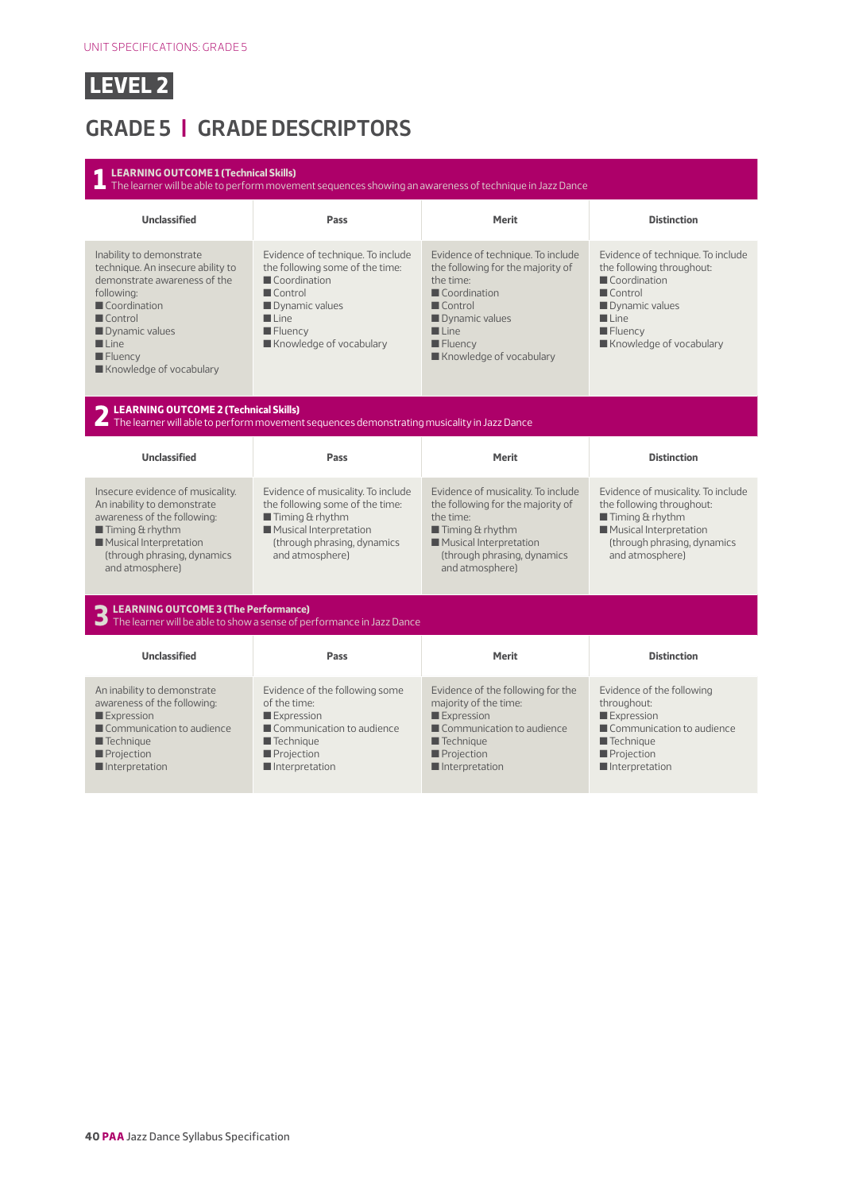UNIT SPECIFICATIONS: GRADE 5

# LEVEL 2

## GRADE 5 | GRADE DESCRIPTORS

### 1 LEARNING OUTCOME 1 (Technical Skills)

The learner will be able to perform movement sequences showing an awareness of technique in Jazz Dance

| Unclassified | Pass | Merit | Distinction |
|---|---|---|---|
| Inability to demonstrate technique. An insecure ability to demonstrate awareness of the following:<br>■ Coordination<br>■ Control<br>■ Dynamic values<br>■ Line<br>■ Fluency<br>■ Knowledge of vocabulary | Evidence of technique. To include the following some of the time:<br>■ Coordination<br>■ Control<br>■ Dynamic values<br>■ Line<br>■ Fluency<br>■ Knowledge of vocabulary | Evidence of technique. To include the following for the majority of the time:<br>■ Coordination<br>■ Control<br>■ Dynamic values<br>■ Line<br>■ Fluency<br>■ Knowledge of vocabulary | Evidence of technique. To include the following throughout:<br>■ Coordination<br>■ Control<br>■ Dynamic values<br>■ Line<br>■ Fluency<br>■ Knowledge of vocabulary |

### 2 LEARNING OUTCOME 2 (Technical Skills)

The learner will able to perform movement sequences demonstrating musicality in Jazz Dance

| Unclassified | Pass | Merit | Distinction |
|---|---|---|---|
| Insecure evidence of musicality. An inability to demonstrate awareness of the following:<br>■ Timing & rhythm<br>■ Musical Interpretation (through phrasing, dynamics and atmosphere) | Evidence of musicality. To include the following some of the time:<br>■ Timing & rhythm<br>■ Musical Interpretation (through phrasing, dynamics and atmosphere) | Evidence of musicality. To include the following for the majority of the time:<br>■ Timing & rhythm<br>■ Musical Interpretation (through phrasing, dynamics and atmosphere) | Evidence of musicality. To include the following throughout:<br>■ Timing & rhythm<br>■ Musical Interpretation (through phrasing, dynamics and atmosphere) |

### 3 LEARNING OUTCOME 3 (The Performance)

The learner will be able to show a sense of performance in Jazz Dance

| Unclassified | Pass | Merit | Distinction |
|---|---|---|---|
| An inability to demonstrate awareness of the following:<br>■ Expression<br>■ Communication to audience<br>■ Technique<br>■ Projection<br>■ Interpretation | Evidence of the following some of the time:<br>■ Expression<br>■ Communication to audience<br>■ Technique<br>■ Projection<br>■ Interpretation | Evidence of the following for the majority of the time:<br>■ Expression<br>■ Communication to audience<br>■ Technique<br>■ Projection<br>■ Interpretation | Evidence of the following throughout:<br>■ Expression<br>■ Communication to audience<br>■ Technique<br>■ Projection<br>■ Interpretation |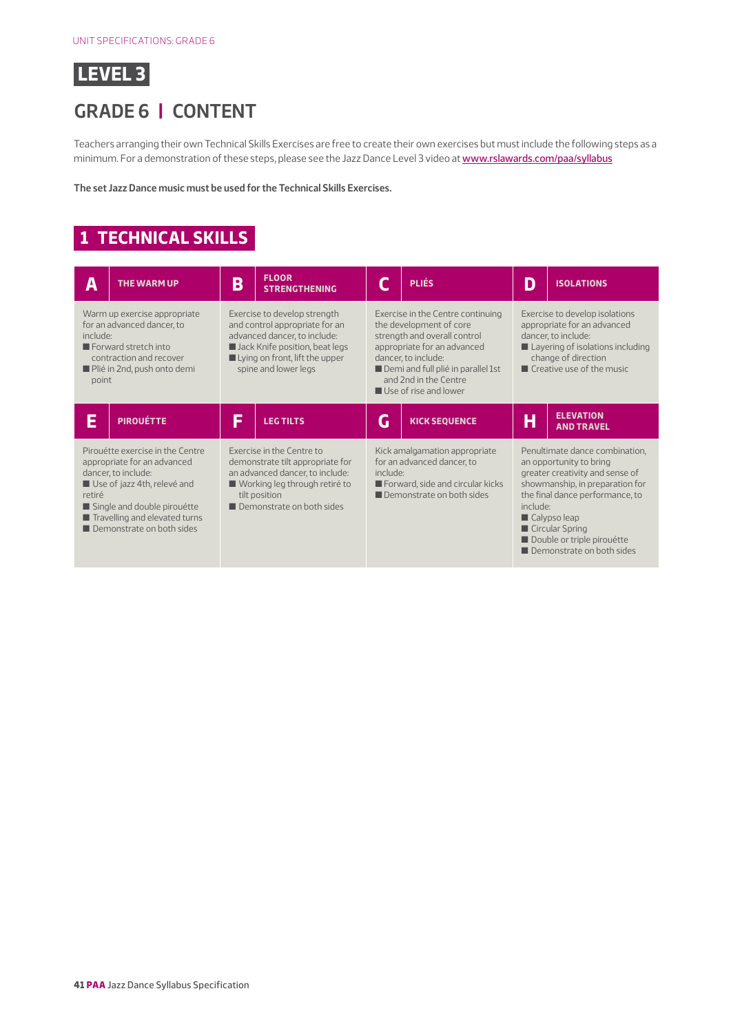# LEVEL 3

## GRADE 6 | CONTENT

Teachers arranging their own Technical Skills Exercises are free to create their own exercises but must include the following steps as a minimum. For a demonstration of these steps, please see the Jazz Dance Level 3 video at www.rslawards.com/paa/syllabus

**The set Jazz Dance music must be used for the Technical Skills Exercises.**

## 1 TECHNICAL SKILLS

| A THE WARM UP | B FLOOR STRENGTHENING | C PLIÉS | D ISOLATIONS |
|---|---|---|---|
| Warm up exercise appropriate for an advanced dancer, to include:<br>■ Forward stretch into contraction and recover<br>■ Plié in 2nd, push onto demi point | Exercise to develop strength and control appropriate for an advanced dancer, to include:<br>■ Jack Knife position, beat legs<br>■ Lying on front, lift the upper spine and lower legs | Exercise in the Centre continuing the development of core strength and overall control appropriate for an advanced dancer, to include:<br>■ Demi and full plié in parallel 1st and 2nd in the Centre<br>■ Use of rise and lower | Exercise to develop isolations appropriate for an advanced dancer, to include:<br>■ Layering of isolations including change of direction<br>■ Creative use of the music |
| **E PIROUÉTTE** | **F LEG TILTS** | **G KICK SEQUENCE** | **H ELEVATION AND TRAVEL** |
| Pirouétte exercise in the Centre appropriate for an advanced dancer, to include:<br>■ Use of jazz 4th, relevé and retiré<br>■ Single and double pirouétte<br>■ Travelling and elevated turns<br>■ Demonstrate on both sides | Exercise in the Centre to demonstrate tilt appropriate for an advanced dancer, to include:<br>■ Working leg through retiré to tilt position<br>■ Demonstrate on both sides | Kick amalgamation appropriate for an advanced dancer, to include:<br>■ Forward, side and circular kicks<br>■ Demonstrate on both sides | Penultimate dance combination, an opportunity to bring greater creativity and sense of showmanship, in preparation for the final dance performance, to include:<br>■ Calypso leap<br>■ Circular Spring<br>■ Double or triple pirouétte<br>■ Demonstrate on both sides |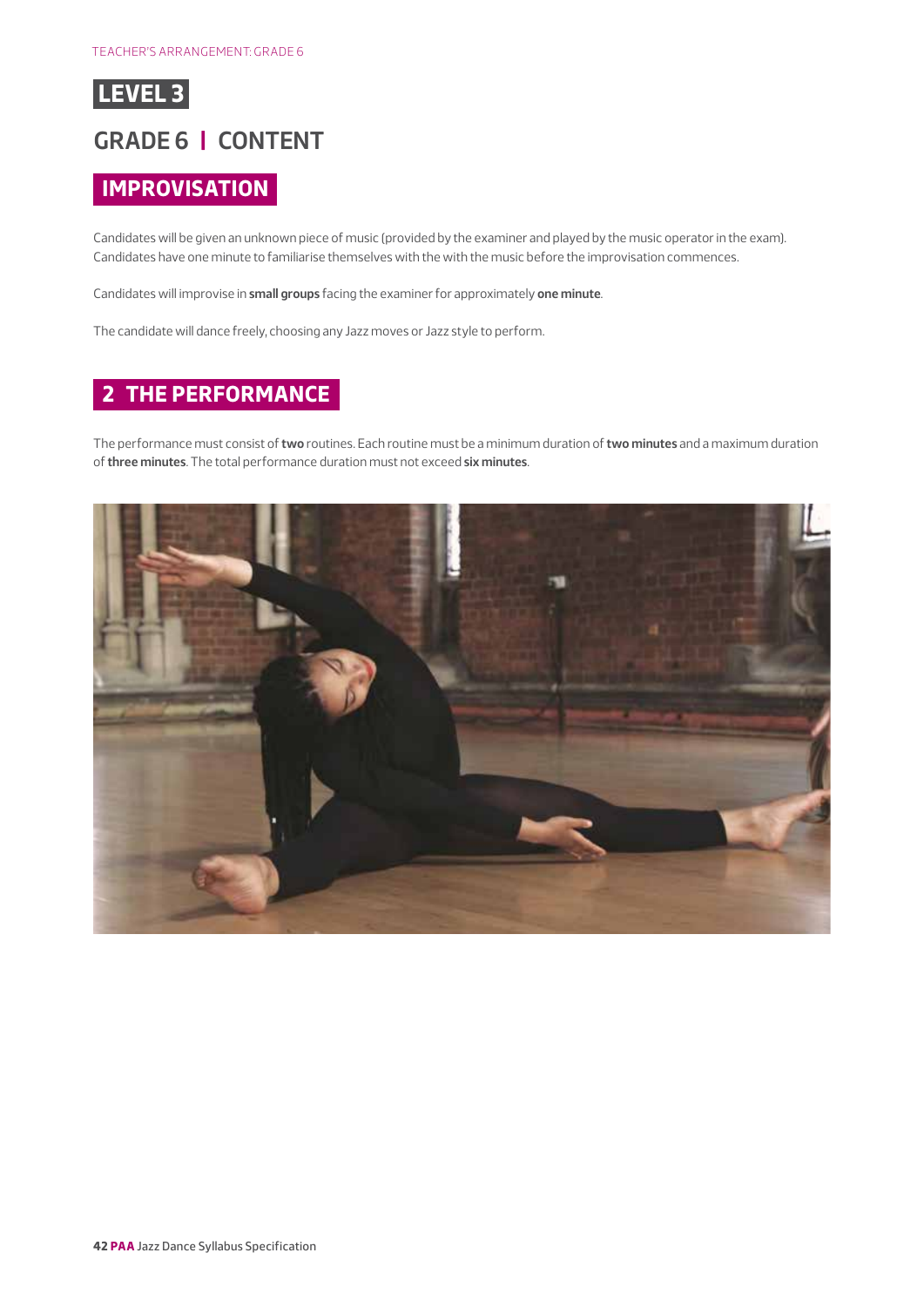TEACHER'S ARRANGEMENT: GRADE 6

# LEVEL 3

## GRADE 6 | CONTENT

### IMPROVISATION

Candidates will be given an unknown piece of music (provided by the examiner and played by the music operator in the exam). Candidates have one minute to familiarise themselves with the with the music before the improvisation commences.

Candidates will improvise in **small groups** facing the examiner for approximately **one minute**.

The candidate will dance freely, choosing any Jazz moves or Jazz style to perform.

### 2 THE PERFORMANCE

The performance must consist of **two** routines. Each routine must be a minimum duration of **two minutes** and a maximum duration of **three minutes**. The total performance duration must not exceed **six minutes**.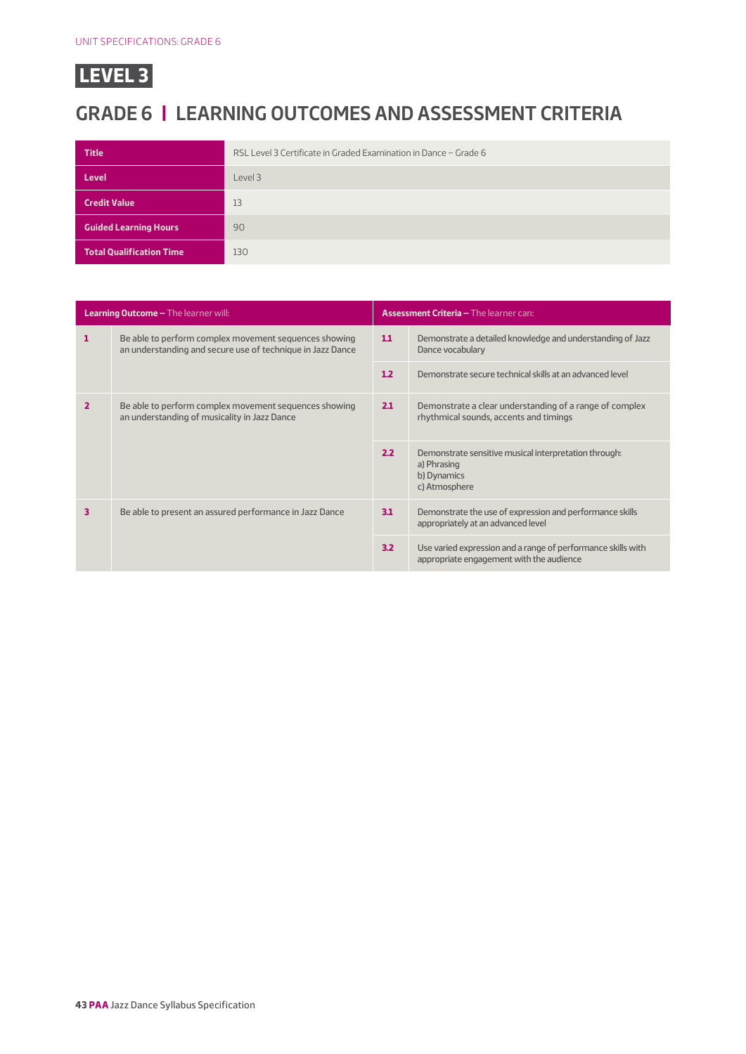UNIT SPECIFICATIONS: GRADE 6

# LEVEL 3

## GRADE 6 | LEARNING OUTCOMES AND ASSESSMENT CRITERIA

| | |
|---|---|
| **Title** | RSL Level 3 Certificate in Graded Examination in Dance – Grade 6 |
| **Level** | Level 3 |
| **Credit Value** | 13 |
| **Guided Learning Hours** | 90 |
| **Total Qualification Time** | 130 |

| **Learning Outcome –** The learner will: | | **Assessment Criteria –** The learner can: | |
|---|---|---|---|
| **1** | Be able to perform complex movement sequences showing an understanding and secure use of technique in Jazz Dance | **1.1** | Demonstrate a detailed knowledge and understanding of Jazz Dance vocabulary |
| | | **1.2** | Demonstrate secure technical skills at an advanced level |
| **2** | Be able to perform complex movement sequences showing an understanding of musicality in Jazz Dance | **2.1** | Demonstrate a clear understanding of a range of complex rhythmical sounds, accents and timings |
| | | **2.2** | Demonstrate sensitive musical interpretation through:<br>a) Phrasing<br>b) Dynamics<br>c) Atmosphere |
| **3** | Be able to present an assured performance in Jazz Dance | **3.1** | Demonstrate the use of expression and performance skills appropriately at an advanced level |
| | | **3.2** | Use varied expression and a range of performance skills with appropriate engagement with the audience |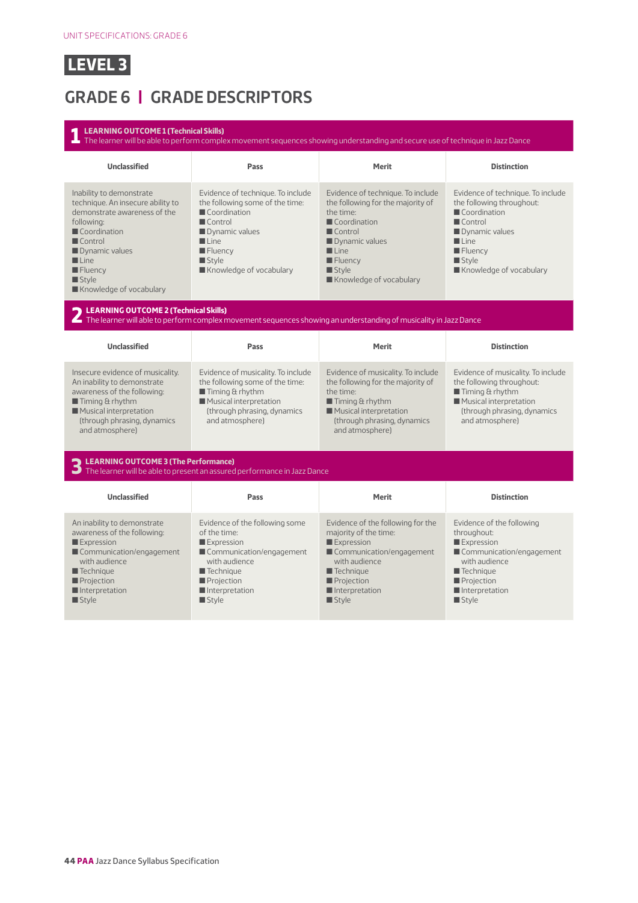# LEVEL 3

## GRADE 6 | GRADE DESCRIPTORS

### 1 LEARNING OUTCOME 1 (Technical Skills)

The learner will be able to perform complex movement sequences showing understanding and secure use of technique in Jazz Dance

| Unclassified | Pass | Merit | Distinction |
|---|---|---|---|
| Inability to demonstrate technique. An insecure ability to demonstrate awareness of the following:<br>■ Coordination<br>■ Control<br>■ Dynamic values<br>■ Line<br>■ Fluency<br>■ Style<br>■ Knowledge of vocabulary | Evidence of technique. To include the following some of the time:<br>■ Coordination<br>■ Control<br>■ Dynamic values<br>■ Line<br>■ Fluency<br>■ Style<br>■ Knowledge of vocabulary | Evidence of technique. To include the following for the majority of the time:<br>■ Coordination<br>■ Control<br>■ Dynamic values<br>■ Line<br>■ Fluency<br>■ Style<br>■ Knowledge of vocabulary | Evidence of technique. To include the following throughout:<br>■ Coordination<br>■ Control<br>■ Dynamic values<br>■ Line<br>■ Fluency<br>■ Style<br>■ Knowledge of vocabulary |

### 2 LEARNING OUTCOME 2 (Technical Skills)

The learner will able to perform complex movement sequences showing an understanding of musicality in Jazz Dance

| Unclassified | Pass | Merit | Distinction |
|---|---|---|---|
| Insecure evidence of musicality. An inability to demonstrate awareness of the following:<br>■ Timing & rhythm<br>■ Musical interpretation (through phrasing, dynamics and atmosphere) | Evidence of musicality. To include the following some of the time:<br>■ Timing & rhythm<br>■ Musical interpretation (through phrasing, dynamics and atmosphere) | Evidence of musicality. To include the following for the majority of the time:<br>■ Timing & rhythm<br>■ Musical interpretation (through phrasing, dynamics and atmosphere) | Evidence of musicality. To include the following throughout:<br>■ Timing & rhythm<br>■ Musical interpretation (through phrasing, dynamics and atmosphere) |

### 3 LEARNING OUTCOME 3 (The Performance)

The learner will be able to present an assured performance in Jazz Dance

| Unclassified | Pass | Merit | Distinction |
|---|---|---|---|
| An inability to demonstrate awareness of the following:<br>■ Expression<br>■ Communication/engagement with audience<br>■ Technique<br>■ Projection<br>■ Interpretation<br>■ Style | Evidence of the following some of the time:<br>■ Expression<br>■ Communication/engagement with audience<br>■ Technique<br>■ Projection<br>■ Interpretation<br>■ Style | Evidence of the following for the majority of the time:<br>■ Expression<br>■ Communication/engagement with audience<br>■ Technique<br>■ Projection<br>■ Interpretation<br>■ Style | Evidence of the following throughout:<br>■ Expression<br>■ Communication/engagement with audience<br>■ Technique<br>■ Projection<br>■ Interpretation<br>■ Style |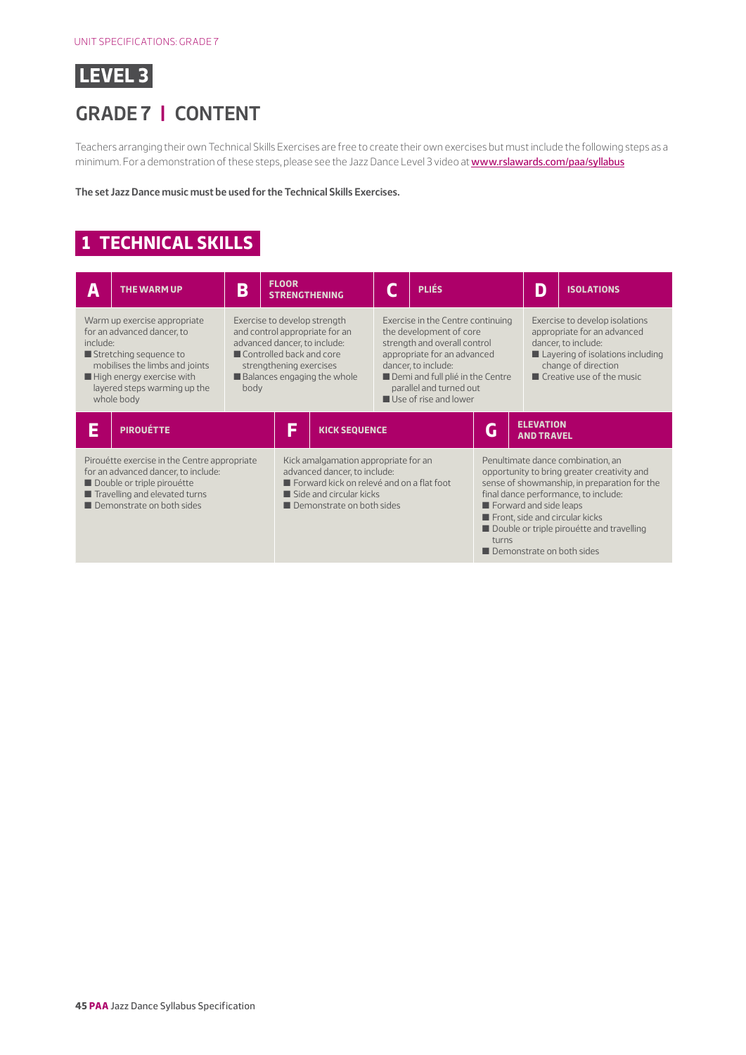# LEVEL 3

## GRADE 7 | CONTENT

Teachers arranging their own Technical Skills Exercises are free to create their own exercises but must include the following steps as a minimum. For a demonstration of these steps, please see the Jazz Dance Level 3 video at www.rslawards.com/paa/syllabus

**The set Jazz Dance music must be used for the Technical Skills Exercises.**

## 1 TECHNICAL SKILLS

### A THE WARM UP

Warm up exercise appropriate for an advanced dancer, to include:

- Stretching sequence to mobilises the limbs and joints
- High energy exercise with layered steps warming up the whole body

### B FLOOR STRENGTHENING

Exercise to develop strength and control appropriate for an advanced dancer, to include:

- Controlled back and core strengthening exercises
- Balances engaging the whole body

### C PLIÉS

Exercise in the Centre continuing the development of core strength and overall control appropriate for an advanced dancer, to include:

- Demi and full plié in the Centre parallel and turned out
- Use of rise and lower

### D ISOLATIONS

Exercise to develop isolations appropriate for an advanced dancer, to include:

- Layering of isolations including change of direction
- Creative use of the music

### E PIROUÉTTE

Pirouétte exercise in the Centre appropriate for an advanced dancer, to include:

- Double or triple pirouétte
- Travelling and elevated turns
- Demonstrate on both sides

### F KICK SEQUENCE

Kick amalgamation appropriate for an advanced dancer, to include:

- Forward kick on relevé and on a flat foot
- Side and circular kicks
- Demonstrate on both sides

### G ELEVATION AND TRAVEL

Penultimate dance combination, an opportunity to bring greater creativity and sense of showmanship, in preparation for the final dance performance, to include:

- Forward and side leaps
- Front, side and circular kicks
- Double or triple pirouétte and travelling turns
- Demonstrate on both sides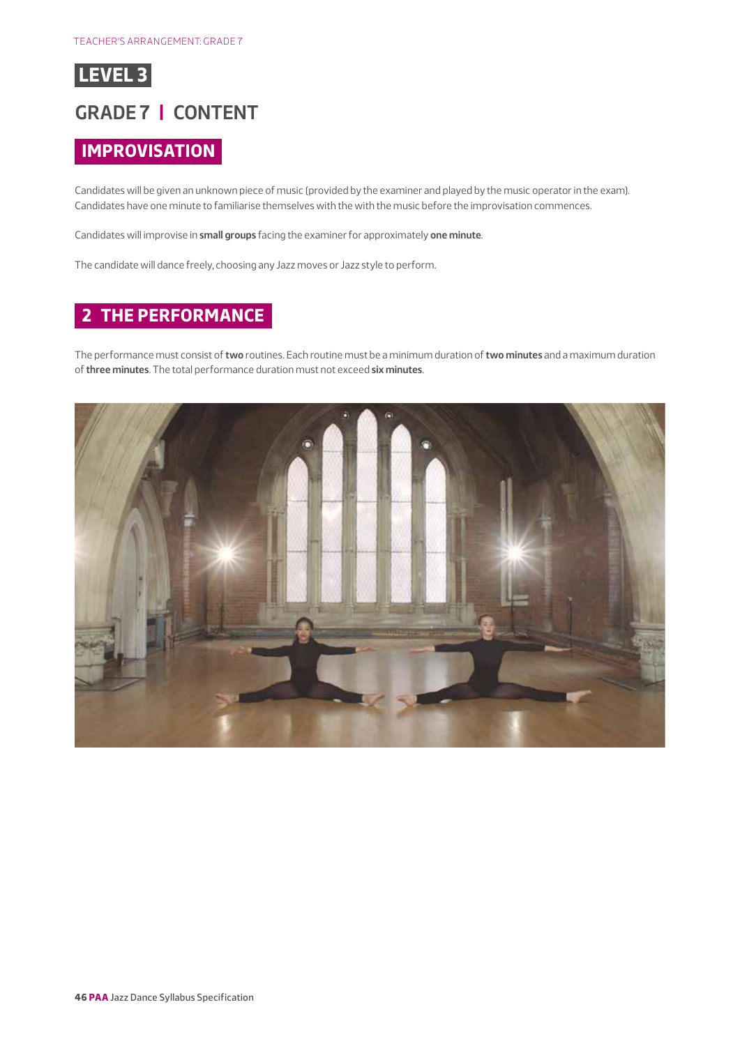# LEVEL 3

## GRADE 7 | CONTENT

### IMPROVISATION

Candidates will be given an unknown piece of music (provided by the examiner and played by the music operator in the exam). Candidates have one minute to familiarise themselves with the with the music before the improvisation commences.

Candidates will improvise in **small groups** facing the examiner for approximately **one minute**.

The candidate will dance freely, choosing any Jazz moves or Jazz style to perform.

### 2 THE PERFORMANCE

The performance must consist of **two** routines. Each routine must be a minimum duration of **two minutes** and a maximum duration of **three minutes**. The total performance duration must not exceed **six minutes**.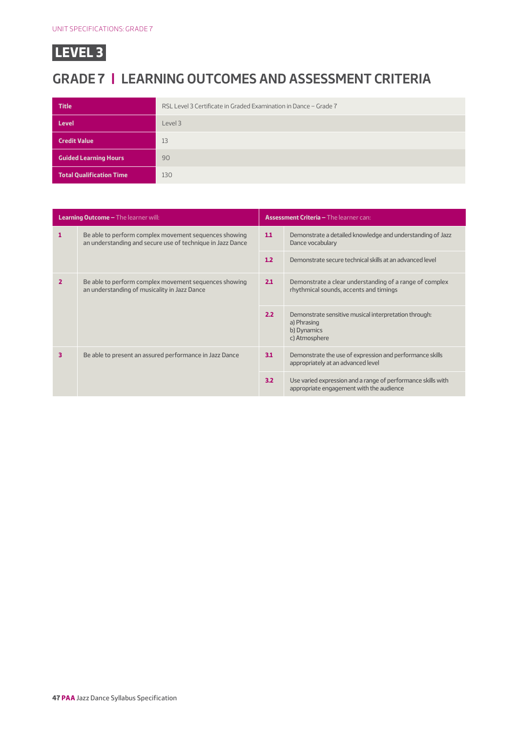# LEVEL 3

## GRADE 7 | LEARNING OUTCOMES AND ASSESSMENT CRITERIA

| | |
|---|---|
| **Title** | RSL Level 3 Certificate in Graded Examination in Dance – Grade 7 |
| **Level** | Level 3 |
| **Credit Value** | 13 |
| **Guided Learning Hours** | 90 |
| **Total Qualification Time** | 130 |

| **Learning Outcome –** The learner will: | | **Assessment Criteria –** The learner can: | |
|---|---|---|---|
| **1** | Be able to perform complex movement sequences showing an understanding and secure use of technique in Jazz Dance | **1.1** | Demonstrate a detailed knowledge and understanding of Jazz Dance vocabulary |
| | | **1.2** | Demonstrate secure technical skills at an advanced level |
| **2** | Be able to perform complex movement sequences showing an understanding of musicality in Jazz Dance | **2.1** | Demonstrate a clear understanding of a range of complex rhythmical sounds, accents and timings |
| | | **2.2** | Demonstrate sensitive musical interpretation through:<br>a) Phrasing<br>b) Dynamics<br>c) Atmosphere |
| **3** | Be able to present an assured performance in Jazz Dance | **3.1** | Demonstrate the use of expression and performance skills appropriately at an advanced level |
| | | **3.2** | Use varied expression and a range of performance skills with appropriate engagement with the audience |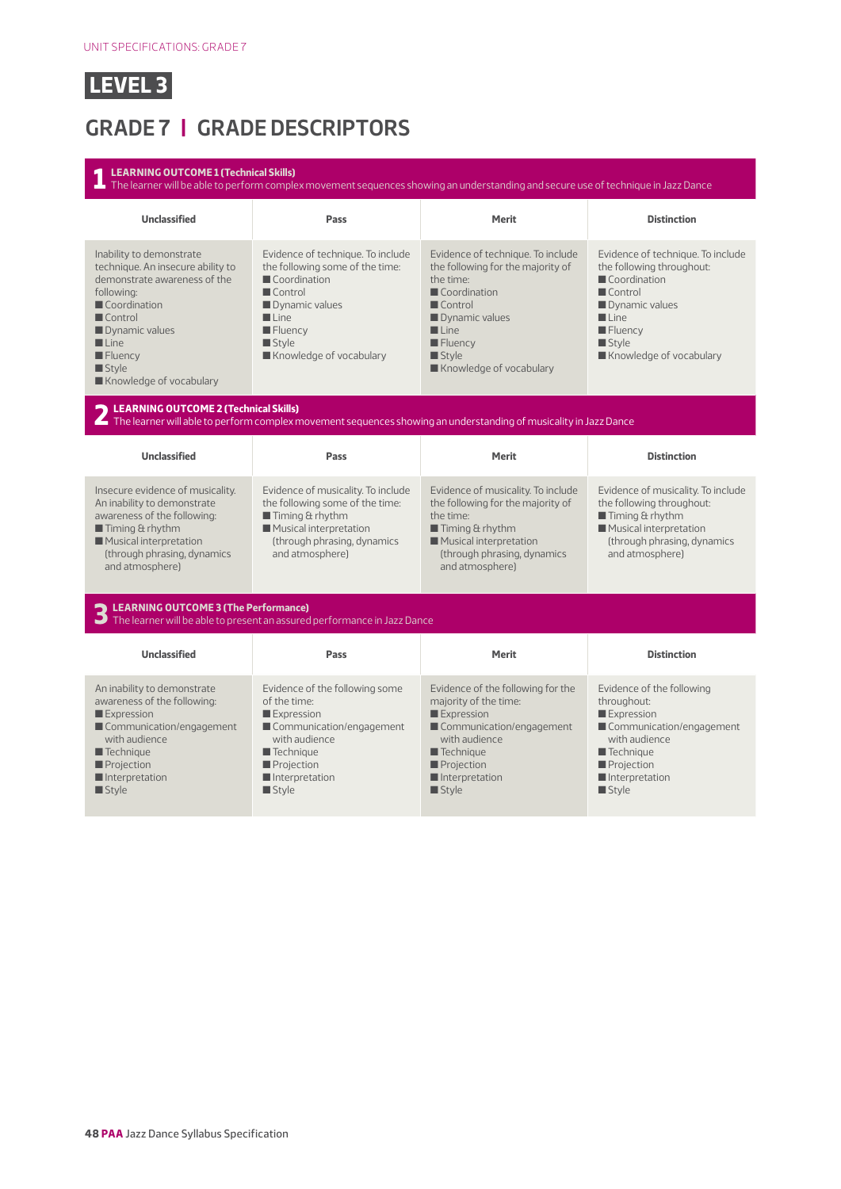# LEVEL 3

## GRADE 7 | GRADE DESCRIPTORS

### 1 LEARNING OUTCOME 1 (Technical Skills)

The learner will be able to perform complex movement sequences showing an understanding and secure use of technique in Jazz Dance

| Unclassified | Pass | Merit | Distinction |
|---|---|---|---|
| Inability to demonstrate technique. An insecure ability to demonstrate awareness of the following:<br>■ Coordination<br>■ Control<br>■ Dynamic values<br>■ Line<br>■ Fluency<br>■ Style<br>■ Knowledge of vocabulary | Evidence of technique. To include the following some of the time:<br>■ Coordination<br>■ Control<br>■ Dynamic values<br>■ Line<br>■ Fluency<br>■ Style<br>■ Knowledge of vocabulary | Evidence of technique. To include the following for the majority of the time:<br>■ Coordination<br>■ Control<br>■ Dynamic values<br>■ Line<br>■ Fluency<br>■ Style<br>■ Knowledge of vocabulary | Evidence of technique. To include the following throughout:<br>■ Coordination<br>■ Control<br>■ Dynamic values<br>■ Line<br>■ Fluency<br>■ Style<br>■ Knowledge of vocabulary |

### 2 LEARNING OUTCOME 2 (Technical Skills)

The learner will able to perform complex movement sequences showing an understanding of musicality in Jazz Dance

| Unclassified | Pass | Merit | Distinction |
|---|---|---|---|
| Insecure evidence of musicality. An inability to demonstrate awareness of the following:<br>■ Timing & rhythm<br>■ Musical interpretation (through phrasing, dynamics and atmosphere) | Evidence of musicality. To include the following some of the time:<br>■ Timing & rhythm<br>■ Musical interpretation (through phrasing, dynamics and atmosphere) | Evidence of musicality. To include the following for the majority of the time:<br>■ Timing & rhythm<br>■ Musical interpretation (through phrasing, dynamics and atmosphere) | Evidence of musicality. To include the following throughout:<br>■ Timing & rhythm<br>■ Musical interpretation (through phrasing, dynamics and atmosphere) |

### 3 LEARNING OUTCOME 3 (The Performance)

The learner will be able to present an assured performance in Jazz Dance

| Unclassified | Pass | Merit | Distinction |
|---|---|---|---|
| An inability to demonstrate awareness of the following:<br>■ Expression<br>■ Communication/engagement with audience<br>■ Technique<br>■ Projection<br>■ Interpretation<br>■ Style | Evidence of the following some of the time:<br>■ Expression<br>■ Communication/engagement with audience<br>■ Technique<br>■ Projection<br>■ Interpretation<br>■ Style | Evidence of the following for the majority of the time:<br>■ Expression<br>■ Communication/engagement with audience<br>■ Technique<br>■ Projection<br>■ Interpretation<br>■ Style | Evidence of the following throughout:<br>■ Expression<br>■ Communication/engagement with audience<br>■ Technique<br>■ Projection<br>■ Interpretation<br>■ Style |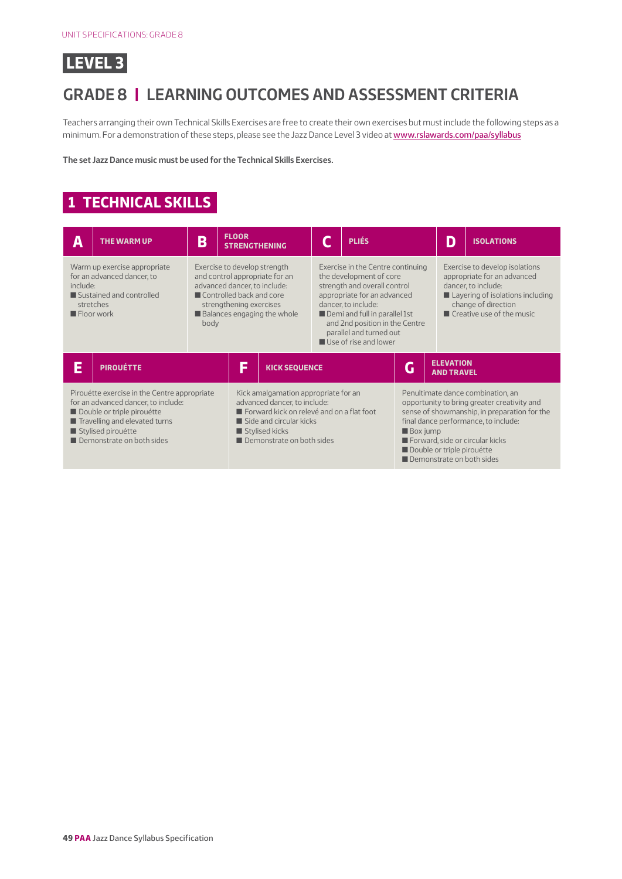UNIT SPECIFICATIONS: GRADE 8

# LEVEL 3

## GRADE 8 | LEARNING OUTCOMES AND ASSESSMENT CRITERIA

Teachers arranging their own Technical Skills Exercises are free to create their own exercises but must include the following steps as a minimum. For a demonstration of these steps, please see the Jazz Dance Level 3 video at www.rslawards.com/paa/syllabus

**The set Jazz Dance music must be used for the Technical Skills Exercises.**

## 1 TECHNICAL SKILLS

| A THE WARM UP | B FLOOR STRENGTHENING | C PLIÉS | D ISOLATIONS |
|---|---|---|---|
| Warm up exercise appropriate for an advanced dancer, to include:<br>■ Sustained and controlled stretches<br>■ Floor work | Exercise to develop strength and control appropriate for an advanced dancer, to include:<br>■ Controlled back and core strengthening exercises<br>■ Balances engaging the whole body | Exercise in the Centre continuing the development of core strength and overall control appropriate for an advanced dancer, to include:<br>■ Demi and full in parallel 1st and 2nd position in the Centre parallel and turned out<br>■ Use of rise and lower | Exercise to develop isolations appropriate for an advanced dancer, to include:<br>■ Layering of isolations including change of direction<br>■ Creative use of the music |

| E PIROUÉTTE | F KICK SEQUENCE | G ELEVATION AND TRAVEL |
|---|---|---|
| Pirouétte exercise in the Centre appropriate for an advanced dancer, to include:<br>■ Double or triple pirouétte<br>■ Travelling and elevated turns<br>■ Stylised pirouétte<br>■ Demonstrate on both sides | Kick amalgamation appropriate for an advanced dancer, to include:<br>■ Forward kick on relevé and on a flat foot<br>■ Side and circular kicks<br>■ Stylised kicks<br>■ Demonstrate on both sides | Penultimate dance combination, an opportunity to bring greater creativity and sense of showmanship, in preparation for the final dance performance, to include:<br>■ Box jump<br>■ Forward, side or circular kicks<br>■ Double or triple pirouétte<br>■ Demonstrate on both sides |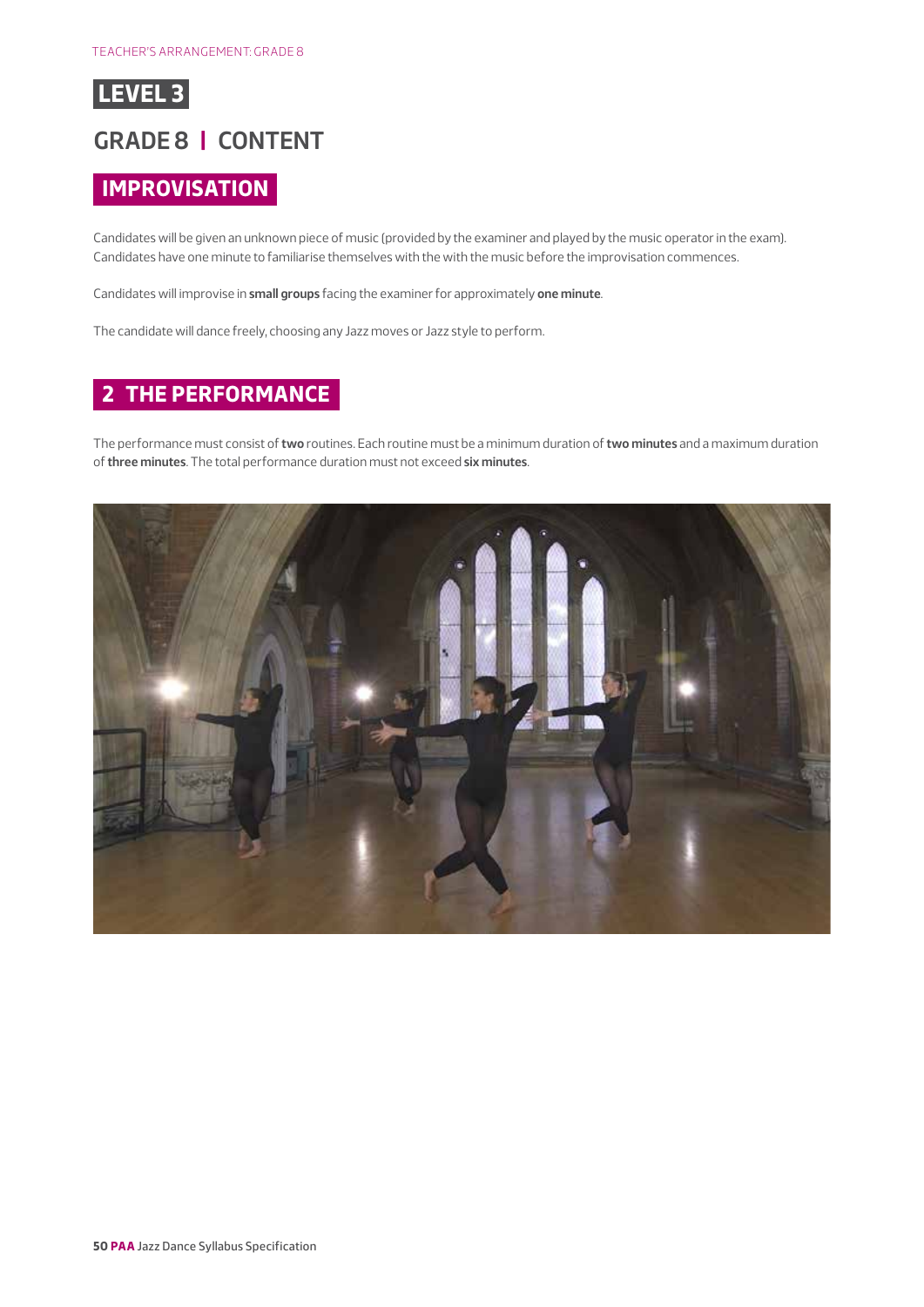# LEVEL 3

## GRADE 8 | CONTENT

### IMPROVISATION

Candidates will be given an unknown piece of music (provided by the examiner and played by the music operator in the exam). Candidates have one minute to familiarise themselves with the with the music before the improvisation commences.

Candidates will improvise in **small groups** facing the examiner for approximately **one minute**.

The candidate will dance freely, choosing any Jazz moves or Jazz style to perform.

### 2 THE PERFORMANCE

The performance must consist of **two** routines. Each routine must be a minimum duration of **two minutes** and a maximum duration of **three minutes**. The total performance duration must not exceed **six minutes**.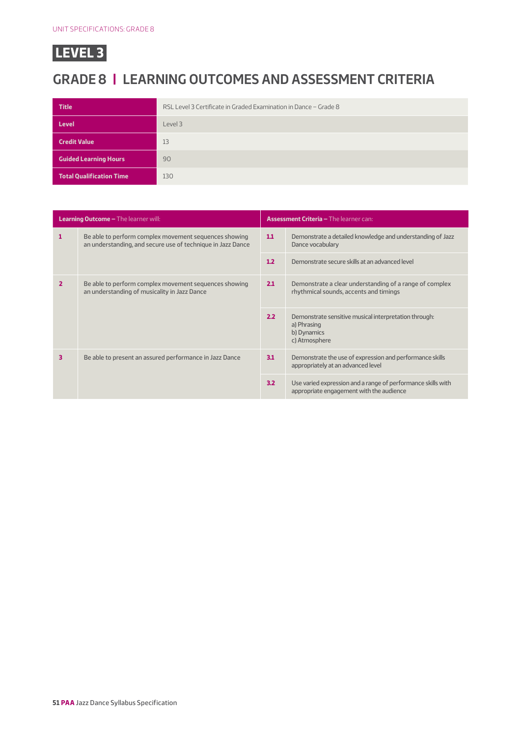UNIT SPECIFICATIONS: GRADE 8

# LEVEL 3

## GRADE 8 | LEARNING OUTCOMES AND ASSESSMENT CRITERIA

| | |
|---|---|
| **Title** | RSL Level 3 Certificate in Graded Examination in Dance – Grade 8 |
| **Level** | Level 3 |
| **Credit Value** | 13 |
| **Guided Learning Hours** | 90 |
| **Total Qualification Time** | 130 |

| **Learning Outcome –** The learner will: | | **Assessment Criteria –** The learner can: | |
|---|---|---|---|
| **1** | Be able to perform complex movement sequences showing an understanding, and secure use of technique in Jazz Dance | **1.1** | Demonstrate a detailed knowledge and understanding of Jazz Dance vocabulary |
| | | **1.2** | Demonstrate secure skills at an advanced level |
| **2** | Be able to perform complex movement sequences showing an understanding of musicality in Jazz Dance | **2.1** | Demonstrate a clear understanding of a range of complex rhythmical sounds, accents and timings |
| | | **2.2** | Demonstrate sensitive musical interpretation through:<br>a) Phrasing<br>b) Dynamics<br>c) Atmosphere |
| **3** | Be able to present an assured performance in Jazz Dance | **3.1** | Demonstrate the use of expression and performance skills appropriately at an advanced level |
| | | **3.2** | Use varied expression and a range of performance skills with appropriate engagement with the audience |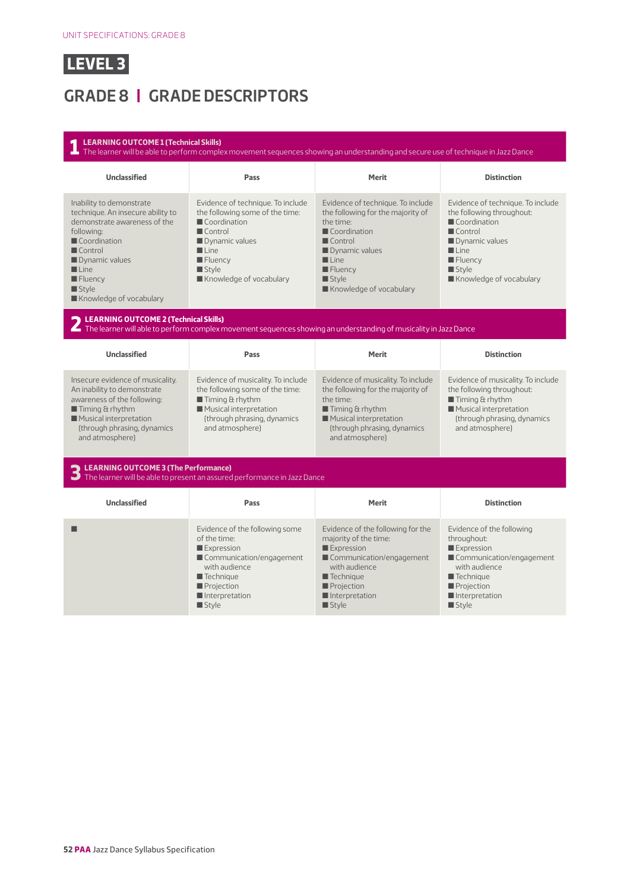# LEVEL 3

## GRADE 8 | GRADE DESCRIPTORS

### 1 LEARNING OUTCOME 1 (Technical Skills)

The learner will be able to perform complex movement sequences showing an understanding and secure use of technique in Jazz Dance

| Unclassified | Pass | Merit | Distinction |
|---|---|---|---|
| Inability to demonstrate technique. An insecure ability to demonstrate awareness of the following:<br>■ Coordination<br>■ Control<br>■ Dynamic values<br>■ Line<br>■ Fluency<br>■ Style<br>■ Knowledge of vocabulary | Evidence of technique. To include the following some of the time:<br>■ Coordination<br>■ Control<br>■ Dynamic values<br>■ Line<br>■ Fluency<br>■ Style<br>■ Knowledge of vocabulary | Evidence of technique. To include the following for the majority of the time:<br>■ Coordination<br>■ Control<br>■ Dynamic values<br>■ Line<br>■ Fluency<br>■ Style<br>■ Knowledge of vocabulary | Evidence of technique. To include the following throughout:<br>■ Coordination<br>■ Control<br>■ Dynamic values<br>■ Line<br>■ Fluency<br>■ Style<br>■ Knowledge of vocabulary |

### 2 LEARNING OUTCOME 2 (Technical Skills)

The learner will able to perform complex movement sequences showing an understanding of musicality in Jazz Dance

| Unclassified | Pass | Merit | Distinction |
|---|---|---|---|
| Insecure evidence of musicality. An inability to demonstrate awareness of the following:<br>■ Timing & rhythm<br>■ Musical interpretation (through phrasing, dynamics and atmosphere) | Evidence of musicality. To include the following some of the time:<br>■ Timing & rhythm<br>■ Musical interpretation (through phrasing, dynamics and atmosphere) | Evidence of musicality. To include the following for the majority of the time:<br>■ Timing & rhythm<br>■ Musical interpretation (through phrasing, dynamics and atmosphere) | Evidence of musicality. To include the following throughout:<br>■ Timing & rhythm<br>■ Musical interpretation (through phrasing, dynamics and atmosphere) |

### 3 LEARNING OUTCOME 3 (The Performance)

The learner will be able to present an assured performance in Jazz Dance

| Unclassified | Pass | Merit | Distinction |
|---|---|---|---|
| ■ | Evidence of the following some of the time:<br>■ Expression<br>■ Communication/engagement with audience<br>■ Technique<br>■ Projection<br>■ Interpretation<br>■ Style | Evidence of the following for the majority of the time:<br>■ Expression<br>■ Communication/engagement with audience<br>■ Technique<br>■ Projection<br>■ Interpretation<br>■ Style | Evidence of the following throughout:<br>■ Expression<br>■ Communication/engagement with audience<br>■ Technique<br>■ Projection<br>■ Interpretation<br>■ Style |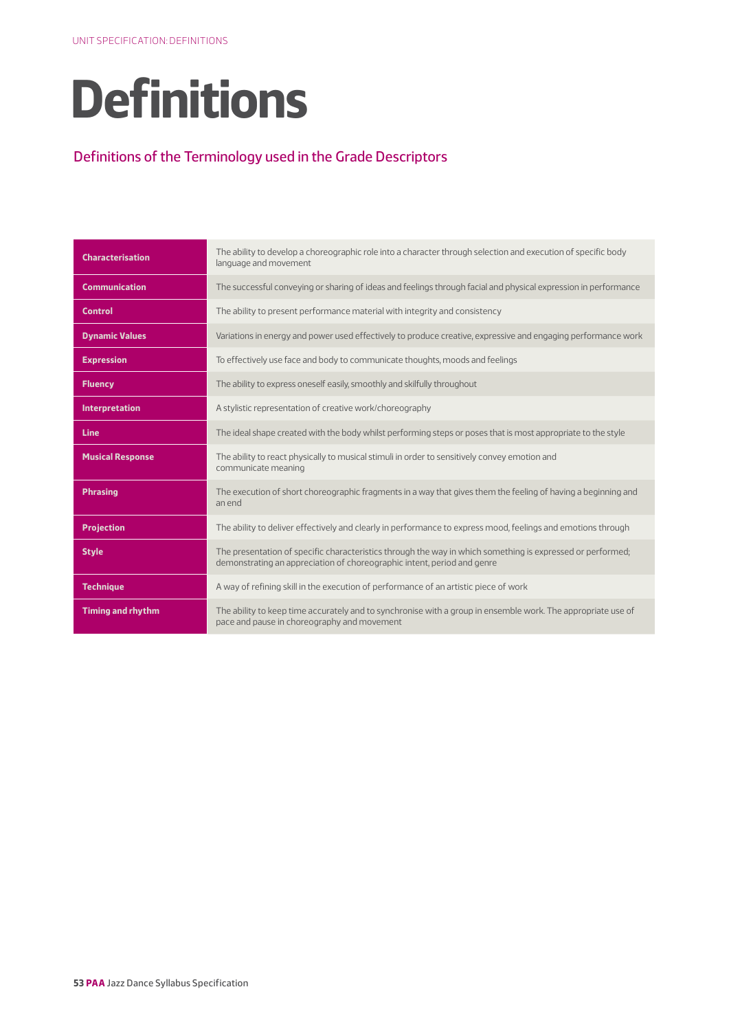# Definitions

## Definitions of the Terminology used in the Grade Descriptors

| | |
|---|---|
| **Characterisation** | The ability to develop a choreographic role into a character through selection and execution of specific body language and movement |
| **Communication** | The successful conveying or sharing of ideas and feelings through facial and physical expression in performance |
| **Control** | The ability to present performance material with integrity and consistency |
| **Dynamic Values** | Variations in energy and power used effectively to produce creative, expressive and engaging performance work |
| **Expression** | To effectively use face and body to communicate thoughts, moods and feelings |
| **Fluency** | The ability to express oneself easily, smoothly and skilfully throughout |
| **Interpretation** | A stylistic representation of creative work/choreography |
| **Line** | The ideal shape created with the body whilst performing steps or poses that is most appropriate to the style |
| **Musical Response** | The ability to react physically to musical stimuli in order to sensitively convey emotion and communicate meaning |
| **Phrasing** | The execution of short choreographic fragments in a way that gives them the feeling of having a beginning and an end |
| **Projection** | The ability to deliver effectively and clearly in performance to express mood, feelings and emotions through |
| **Style** | The presentation of specific characteristics through the way in which something is expressed or performed; demonstrating an appreciation of choreographic intent, period and genre |
| **Technique** | A way of refining skill in the execution of performance of an artistic piece of work |
| **Timing and rhythm** | The ability to keep time accurately and to synchronise with a group in ensemble work. The appropriate use of pace and pause in choreography and movement |